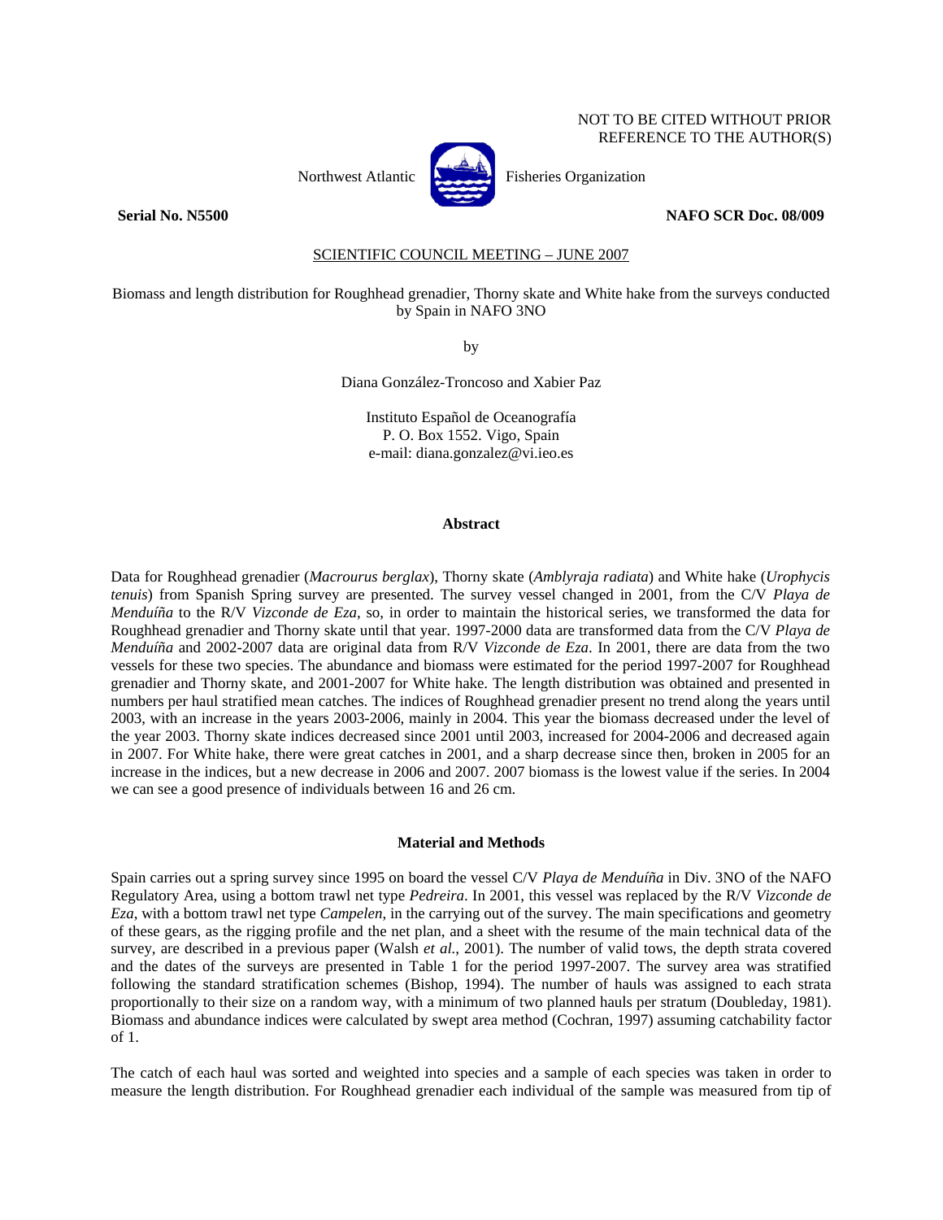NOT TO BE CITED WITHOUT PRIOR REFERENCE TO THE AUTHOR(S)

Northwest Atlantic Fisheries Organization

**Serial No. N5500** **NAFO SCR Doc. 08/009**

SCIENTIFIC COUNCIL MEETING – JUNE 2007

Biomass and length distribution for Roughhead grenadier, Thorny skate and White hake from the surveys conducted by Spain in NAFO 3NO

by

Diana González-Troncoso and Xabier Paz

Instituto Español de Oceanografía
P. O. Box 1552. Vigo, Spain
e-mail: diana.gonzalez@vi.ieo.es

## Abstract

Data for Roughhead grenadier (*Macrourus berglax*), Thorny skate (*Amblyraja radiata*) and White hake (*Urophycis tenuis*) from Spanish Spring survey are presented. The survey vessel changed in 2001, from the C/V *Playa de Menduíña* to the R/V *Vizconde de Eza*, so, in order to maintain the historical series, we transformed the data for Roughhead grenadier and Thorny skate until that year. 1997-2000 data are transformed data from the C/V *Playa de Menduíña* and 2002-2007 data are original data from R/V *Vizconde de Eza*. In 2001, there are data from the two vessels for these two species. The abundance and biomass were estimated for the period 1997-2007 for Roughhead grenadier and Thorny skate, and 2001-2007 for White hake. The length distribution was obtained and presented in numbers per haul stratified mean catches. The indices of Roughhead grenadier present no trend along the years until 2003, with an increase in the years 2003-2006, mainly in 2004. This year the biomass decreased under the level of the year 2003. Thorny skate indices decreased since 2001 until 2003, increased for 2004-2006 and decreased again in 2007. For White hake, there were great catches in 2001, and a sharp decrease since then, broken in 2005 for an increase in the indices, but a new decrease in 2006 and 2007. 2007 biomass is the lowest value if the series. In 2004 we can see a good presence of individuals between 16 and 26 cm.

## Material and Methods

Spain carries out a spring survey since 1995 on board the vessel C/V *Playa de Menduíña* in Div. 3NO of the NAFO Regulatory Area, using a bottom trawl net type *Pedreira*. In 2001, this vessel was replaced by the R/V *Vizconde de Eza*, with a bottom trawl net type *Campelen*, in the carrying out of the survey. The main specifications and geometry of these gears, as the rigging profile and the net plan, and a sheet with the resume of the main technical data of the survey, are described in a previous paper (Walsh *et al.*, 2001). The number of valid tows, the depth strata covered and the dates of the surveys are presented in Table 1 for the period 1997-2007. The survey area was stratified following the standard stratification schemes (Bishop, 1994). The number of hauls was assigned to each strata proportionally to their size on a random way, with a minimum of two planned hauls per stratum (Doubleday, 1981). Biomass and abundance indices were calculated by swept area method (Cochran, 1997) assuming catchability factor of 1.

The catch of each haul was sorted and weighted into species and a sample of each species was taken in order to measure the length distribution. For Roughhead grenadier each individual of the sample was measured from tip of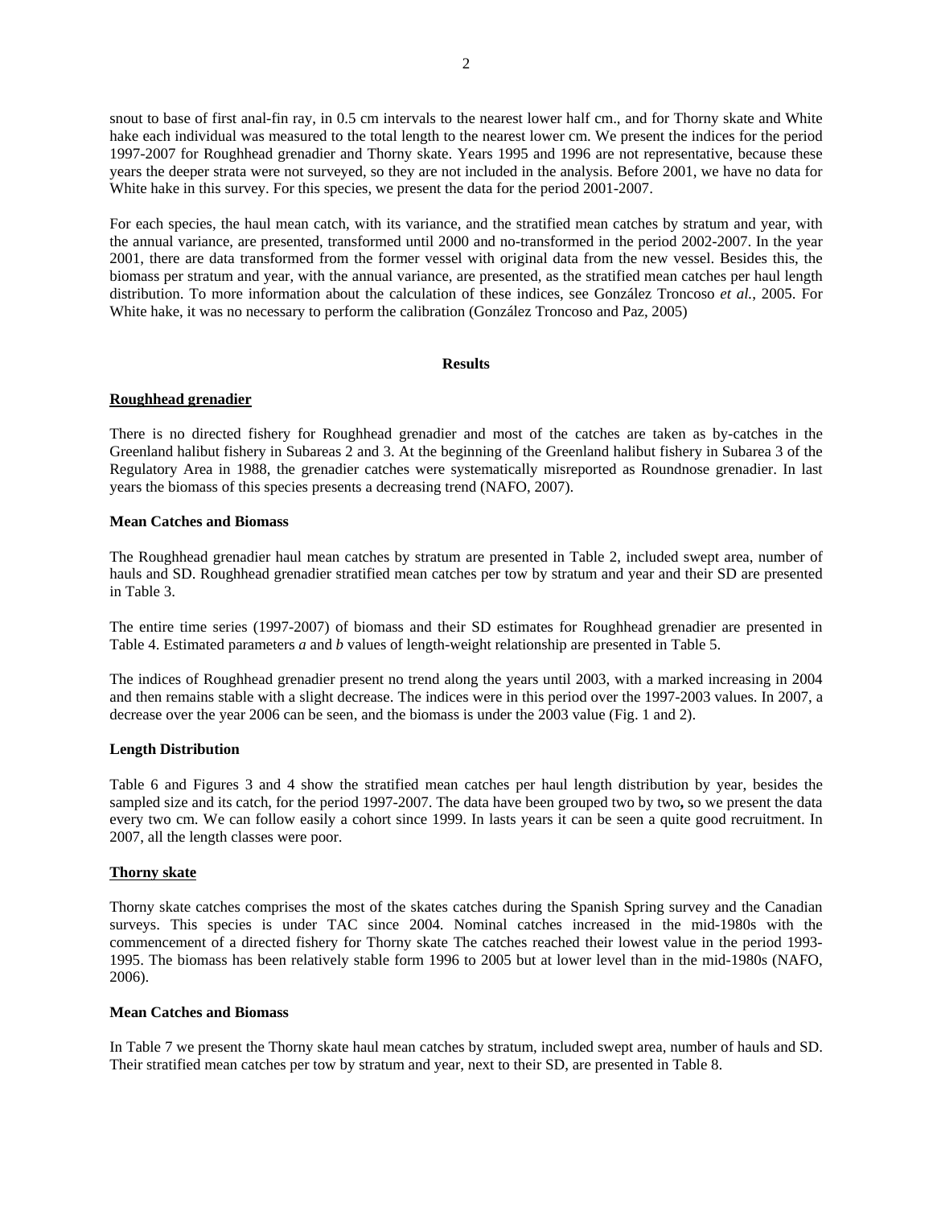snout to base of first anal-fin ray, in 0.5 cm intervals to the nearest lower half cm., and for Thorny skate and White hake each individual was measured to the total length to the nearest lower cm. We present the indices for the period 1997-2007 for Roughhead grenadier and Thorny skate. Years 1995 and 1996 are not representative, because these years the deeper strata were not surveyed, so they are not included in the analysis. Before 2001, we have no data for White hake in this survey. For this species, we present the data for the period 2001-2007.

For each species, the haul mean catch, with its variance, and the stratified mean catches by stratum and year, with the annual variance, are presented, transformed until 2000 and no-transformed in the period 2002-2007. In the year 2001, there are data transformed from the former vessel with original data from the new vessel. Besides this, the biomass per stratum and year, with the annual variance, are presented, as the stratified mean catches per haul length distribution. To more information about the calculation of these indices, see González Troncoso *et al.*, 2005. For White hake, it was no necessary to perform the calibration (González Troncoso and Paz, 2005)

## Results

### Roughhead grenadier

There is no directed fishery for Roughhead grenadier and most of the catches are taken as by-catches in the Greenland halibut fishery in Subareas 2 and 3. At the beginning of the Greenland halibut fishery in Subarea 3 of the Regulatory Area in 1988, the grenadier catches were systematically misreported as Roundnose grenadier. In last years the biomass of this species presents a decreasing trend (NAFO, 2007).

#### Mean Catches and Biomass

The Roughhead grenadier haul mean catches by stratum are presented in Table 2, included swept area, number of hauls and SD. Roughhead grenadier stratified mean catches per tow by stratum and year and their SD are presented in Table 3.

The entire time series (1997-2007) of biomass and their SD estimates for Roughhead grenadier are presented in Table 4. Estimated parameters *a* and *b* values of length-weight relationship are presented in Table 5.

The indices of Roughhead grenadier present no trend along the years until 2003, with a marked increasing in 2004 and then remains stable with a slight decrease. The indices were in this period over the 1997-2003 values. In 2007, a decrease over the year 2006 can be seen, and the biomass is under the 2003 value (Fig. 1 and 2).

#### Length Distribution

Table 6 and Figures 3 and 4 show the stratified mean catches per haul length distribution by year, besides the sampled size and its catch, for the period 1997-2007. The data have been grouped two by two**,** so we present the data every two cm. We can follow easily a cohort since 1999. In lasts years it can be seen a quite good recruitment. In 2007, all the length classes were poor.

### Thorny skate

Thorny skate catches comprises the most of the skates catches during the Spanish Spring survey and the Canadian surveys. This species is under TAC since 2004. Nominal catches increased in the mid-1980s with the commencement of a directed fishery for Thorny skate The catches reached their lowest value in the period 1993-1995. The biomass has been relatively stable form 1996 to 2005 but at lower level than in the mid-1980s (NAFO, 2006).

#### Mean Catches and Biomass

In Table 7 we present the Thorny skate haul mean catches by stratum, included swept area, number of hauls and SD. Their stratified mean catches per tow by stratum and year, next to their SD, are presented in Table 8.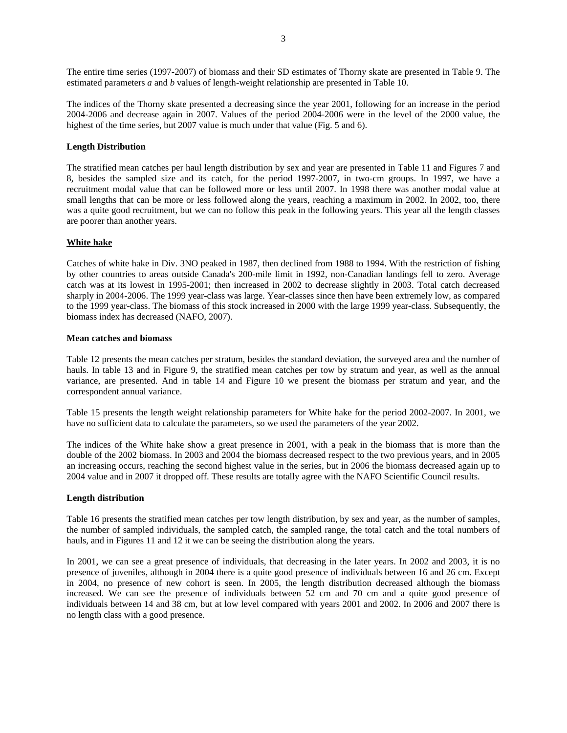The entire time series (1997-2007) of biomass and their SD estimates of Thorny skate are presented in Table 9. The estimated parameters *a* and *b* values of length-weight relationship are presented in Table 10.

The indices of the Thorny skate presented a decreasing since the year 2001, following for an increase in the period 2004-2006 and decrease again in 2007. Values of the period 2004-2006 were in the level of the 2000 value, the highest of the time series, but 2007 value is much under that value (Fig. 5 and 6).

**Length Distribution**

The stratified mean catches per haul length distribution by sex and year are presented in Table 11 and Figures 7 and 8, besides the sampled size and its catch, for the period 1997-2007, in two-cm groups. In 1997, we have a recruitment modal value that can be followed more or less until 2007. In 1998 there was another modal value at small lengths that can be more or less followed along the years, reaching a maximum in 2002. In 2002, too, there was a quite good recruitment, but we can no follow this peak in the following years. This year all the length classes are poorer than another years.

## White hake

Catches of white hake in Div. 3NO peaked in 1987, then declined from 1988 to 1994. With the restriction of fishing by other countries to areas outside Canada's 200-mile limit in 1992, non-Canadian landings fell to zero. Average catch was at its lowest in 1995-2001; then increased in 2002 to decrease slightly in 2003. Total catch decreased sharply in 2004-2006. The 1999 year-class was large. Year-classes since then have been extremely low, as compared to the 1999 year-class. The biomass of this stock increased in 2000 with the large 1999 year-class. Subsequently, the biomass index has decreased (NAFO, 2007).

**Mean catches and biomass**

Table 12 presents the mean catches per stratum, besides the standard deviation, the surveyed area and the number of hauls. In table 13 and in Figure 9, the stratified mean catches per tow by stratum and year, as well as the annual variance, are presented. And in table 14 and Figure 10 we present the biomass per stratum and year, and the correspondent annual variance.

Table 15 presents the length weight relationship parameters for White hake for the period 2002-2007. In 2001, we have no sufficient data to calculate the parameters, so we used the parameters of the year 2002.

The indices of the White hake show a great presence in 2001, with a peak in the biomass that is more than the double of the 2002 biomass. In 2003 and 2004 the biomass decreased respect to the two previous years, and in 2005 an increasing occurs, reaching the second highest value in the series, but in 2006 the biomass decreased again up to 2004 value and in 2007 it dropped off. These results are totally agree with the NAFO Scientific Council results.

**Length distribution**

Table 16 presents the stratified mean catches per tow length distribution, by sex and year, as the number of samples, the number of sampled individuals, the sampled catch, the sampled range, the total catch and the total numbers of hauls, and in Figures 11 and 12 it we can be seeing the distribution along the years.

In 2001, we can see a great presence of individuals, that decreasing in the later years. In 2002 and 2003, it is no presence of juveniles, although in 2004 there is a quite good presence of individuals between 16 and 26 cm. Except in 2004, no presence of new cohort is seen. In 2005, the length distribution decreased although the biomass increased. We can see the presence of individuals between 52 cm and 70 cm and a quite good presence of individuals between 14 and 38 cm, but at low level compared with years 2001 and 2002. In 2006 and 2007 there is no length class with a good presence.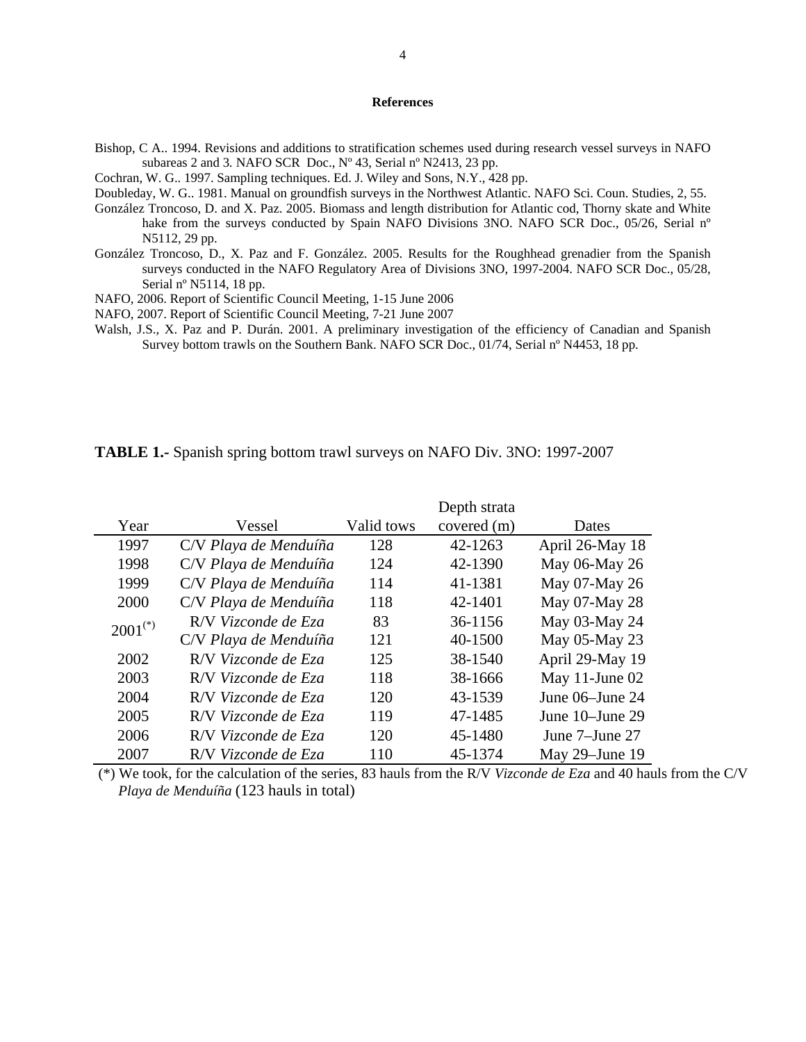## References

Bishop, C A.. 1994. Revisions and additions to stratification schemes used during research vessel surveys in NAFO subareas 2 and 3*.* NAFO SCR Doc., Nº 43, Serial nº N2413, 23 pp.

Cochran, W. G.. 1997. Sampling techniques. Ed. J. Wiley and Sons, N.Y., 428 pp.

Doubleday, W. G.. 1981. Manual on groundfish surveys in the Northwest Atlantic. NAFO Sci. Coun. Studies, 2, 55.

González Troncoso, D. and X. Paz. 2005. Biomass and length distribution for Atlantic cod, Thorny skate and White hake from the surveys conducted by Spain NAFO Divisions 3NO. NAFO SCR Doc., 05/26, Serial nº N5112, 29 pp.

González Troncoso, D., X. Paz and F. González. 2005. Results for the Roughhead grenadier from the Spanish surveys conducted in the NAFO Regulatory Area of Divisions 3NO, 1997-2004. NAFO SCR Doc., 05/28, Serial nº N5114, 18 pp.

NAFO, 2006. Report of Scientific Council Meeting, 1-15 June 2006

NAFO, 2007. Report of Scientific Council Meeting, 7-21 June 2007

Walsh, J.S., X. Paz and P. Durán. 2001. A preliminary investigation of the efficiency of Canadian and Spanish Survey bottom trawls on the Southern Bank. NAFO SCR Doc., 01/74, Serial nº N4453, 18 pp.

**TABLE 1.-** Spanish spring bottom trawl surveys on NAFO Div. 3NO: 1997-2007

| Year | Vessel | Valid tows | Depth strata covered (m) | Dates |
|---|---|---|---|---|
| 1997 | C/V *Playa de Menduíña* | 128 | 42-1263 | April 26-May 18 |
| 1998 | C/V *Playa de Menduíña* | 124 | 42-1390 | May 06-May 26 |
| 1999 | C/V *Playa de Menduíña* | 114 | 41-1381 | May 07-May 26 |
| 2000 | C/V *Playa de Menduíña* | 118 | 42-1401 | May 07-May 28 |
| 2001(*) | R/V *Vizconde de Eza* | 83 | 36-1156 | May 03-May 24 |
| | C/V *Playa de Menduíña* | 121 | 40-1500 | May 05-May 23 |
| 2002 | R/V *Vizconde de Eza* | 125 | 38-1540 | April 29-May 19 |
| 2003 | R/V *Vizconde de Eza* | 118 | 38-1666 | May 11-June 02 |
| 2004 | R/V *Vizconde de Eza* | 120 | 43-1539 | June 06–June 24 |
| 2005 | R/V *Vizconde de Eza* | 119 | 47-1485 | June 10–June 29 |
| 2006 | R/V *Vizconde de Eza* | 120 | 45-1480 | June 7–June 27 |
| 2007 | R/V *Vizconde de Eza* | 110 | 45-1374 | May 29–June 19 |

(*) We took, for the calculation of the series, 83 hauls from the R/V *Vizconde de Eza* and 40 hauls from the C/V *Playa de Menduíña* (123 hauls in total)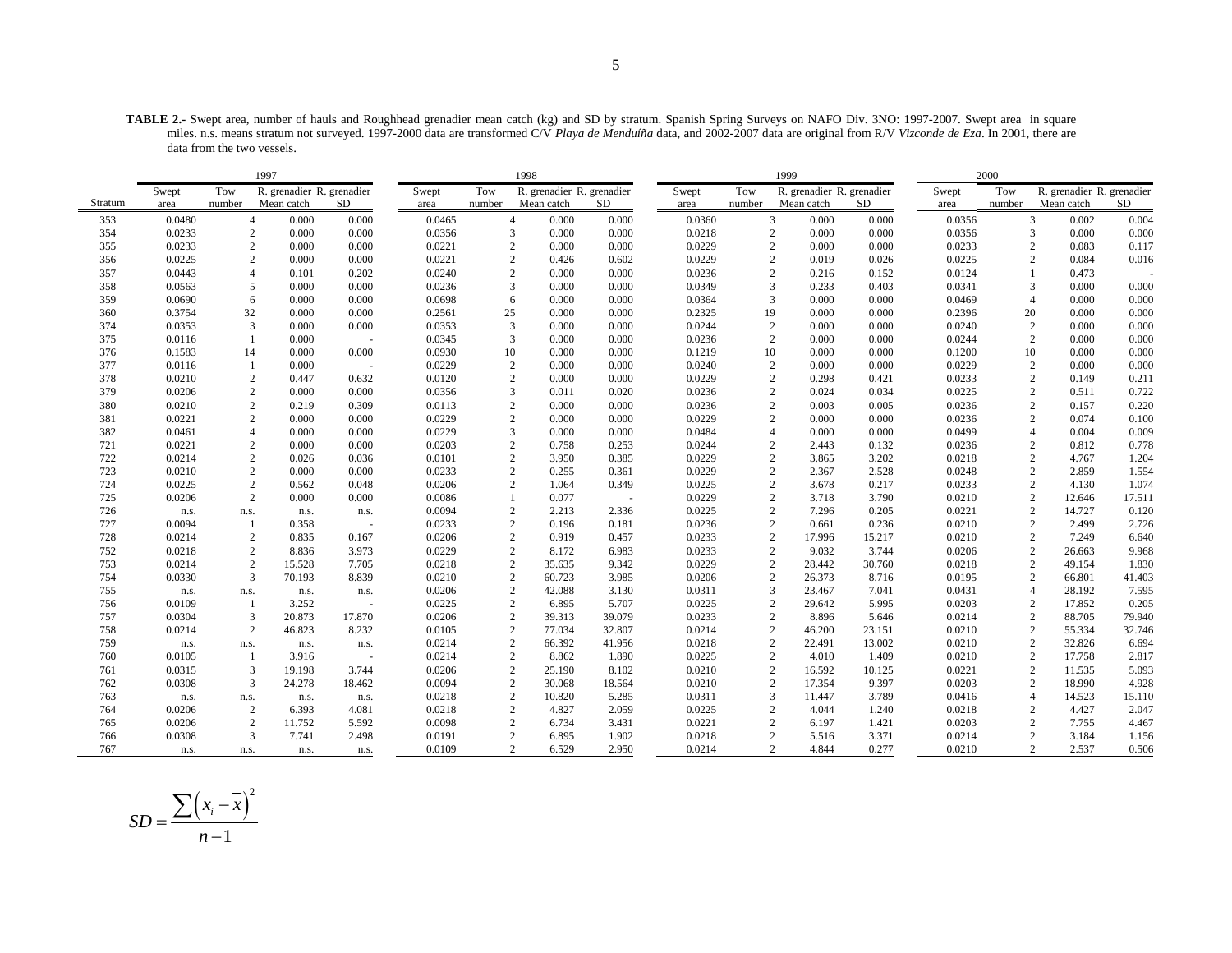**TABLE 2.-** Swept area, number of hauls and Roughhead grenadier mean catch (kg) and SD by stratum. Spanish Spring Surveys on NAFO Div. 3NO: 1997-2007. Swept area in square miles. n.s. means stratum not surveyed. 1997-2000 data are transformed C/V *Playa de Menduíña* data, and 2002-2007 data are original from R/V *Vizconde de Eza*. In 2001, there are data from the two vessels.

| | 1997 | | | | 1998 | | | | 1999 | | | | 2000 | | | |
|---|---|---|---|---|---|---|---|---|---|---|---|---|---|---|---|---|
| Stratum | Swept area | Tow number | R. grenadier Mean catch | R. grenadier SD | Swept area | Tow number | R. grenadier Mean catch | R. grenadier SD | Swept area | Tow number | R. grenadier Mean catch | R. grenadier SD | Swept area | Tow number | R. grenadier Mean catch | R. grenadier SD |
| 353 | 0.0480 | 4 | 0.000 | 0.000 | 0.0465 | 4 | 0.000 | 0.000 | 0.0360 | 3 | 0.000 | 0.000 | 0.0356 | 3 | 0.002 | 0.004 |
| 354 | 0.0233 | 2 | 0.000 | 0.000 | 0.0356 | 3 | 0.000 | 0.000 | 0.0218 | 2 | 0.000 | 0.000 | 0.0356 | 3 | 0.000 | 0.000 |
| 355 | 0.0233 | 2 | 0.000 | 0.000 | 0.0221 | 2 | 0.000 | 0.000 | 0.0229 | 2 | 0.000 | 0.000 | 0.0233 | 2 | 0.083 | 0.117 |
| 356 | 0.0225 | 2 | 0.000 | 0.000 | 0.0221 | 2 | 0.426 | 0.602 | 0.0229 | 2 | 0.019 | 0.026 | 0.0225 | 2 | 0.084 | 0.016 |
| 357 | 0.0443 | 4 | 0.101 | 0.202 | 0.0240 | 2 | 0.000 | 0.000 | 0.0236 | 2 | 0.216 | 0.152 | 0.0124 | 1 | 0.473 | - |
| 358 | 0.0563 | 5 | 0.000 | 0.000 | 0.0236 | 3 | 0.000 | 0.000 | 0.0349 | 3 | 0.233 | 0.403 | 0.0341 | 3 | 0.000 | 0.000 |
| 359 | 0.0690 | 6 | 0.000 | 0.000 | 0.0698 | 6 | 0.000 | 0.000 | 0.0364 | 3 | 0.000 | 0.000 | 0.0469 | 4 | 0.000 | 0.000 |
| 360 | 0.3754 | 32 | 0.000 | 0.000 | 0.2561 | 25 | 0.000 | 0.000 | 0.2325 | 19 | 0.000 | 0.000 | 0.2396 | 20 | 0.000 | 0.000 |
| 374 | 0.0353 | 3 | 0.000 | 0.000 | 0.0353 | 3 | 0.000 | 0.000 | 0.0244 | 2 | 0.000 | 0.000 | 0.0240 | 2 | 0.000 | 0.000 |
| 375 | 0.0116 | 1 | 0.000 | - | 0.0345 | 3 | 0.000 | 0.000 | 0.0236 | 2 | 0.000 | 0.000 | 0.0244 | 2 | 0.000 | 0.000 |
| 376 | 0.1583 | 14 | 0.000 | 0.000 | 0.0930 | 10 | 0.000 | 0.000 | 0.1219 | 10 | 0.000 | 0.000 | 0.1200 | 10 | 0.000 | 0.000 |
| 377 | 0.0116 | 1 | 0.000 | - | 0.0229 | 2 | 0.000 | 0.000 | 0.0240 | 2 | 0.000 | 0.000 | 0.0229 | 2 | 0.000 | 0.000 |
| 378 | 0.0210 | 2 | 0.447 | 0.632 | 0.0120 | 2 | 0.000 | 0.000 | 0.0229 | 2 | 0.298 | 0.421 | 0.0233 | 2 | 0.149 | 0.211 |
| 379 | 0.0206 | 2 | 0.000 | 0.000 | 0.0356 | 3 | 0.011 | 0.020 | 0.0236 | 2 | 0.024 | 0.034 | 0.0225 | 2 | 0.511 | 0.722 |
| 380 | 0.0210 | 2 | 0.219 | 0.309 | 0.0113 | 2 | 0.000 | 0.000 | 0.0236 | 2 | 0.003 | 0.005 | 0.0236 | 2 | 0.157 | 0.220 |
| 381 | 0.0221 | 2 | 0.000 | 0.000 | 0.0229 | 2 | 0.000 | 0.000 | 0.0229 | 2 | 0.000 | 0.000 | 0.0236 | 2 | 0.074 | 0.100 |
| 382 | 0.0461 | 4 | 0.000 | 0.000 | 0.0229 | 3 | 0.000 | 0.000 | 0.0484 | 4 | 0.000 | 0.000 | 0.0499 | 4 | 0.004 | 0.009 |
| 721 | 0.0221 | 2 | 0.000 | 0.000 | 0.0203 | 2 | 0.758 | 0.253 | 0.0244 | 2 | 2.443 | 0.132 | 0.0236 | 2 | 0.812 | 0.778 |
| 722 | 0.0214 | 2 | 0.026 | 0.036 | 0.0101 | 2 | 3.950 | 0.385 | 0.0229 | 2 | 3.865 | 3.202 | 0.0218 | 2 | 4.767 | 1.204 |
| 723 | 0.0210 | 2 | 0.000 | 0.000 | 0.0233 | 2 | 0.255 | 0.361 | 0.0229 | 2 | 2.367 | 2.528 | 0.0248 | 2 | 2.859 | 1.554 |
| 724 | 0.0225 | 2 | 0.562 | 0.048 | 0.0206 | 2 | 1.064 | 0.349 | 0.0225 | 2 | 3.678 | 0.217 | 0.0233 | 2 | 4.130 | 1.074 |
| 725 | 0.0206 | 2 | 0.000 | 0.000 | 0.0086 | 1 | 0.077 | - | 0.0229 | 2 | 3.718 | 3.790 | 0.0210 | 2 | 12.646 | 17.511 |
| 726 | n.s. | n.s. | n.s. | n.s. | 0.0094 | 2 | 2.213 | 2.336 | 0.0225 | 2 | 7.296 | 0.205 | 0.0221 | 2 | 14.727 | 0.120 |
| 727 | 0.0094 | 1 | 0.358 | - | 0.0233 | 2 | 0.196 | 0.181 | 0.0236 | 2 | 0.661 | 0.236 | 0.0210 | 2 | 2.499 | 2.726 |
| 728 | 0.0214 | 2 | 0.835 | 0.167 | 0.0206 | 2 | 0.919 | 0.457 | 0.0233 | 2 | 17.996 | 15.217 | 0.0210 | 2 | 7.249 | 6.640 |
| 752 | 0.0218 | 2 | 8.836 | 3.973 | 0.0229 | 2 | 8.172 | 6.983 | 0.0233 | 2 | 9.032 | 3.744 | 0.0206 | 2 | 26.663 | 9.968 |
| 753 | 0.0214 | 2 | 15.528 | 7.705 | 0.0218 | 2 | 35.635 | 9.342 | 0.0229 | 2 | 28.442 | 30.760 | 0.0218 | 2 | 49.154 | 1.830 |
| 754 | 0.0330 | 3 | 70.193 | 8.839 | 0.0210 | 2 | 60.723 | 3.985 | 0.0206 | 2 | 26.373 | 8.716 | 0.0195 | 2 | 66.801 | 41.403 |
| 755 | n.s. | n.s. | n.s. | n.s. | 0.0206 | 2 | 42.088 | 3.130 | 0.0311 | 3 | 23.467 | 7.041 | 0.0431 | 4 | 28.192 | 7.595 |
| 756 | 0.0109 | 1 | 3.252 | - | 0.0225 | 2 | 6.895 | 5.707 | 0.0225 | 2 | 29.642 | 5.995 | 0.0203 | 2 | 17.852 | 0.205 |
| 757 | 0.0304 | 3 | 20.873 | 17.870 | 0.0206 | 2 | 39.313 | 39.079 | 0.0233 | 2 | 8.896 | 5.646 | 0.0214 | 2 | 88.705 | 79.940 |
| 758 | 0.0214 | 2 | 46.823 | 8.232 | 0.0105 | 2 | 77.034 | 32.807 | 0.0214 | 2 | 46.200 | 23.151 | 0.0210 | 2 | 55.334 | 32.746 |
| 759 | n.s. | n.s. | n.s. | n.s. | 0.0214 | 2 | 66.392 | 41.956 | 0.0218 | 2 | 22.491 | 13.002 | 0.0210 | 2 | 32.826 | 6.694 |
| 760 | 0.0105 | 1 | 3.916 | - | 0.0214 | 2 | 8.862 | 1.890 | 0.0225 | 2 | 4.010 | 1.409 | 0.0210 | 2 | 17.758 | 2.817 |
| 761 | 0.0315 | 3 | 19.198 | 3.744 | 0.0206 | 2 | 25.190 | 8.102 | 0.0210 | 2 | 16.592 | 10.125 | 0.0221 | 2 | 11.535 | 5.093 |
| 762 | 0.0308 | 3 | 24.278 | 18.462 | 0.0094 | 2 | 30.068 | 18.564 | 0.0210 | 2 | 17.354 | 9.397 | 0.0203 | 2 | 18.990 | 4.928 |
| 763 | n.s. | n.s. | n.s. | n.s. | 0.0218 | 2 | 10.820 | 5.285 | 0.0311 | 3 | 11.447 | 3.789 | 0.0416 | 4 | 14.523 | 15.110 |
| 764 | 0.0206 | 2 | 6.393 | 4.081 | 0.0218 | 2 | 4.827 | 2.059 | 0.0225 | 2 | 4.044 | 1.240 | 0.0218 | 2 | 4.427 | 2.047 |
| 765 | 0.0206 | 2 | 11.752 | 5.592 | 0.0098 | 2 | 6.734 | 3.431 | 0.0221 | 2 | 6.197 | 1.421 | 0.0203 | 2 | 7.755 | 4.467 |
| 766 | 0.0308 | 3 | 7.741 | 2.498 | 0.0191 | 2 | 6.895 | 1.902 | 0.0218 | 2 | 5.516 | 3.371 | 0.0214 | 2 | 3.184 | 1.156 |
| 767 | n.s. | n.s. | n.s. | n.s. | 0.0109 | 2 | 6.529 | 2.950 | 0.0214 | 2 | 4.844 | 0.277 | 0.0210 | 2 | 2.537 | 0.506 |

$$SD = \frac{\sum \left(x_i - \overline{x}\right)^2}{n-1}$$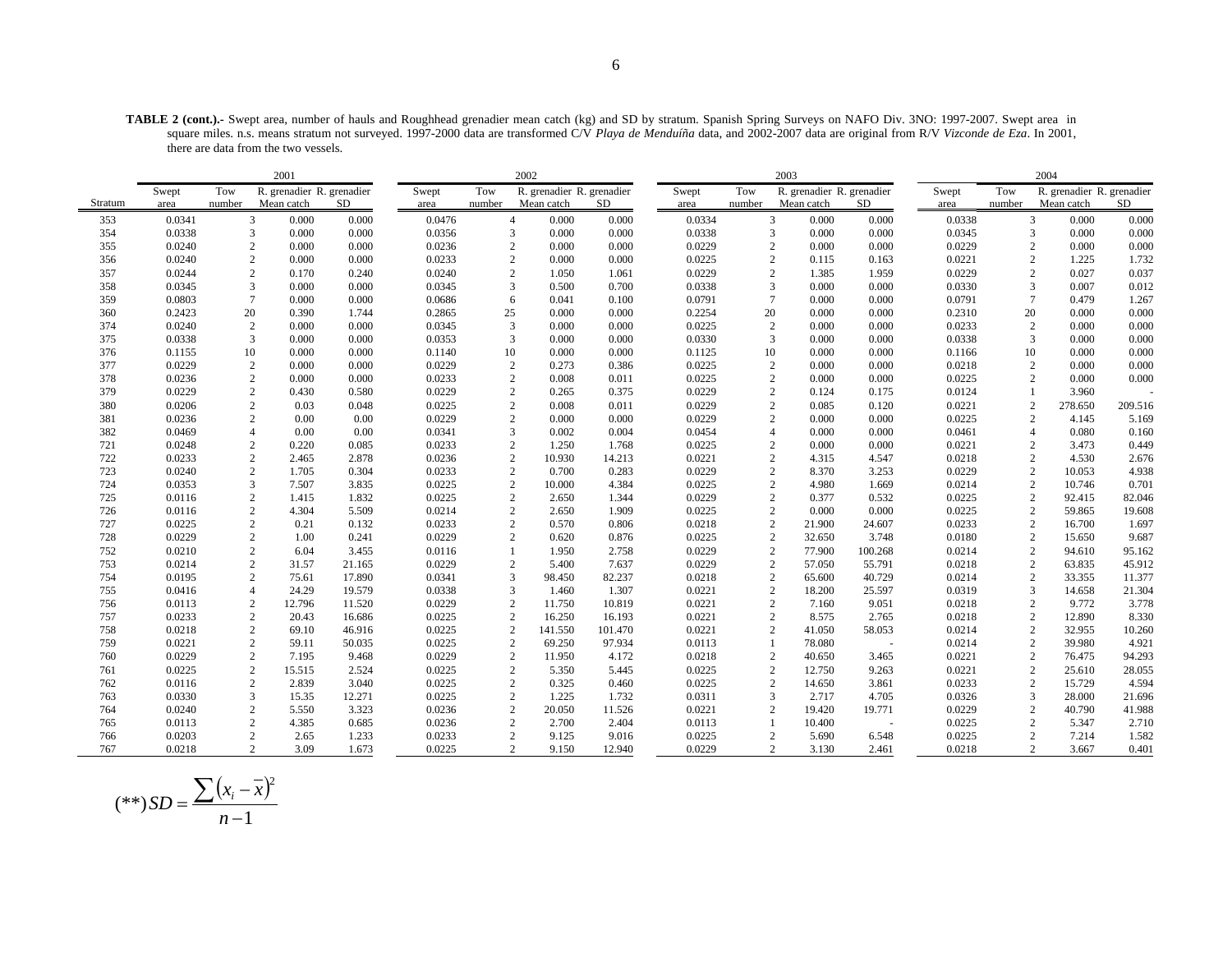**TABLE 2 (cont.).-** Swept area, number of hauls and Roughhead grenadier mean catch (kg) and SD by stratum. Spanish Spring Surveys on NAFO Div. 3NO: 1997-2007. Swept area in square miles. n.s. means stratum not surveyed. 1997-2000 data are transformed C/V *Playa de Menduíña* data, and 2002-2007 data are original from R/V *Vizconde de Eza*. In 2001, there are data from the two vessels.

| | 2001 | | | | 2002 | | | | 2003 | | | | 2004 | | | |
|---|---|---|---|---|---|---|---|---|---|---|---|---|---|---|---|---|
| Stratum | Swept area | Tow number | R. grenadier Mean catch | R. grenadier SD | Swept area | Tow number | R. grenadier Mean catch | R. grenadier SD | Swept area | Tow number | R. grenadier Mean catch | R. grenadier SD | Swept area | Tow number | R. grenadier Mean catch | R. grenadier SD |
| 353 | 0.0341 | 3 | 0.000 | 0.000 | 0.0476 | 4 | 0.000 | 0.000 | 0.0334 | 3 | 0.000 | 0.000 | 0.0338 | 3 | 0.000 | 0.000 |
| 354 | 0.0338 | 3 | 0.000 | 0.000 | 0.0356 | 3 | 0.000 | 0.000 | 0.0338 | 3 | 0.000 | 0.000 | 0.0345 | 3 | 0.000 | 0.000 |
| 355 | 0.0240 | 2 | 0.000 | 0.000 | 0.0236 | 2 | 0.000 | 0.000 | 0.0229 | 2 | 0.000 | 0.000 | 0.0229 | 2 | 0.000 | 0.000 |
| 356 | 0.0240 | 2 | 0.000 | 0.000 | 0.0233 | 2 | 0.000 | 0.000 | 0.0225 | 2 | 0.115 | 0.163 | 0.0221 | 2 | 1.225 | 1.732 |
| 357 | 0.0244 | 2 | 0.170 | 0.240 | 0.0240 | 2 | 1.050 | 1.061 | 0.0229 | 2 | 1.385 | 1.959 | 0.0229 | 2 | 0.027 | 0.037 |
| 358 | 0.0345 | 3 | 0.000 | 0.000 | 0.0345 | 3 | 0.500 | 0.700 | 0.0338 | 3 | 0.000 | 0.000 | 0.0330 | 3 | 0.007 | 0.012 |
| 359 | 0.0803 | 7 | 0.000 | 0.000 | 0.0686 | 6 | 0.041 | 0.100 | 0.0791 | 7 | 0.000 | 0.000 | 0.0791 | 7 | 0.479 | 1.267 |
| 360 | 0.2423 | 20 | 0.390 | 1.744 | 0.2865 | 25 | 0.000 | 0.000 | 0.2254 | 20 | 0.000 | 0.000 | 0.2310 | 20 | 0.000 | 0.000 |
| 374 | 0.0240 | 2 | 0.000 | 0.000 | 0.0345 | 3 | 0.000 | 0.000 | 0.0225 | 2 | 0.000 | 0.000 | 0.0233 | 2 | 0.000 | 0.000 |
| 375 | 0.0338 | 3 | 0.000 | 0.000 | 0.0353 | 3 | 0.000 | 0.000 | 0.0330 | 3 | 0.000 | 0.000 | 0.0338 | 3 | 0.000 | 0.000 |
| 376 | 0.1155 | 10 | 0.000 | 0.000 | 0.1140 | 10 | 0.000 | 0.000 | 0.1125 | 10 | 0.000 | 0.000 | 0.1166 | 10 | 0.000 | 0.000 |
| 377 | 0.0229 | 2 | 0.000 | 0.000 | 0.0229 | 2 | 0.273 | 0.386 | 0.0225 | 2 | 0.000 | 0.000 | 0.0218 | 2 | 0.000 | 0.000 |
| 378 | 0.0236 | 2 | 0.000 | 0.000 | 0.0233 | 2 | 0.008 | 0.011 | 0.0225 | 2 | 0.000 | 0.000 | 0.0225 | 2 | 0.000 | 0.000 |
| 379 | 0.0229 | 2 | 0.430 | 0.580 | 0.0229 | 2 | 0.265 | 0.375 | 0.0229 | 2 | 0.124 | 0.175 | 0.0124 | 1 | 3.960 | - |
| 380 | 0.0206 | 2 | 0.03 | 0.048 | 0.0225 | 2 | 0.008 | 0.011 | 0.0229 | 2 | 0.085 | 0.120 | 0.0221 | 2 | 278.650 | 209.516 |
| 381 | 0.0236 | 2 | 0.00 | 0.00 | 0.0229 | 2 | 0.000 | 0.000 | 0.0229 | 2 | 0.000 | 0.000 | 0.0225 | 2 | 4.145 | 5.169 |
| 382 | 0.0469 | 4 | 0.00 | 0.00 | 0.0341 | 3 | 0.002 | 0.004 | 0.0454 | 4 | 0.000 | 0.000 | 0.0461 | 4 | 0.080 | 0.160 |
| 721 | 0.0248 | 2 | 0.220 | 0.085 | 0.0233 | 2 | 1.250 | 1.768 | 0.0225 | 2 | 0.000 | 0.000 | 0.0221 | 2 | 3.473 | 0.449 |
| 722 | 0.0233 | 2 | 2.465 | 2.878 | 0.0236 | 2 | 10.930 | 14.213 | 0.0221 | 2 | 4.315 | 4.547 | 0.0218 | 2 | 4.530 | 2.676 |
| 723 | 0.0240 | 2 | 1.705 | 0.304 | 0.0233 | 2 | 0.700 | 0.283 | 0.0229 | 2 | 8.370 | 3.253 | 0.0229 | 2 | 10.053 | 4.938 |
| 724 | 0.0353 | 3 | 7.507 | 3.835 | 0.0225 | 2 | 10.000 | 4.384 | 0.0225 | 2 | 4.980 | 1.669 | 0.0214 | 2 | 10.746 | 0.701 |
| 725 | 0.0116 | 2 | 1.415 | 1.832 | 0.0225 | 2 | 2.650 | 1.344 | 0.0229 | 2 | 0.377 | 0.532 | 0.0225 | 2 | 92.415 | 82.046 |
| 726 | 0.0116 | 2 | 4.304 | 5.509 | 0.0214 | 2 | 2.650 | 1.909 | 0.0225 | 2 | 0.000 | 0.000 | 0.0225 | 2 | 59.865 | 19.608 |
| 727 | 0.0225 | 2 | 0.21 | 0.132 | 0.0233 | 2 | 0.570 | 0.806 | 0.0218 | 2 | 21.900 | 24.607 | 0.0233 | 2 | 16.700 | 1.697 |
| 728 | 0.0229 | 2 | 1.00 | 0.241 | 0.0229 | 2 | 0.620 | 0.876 | 0.0225 | 2 | 32.650 | 3.748 | 0.0180 | 2 | 15.650 | 9.687 |
| 752 | 0.0210 | 2 | 6.04 | 3.455 | 0.0116 | 1 | 1.950 | 2.758 | 0.0229 | 2 | 77.900 | 100.268 | 0.0214 | 2 | 94.610 | 95.162 |
| 753 | 0.0214 | 2 | 31.57 | 21.165 | 0.0229 | 2 | 5.400 | 7.637 | 0.0229 | 2 | 57.050 | 55.791 | 0.0218 | 2 | 63.835 | 45.912 |
| 754 | 0.0195 | 2 | 75.61 | 17.890 | 0.0341 | 3 | 98.450 | 82.237 | 0.0218 | 2 | 65.600 | 40.729 | 0.0214 | 2 | 33.355 | 11.377 |
| 755 | 0.0416 | 4 | 24.29 | 19.579 | 0.0338 | 3 | 1.460 | 1.307 | 0.0221 | 2 | 18.200 | 25.597 | 0.0319 | 3 | 14.658 | 21.304 |
| 756 | 0.0113 | 2 | 12.796 | 11.520 | 0.0229 | 2 | 11.750 | 10.819 | 0.0221 | 2 | 7.160 | 9.051 | 0.0218 | 2 | 9.772 | 3.778 |
| 757 | 0.0233 | 2 | 20.43 | 16.686 | 0.0225 | 2 | 16.250 | 16.193 | 0.0221 | 2 | 8.575 | 2.765 | 0.0218 | 2 | 12.890 | 8.330 |
| 758 | 0.0218 | 2 | 69.10 | 46.916 | 0.0225 | 2 | 141.550 | 101.470 | 0.0221 | 2 | 41.050 | 58.053 | 0.0214 | 2 | 32.955 | 10.260 |
| 759 | 0.0221 | 2 | 59.11 | 50.035 | 0.0225 | 2 | 69.250 | 97.934 | 0.0113 | 1 | 78.080 | - | 0.0214 | 2 | 39.980 | 4.921 |
| 760 | 0.0229 | 2 | 7.195 | 9.468 | 0.0229 | 2 | 11.950 | 4.172 | 0.0218 | 2 | 40.650 | 3.465 | 0.0221 | 2 | 76.475 | 94.293 |
| 761 | 0.0225 | 2 | 15.515 | 2.524 | 0.0225 | 2 | 5.350 | 5.445 | 0.0225 | 2 | 12.750 | 9.263 | 0.0221 | 2 | 25.610 | 28.055 |
| 762 | 0.0116 | 2 | 2.839 | 3.040 | 0.0225 | 2 | 0.325 | 0.460 | 0.0225 | 2 | 14.650 | 3.861 | 0.0233 | 2 | 15.729 | 4.594 |
| 763 | 0.0330 | 3 | 15.35 | 12.271 | 0.0225 | 2 | 1.225 | 1.732 | 0.0311 | 3 | 2.717 | 4.705 | 0.0326 | 3 | 28.000 | 21.696 |
| 764 | 0.0240 | 2 | 5.550 | 3.323 | 0.0236 | 2 | 20.050 | 11.526 | 0.0221 | 2 | 19.420 | 19.771 | 0.0229 | 2 | 40.790 | 41.988 |
| 765 | 0.0113 | 2 | 4.385 | 0.685 | 0.0236 | 2 | 2.700 | 2.404 | 0.0113 | 1 | 10.400 | - | 0.0225 | 2 | 5.347 | 2.710 |
| 766 | 0.0203 | 2 | 2.65 | 1.233 | 0.0233 | 2 | 9.125 | 9.016 | 0.0225 | 2 | 5.690 | 6.548 | 0.0225 | 2 | 7.214 | 1.582 |
| 767 | 0.0218 | 2 | 3.09 | 1.673 | 0.0225 | 2 | 9.150 | 12.940 | 0.0229 | 2 | 3.130 | 2.461 | 0.0218 | 2 | 3.667 | 0.401 |

$$(**)\, SD = \frac{\sum (x_i - \bar{x})^2}{n-1}$$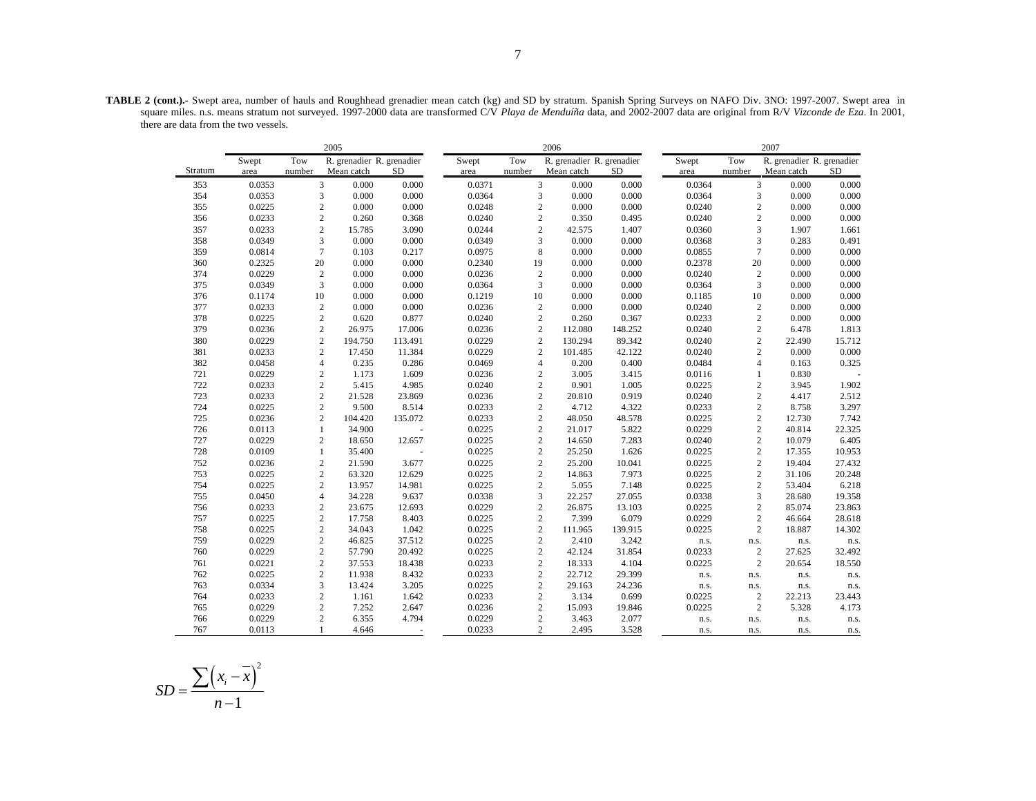**TABLE 2 (cont.).-** Swept area, number of hauls and Roughhead grenadier mean catch (kg) and SD by stratum. Spanish Spring Surveys on NAFO Div. 3NO: 1997-2007. Swept area in square miles. n.s. means stratum not surveyed. 1997-2000 data are transformed C/V *Playa de Menduíña* data, and 2002-2007 data are original from R/V *Vizconde de Eza*. In 2001, there are data from the two vessels.

| | 2005 | | | | 2006 | | | | 2007 | | | |
|---|---|---|---|---|---|---|---|---|---|---|---|---|
| Stratum | Swept area | Tow number | R. grenadier Mean catch | R. grenadier SD | Swept area | Tow number | R. grenadier Mean catch | R. grenadier SD | Swept area | Tow number | R. grenadier Mean catch | R. grenadier SD |
| 353 | 0.0353 | 3 | 0.000 | 0.000 | 0.0371 | 3 | 0.000 | 0.000 | 0.0364 | 3 | 0.000 | 0.000 |
| 354 | 0.0353 | 3 | 0.000 | 0.000 | 0.0364 | 3 | 0.000 | 0.000 | 0.0364 | 3 | 0.000 | 0.000 |
| 355 | 0.0225 | 2 | 0.000 | 0.000 | 0.0248 | 2 | 0.000 | 0.000 | 0.0240 | 2 | 0.000 | 0.000 |
| 356 | 0.0233 | 2 | 0.260 | 0.368 | 0.0240 | 2 | 0.350 | 0.495 | 0.0240 | 2 | 0.000 | 0.000 |
| 357 | 0.0233 | 2 | 15.785 | 3.090 | 0.0244 | 2 | 42.575 | 1.407 | 0.0360 | 3 | 1.907 | 1.661 |
| 358 | 0.0349 | 3 | 0.000 | 0.000 | 0.0349 | 3 | 0.000 | 0.000 | 0.0368 | 3 | 0.283 | 0.491 |
| 359 | 0.0814 | 7 | 0.103 | 0.217 | 0.0975 | 8 | 0.000 | 0.000 | 0.0855 | 7 | 0.000 | 0.000 |
| 360 | 0.2325 | 20 | 0.000 | 0.000 | 0.2340 | 19 | 0.000 | 0.000 | 0.2378 | 20 | 0.000 | 0.000 |
| 374 | 0.0229 | 2 | 0.000 | 0.000 | 0.0236 | 2 | 0.000 | 0.000 | 0.0240 | 2 | 0.000 | 0.000 |
| 375 | 0.0349 | 3 | 0.000 | 0.000 | 0.0364 | 3 | 0.000 | 0.000 | 0.0364 | 3 | 0.000 | 0.000 |
| 376 | 0.1174 | 10 | 0.000 | 0.000 | 0.1219 | 10 | 0.000 | 0.000 | 0.1185 | 10 | 0.000 | 0.000 |
| 377 | 0.0233 | 2 | 0.000 | 0.000 | 0.0236 | 2 | 0.000 | 0.000 | 0.0240 | 2 | 0.000 | 0.000 |
| 378 | 0.0225 | 2 | 0.620 | 0.877 | 0.0240 | 2 | 0.260 | 0.367 | 0.0233 | 2 | 0.000 | 0.000 |
| 379 | 0.0236 | 2 | 26.975 | 17.006 | 0.0236 | 2 | 112.080 | 148.252 | 0.0240 | 2 | 6.478 | 1.813 |
| 380 | 0.0229 | 2 | 194.750 | 113.491 | 0.0229 | 2 | 130.294 | 89.342 | 0.0240 | 2 | 22.490 | 15.712 |
| 381 | 0.0233 | 2 | 17.450 | 11.384 | 0.0229 | 2 | 101.485 | 42.122 | 0.0240 | 2 | 0.000 | 0.000 |
| 382 | 0.0458 | 4 | 0.235 | 0.286 | 0.0469 | 4 | 0.200 | 0.400 | 0.0484 | 4 | 0.163 | 0.325 |
| 721 | 0.0229 | 2 | 1.173 | 1.609 | 0.0236 | 2 | 3.005 | 3.415 | 0.0116 | 1 | 0.830 | - |
| 722 | 0.0233 | 2 | 5.415 | 4.985 | 0.0240 | 2 | 0.901 | 1.005 | 0.0225 | 2 | 3.945 | 1.902 |
| 723 | 0.0233 | 2 | 21.528 | 23.869 | 0.0236 | 2 | 20.810 | 0.919 | 0.0240 | 2 | 4.417 | 2.512 |
| 724 | 0.0225 | 2 | 9.500 | 8.514 | 0.0233 | 2 | 4.712 | 4.322 | 0.0233 | 2 | 8.758 | 3.297 |
| 725 | 0.0236 | 2 | 104.420 | 135.072 | 0.0233 | 2 | 48.050 | 48.578 | 0.0225 | 2 | 12.730 | 7.742 |
| 726 | 0.0113 | 1 | 34.900 | - | 0.0225 | 2 | 21.017 | 5.822 | 0.0229 | 2 | 40.814 | 22.325 |
| 727 | 0.0229 | 2 | 18.650 | 12.657 | 0.0225 | 2 | 14.650 | 7.283 | 0.0240 | 2 | 10.079 | 6.405 |
| 728 | 0.0109 | 1 | 35.400 | - | 0.0225 | 2 | 25.250 | 1.626 | 0.0225 | 2 | 17.355 | 10.953 |
| 752 | 0.0236 | 2 | 21.590 | 3.677 | 0.0225 | 2 | 25.200 | 10.041 | 0.0225 | 2 | 19.404 | 27.432 |
| 753 | 0.0225 | 2 | 63.320 | 12.629 | 0.0225 | 2 | 14.863 | 7.973 | 0.0225 | 2 | 31.106 | 20.248 |
| 754 | 0.0225 | 2 | 13.957 | 14.981 | 0.0225 | 2 | 5.055 | 7.148 | 0.0225 | 2 | 53.404 | 6.218 |
| 755 | 0.0450 | 4 | 34.228 | 9.637 | 0.0338 | 3 | 22.257 | 27.055 | 0.0338 | 3 | 28.680 | 19.358 |
| 756 | 0.0233 | 2 | 23.675 | 12.693 | 0.0229 | 2 | 26.875 | 13.103 | 0.0225 | 2 | 85.074 | 23.863 |
| 757 | 0.0225 | 2 | 17.758 | 8.403 | 0.0225 | 2 | 7.399 | 6.079 | 0.0229 | 2 | 46.664 | 28.618 |
| 758 | 0.0225 | 2 | 34.043 | 1.042 | 0.0225 | 2 | 111.965 | 139.915 | 0.0225 | 2 | 18.887 | 14.302 |
| 759 | 0.0229 | 2 | 46.825 | 37.512 | 0.0225 | 2 | 2.410 | 3.242 | n.s. | n.s. | n.s. | n.s. |
| 760 | 0.0229 | 2 | 57.790 | 20.492 | 0.0225 | 2 | 42.124 | 31.854 | 0.0233 | 2 | 27.625 | 32.492 |
| 761 | 0.0221 | 2 | 37.553 | 18.438 | 0.0233 | 2 | 18.333 | 4.104 | 0.0225 | 2 | 20.654 | 18.550 |
| 762 | 0.0225 | 2 | 11.938 | 8.432 | 0.0233 | 2 | 22.712 | 29.399 | n.s. | n.s. | n.s. | n.s. |
| 763 | 0.0334 | 3 | 13.424 | 3.205 | 0.0225 | 2 | 29.163 | 24.236 | n.s. | n.s. | n.s. | n.s. |
| 764 | 0.0233 | 2 | 1.161 | 1.642 | 0.0233 | 2 | 3.134 | 0.699 | 0.0225 | 2 | 22.213 | 23.443 |
| 765 | 0.0229 | 2 | 7.252 | 2.647 | 0.0236 | 2 | 15.093 | 19.846 | 0.0225 | 2 | 5.328 | 4.173 |
| 766 | 0.0229 | 2 | 6.355 | 4.794 | 0.0229 | 2 | 3.463 | 2.077 | n.s. | n.s. | n.s. | n.s. |
| 767 | 0.0113 | 1 | 4.646 | - | 0.0233 | 2 | 2.495 | 3.528 | n.s. | n.s. | n.s. | n.s. |

$$SD = \frac{\sum \left(x_i - \overline{x}\right)^2}{n-1}$$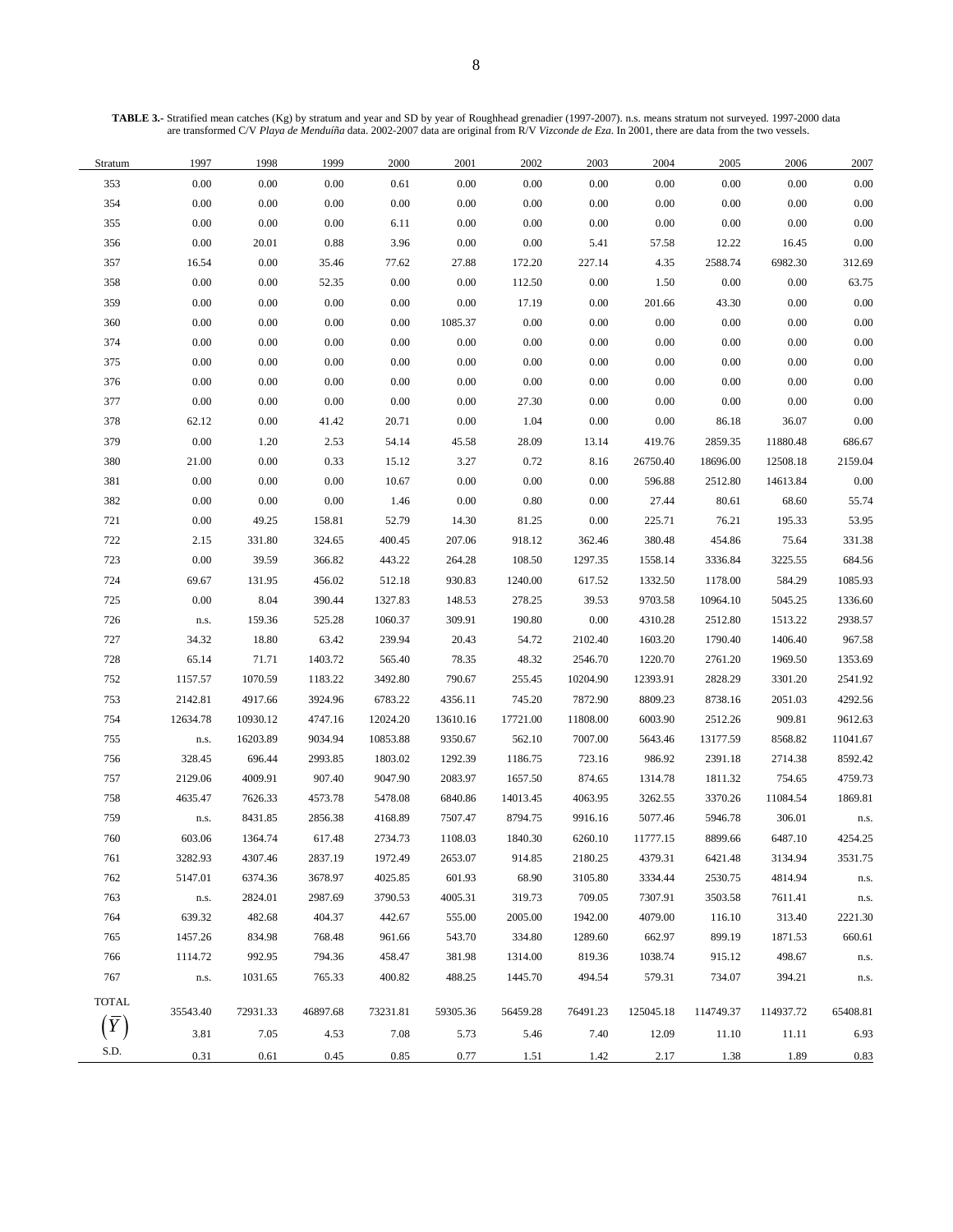**TABLE 3.-** Stratified mean catches (Kg) by stratum and year and SD by year of Roughhead grenadier (1997-2007). n.s. means stratum not surveyed. 1997-2000 data are transformed C/V *Playa de Menduíña* data. 2002-2007 data are original from R/V *Vizconde de Eza*. In 2001, there are data from the two vessels.

| Stratum | 1997 | 1998 | 1999 | 2000 | 2001 | 2002 | 2003 | 2004 | 2005 | 2006 | 2007 |
|---|---|---|---|---|---|---|---|---|---|---|---|
| 353 | 0.00 | 0.00 | 0.00 | 0.61 | 0.00 | 0.00 | 0.00 | 0.00 | 0.00 | 0.00 | 0.00 |
| 354 | 0.00 | 0.00 | 0.00 | 0.00 | 0.00 | 0.00 | 0.00 | 0.00 | 0.00 | 0.00 | 0.00 |
| 355 | 0.00 | 0.00 | 0.00 | 6.11 | 0.00 | 0.00 | 0.00 | 0.00 | 0.00 | 0.00 | 0.00 |
| 356 | 0.00 | 20.01 | 0.88 | 3.96 | 0.00 | 0.00 | 5.41 | 57.58 | 12.22 | 16.45 | 0.00 |
| 357 | 16.54 | 0.00 | 35.46 | 77.62 | 27.88 | 172.20 | 227.14 | 4.35 | 2588.74 | 6982.30 | 312.69 |
| 358 | 0.00 | 0.00 | 52.35 | 0.00 | 0.00 | 112.50 | 0.00 | 1.50 | 0.00 | 0.00 | 63.75 |
| 359 | 0.00 | 0.00 | 0.00 | 0.00 | 0.00 | 17.19 | 0.00 | 201.66 | 43.30 | 0.00 | 0.00 |
| 360 | 0.00 | 0.00 | 0.00 | 0.00 | 1085.37 | 0.00 | 0.00 | 0.00 | 0.00 | 0.00 | 0.00 |
| 374 | 0.00 | 0.00 | 0.00 | 0.00 | 0.00 | 0.00 | 0.00 | 0.00 | 0.00 | 0.00 | 0.00 |
| 375 | 0.00 | 0.00 | 0.00 | 0.00 | 0.00 | 0.00 | 0.00 | 0.00 | 0.00 | 0.00 | 0.00 |
| 376 | 0.00 | 0.00 | 0.00 | 0.00 | 0.00 | 0.00 | 0.00 | 0.00 | 0.00 | 0.00 | 0.00 |
| 377 | 0.00 | 0.00 | 0.00 | 0.00 | 0.00 | 27.30 | 0.00 | 0.00 | 0.00 | 0.00 | 0.00 |
| 378 | 62.12 | 0.00 | 41.42 | 20.71 | 0.00 | 1.04 | 0.00 | 0.00 | 86.18 | 36.07 | 0.00 |
| 379 | 0.00 | 1.20 | 2.53 | 54.14 | 45.58 | 28.09 | 13.14 | 419.76 | 2859.35 | 11880.48 | 686.67 |
| 380 | 21.00 | 0.00 | 0.33 | 15.12 | 3.27 | 0.72 | 8.16 | 26750.40 | 18696.00 | 12508.18 | 2159.04 |
| 381 | 0.00 | 0.00 | 0.00 | 10.67 | 0.00 | 0.00 | 0.00 | 596.88 | 2512.80 | 14613.84 | 0.00 |
| 382 | 0.00 | 0.00 | 0.00 | 1.46 | 0.00 | 0.80 | 0.00 | 27.44 | 80.61 | 68.60 | 55.74 |
| 721 | 0.00 | 49.25 | 158.81 | 52.79 | 14.30 | 81.25 | 0.00 | 225.71 | 76.21 | 195.33 | 53.95 |
| 722 | 2.15 | 331.80 | 324.65 | 400.45 | 207.06 | 918.12 | 362.46 | 380.48 | 454.86 | 75.64 | 331.38 |
| 723 | 0.00 | 39.59 | 366.82 | 443.22 | 264.28 | 108.50 | 1297.35 | 1558.14 | 3336.84 | 3225.55 | 684.56 |
| 724 | 69.67 | 131.95 | 456.02 | 512.18 | 930.83 | 1240.00 | 617.52 | 1332.50 | 1178.00 | 584.29 | 1085.93 |
| 725 | 0.00 | 8.04 | 390.44 | 1327.83 | 148.53 | 278.25 | 39.53 | 9703.58 | 10964.10 | 5045.25 | 1336.60 |
| 726 | n.s. | 159.36 | 525.28 | 1060.37 | 309.91 | 190.80 | 0.00 | 4310.28 | 2512.80 | 1513.22 | 2938.57 |
| 727 | 34.32 | 18.80 | 63.42 | 239.94 | 20.43 | 54.72 | 2102.40 | 1603.20 | 1790.40 | 1406.40 | 967.58 |
| 728 | 65.14 | 71.71 | 1403.72 | 565.40 | 78.35 | 48.32 | 2546.70 | 1220.70 | 2761.20 | 1969.50 | 1353.69 |
| 752 | 1157.57 | 1070.59 | 1183.22 | 3492.80 | 790.67 | 255.45 | 10204.90 | 12393.91 | 2828.29 | 3301.20 | 2541.92 |
| 753 | 2142.81 | 4917.66 | 3924.96 | 6783.22 | 4356.11 | 745.20 | 7872.90 | 8809.23 | 8738.16 | 2051.03 | 4292.56 |
| 754 | 12634.78 | 10930.12 | 4747.16 | 12024.20 | 13610.16 | 17721.00 | 11808.00 | 6003.90 | 2512.26 | 909.81 | 9612.63 |
| 755 | n.s. | 16203.89 | 9034.94 | 10853.88 | 9350.67 | 562.10 | 7007.00 | 5643.46 | 13177.59 | 8568.82 | 11041.67 |
| 756 | 328.45 | 696.44 | 2993.85 | 1803.02 | 1292.39 | 1186.75 | 723.16 | 986.92 | 2391.18 | 2714.38 | 8592.42 |
| 757 | 2129.06 | 4009.91 | 907.40 | 9047.90 | 2083.97 | 1657.50 | 874.65 | 1314.78 | 1811.32 | 754.65 | 4759.73 |
| 758 | 4635.47 | 7626.33 | 4573.78 | 5478.08 | 6840.86 | 14013.45 | 4063.95 | 3262.55 | 3370.26 | 11084.54 | 1869.81 |
| 759 | n.s. | 8431.85 | 2856.38 | 4168.89 | 7507.47 | 8794.75 | 9916.16 | 5077.46 | 5946.78 | 306.01 | n.s. |
| 760 | 603.06 | 1364.74 | 617.48 | 2734.73 | 1108.03 | 1840.30 | 6260.10 | 11777.15 | 8899.66 | 6487.10 | 4254.25 |
| 761 | 3282.93 | 4307.46 | 2837.19 | 1972.49 | 2653.07 | 914.85 | 2180.25 | 4379.31 | 6421.48 | 3134.94 | 3531.75 |
| 762 | 5147.01 | 6374.36 | 3678.97 | 4025.85 | 601.93 | 68.90 | 3105.80 | 3334.44 | 2530.75 | 4814.94 | n.s. |
| 763 | n.s. | 2824.01 | 2987.69 | 3790.53 | 4005.31 | 319.73 | 709.05 | 7307.91 | 3503.58 | 7611.41 | n.s. |
| 764 | 639.32 | 482.68 | 404.37 | 442.67 | 555.00 | 2005.00 | 1942.00 | 4079.00 | 116.10 | 313.40 | 2221.30 |
| 765 | 1457.26 | 834.98 | 768.48 | 961.66 | 543.70 | 334.80 | 1289.60 | 662.97 | 899.19 | 1871.53 | 660.61 |
| 766 | 1114.72 | 992.95 | 794.36 | 458.47 | 381.98 | 1314.00 | 819.36 | 1038.74 | 915.12 | 498.67 | n.s. |
| 767 | n.s. | 1031.65 | 765.33 | 400.82 | 488.25 | 1445.70 | 494.54 | 579.31 | 734.07 | 394.21 | n.s. |
| TOTAL | 35543.40 | 72931.33 | 46897.68 | 73231.81 | 59305.36 | 56459.28 | 76491.23 | 125045.18 | 114749.37 | 114937.72 | 65408.81 |
| $(\overline{Y})$ | 3.81 | 7.05 | 4.53 | 7.08 | 5.73 | 5.46 | 7.40 | 12.09 | 11.10 | 11.11 | 6.93 |
| S.D. | 0.31 | 0.61 | 0.45 | 0.85 | 0.77 | 1.51 | 1.42 | 2.17 | 1.38 | 1.89 | 0.83 |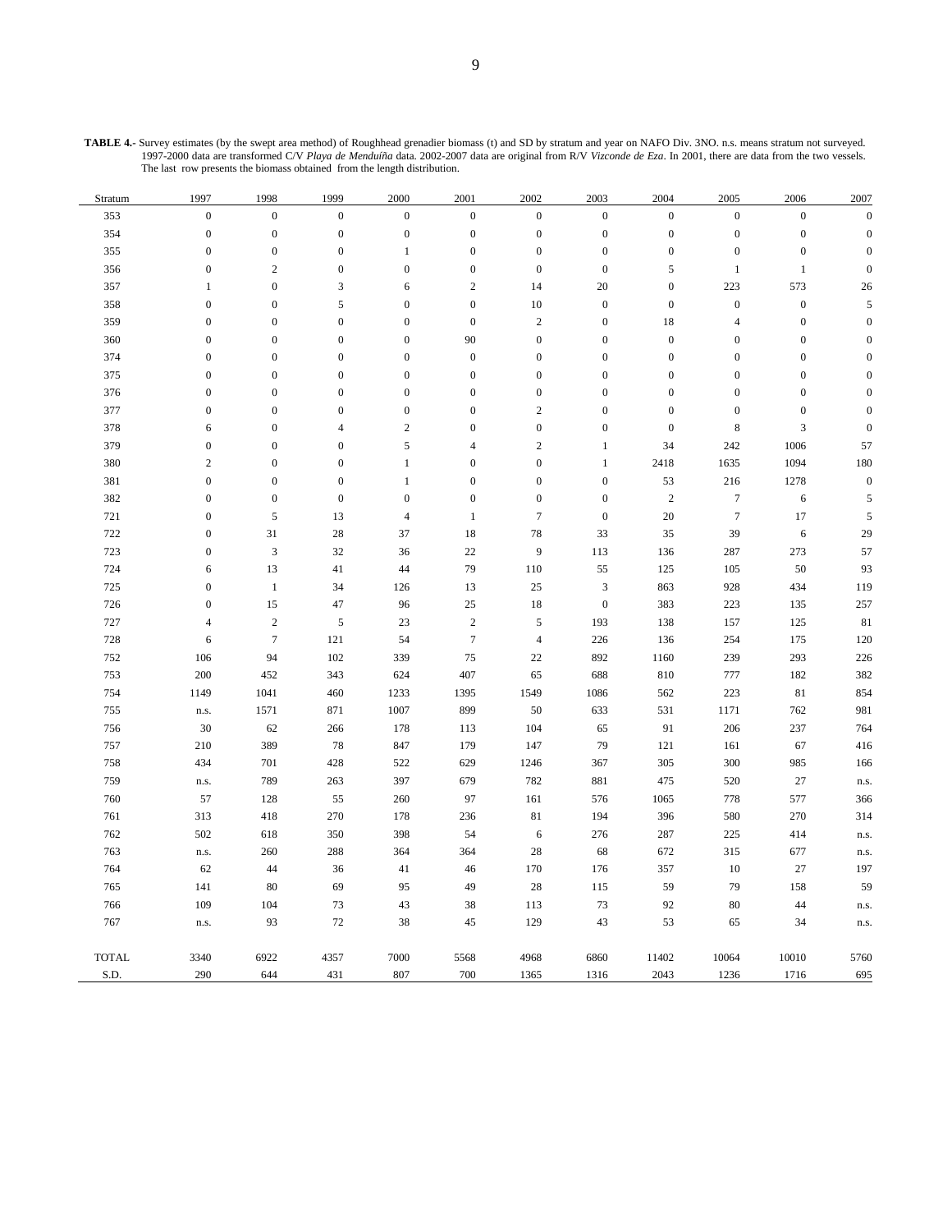**TABLE 4.-** Survey estimates (by the swept area method) of Roughhead grenadier biomass (t) and SD by stratum and year on NAFO Div. 3NO. n.s. means stratum not surveyed. 1997-2000 data are transformed C/V *Playa de Menduíña* data. 2002-2007 data are original from R/V *Vizconde de Eza*. In 2001, there are data from the two vessels. The last row presents the biomass obtained from the length distribution.

| Stratum | 1997 | 1998 | 1999 | 2000 | 2001 | 2002 | 2003 | 2004 | 2005 | 2006 | 2007 |
|---|---|---|---|---|---|---|---|---|---|---|---|
| 353 | 0 | 0 | 0 | 0 | 0 | 0 | 0 | 0 | 0 | 0 | 0 |
| 354 | 0 | 0 | 0 | 0 | 0 | 0 | 0 | 0 | 0 | 0 | 0 |
| 355 | 0 | 0 | 0 | 1 | 0 | 0 | 0 | 0 | 0 | 0 | 0 |
| 356 | 0 | 2 | 0 | 0 | 0 | 0 | 0 | 5 | 1 | 1 | 0 |
| 357 | 1 | 0 | 3 | 6 | 2 | 14 | 20 | 0 | 223 | 573 | 26 |
| 358 | 0 | 0 | 5 | 0 | 0 | 10 | 0 | 0 | 0 | 0 | 5 |
| 359 | 0 | 0 | 0 | 0 | 0 | 2 | 0 | 18 | 4 | 0 | 0 |
| 360 | 0 | 0 | 0 | 0 | 90 | 0 | 0 | 0 | 0 | 0 | 0 |
| 374 | 0 | 0 | 0 | 0 | 0 | 0 | 0 | 0 | 0 | 0 | 0 |
| 375 | 0 | 0 | 0 | 0 | 0 | 0 | 0 | 0 | 0 | 0 | 0 |
| 376 | 0 | 0 | 0 | 0 | 0 | 0 | 0 | 0 | 0 | 0 | 0 |
| 377 | 0 | 0 | 0 | 0 | 0 | 2 | 0 | 0 | 0 | 0 | 0 |
| 378 | 6 | 0 | 4 | 2 | 0 | 0 | 0 | 0 | 8 | 3 | 0 |
| 379 | 0 | 0 | 0 | 5 | 4 | 2 | 1 | 34 | 242 | 1006 | 57 |
| 380 | 2 | 0 | 0 | 1 | 0 | 0 | 1 | 2418 | 1635 | 1094 | 180 |
| 381 | 0 | 0 | 0 | 1 | 0 | 0 | 0 | 53 | 216 | 1278 | 0 |
| 382 | 0 | 0 | 0 | 0 | 0 | 0 | 0 | 2 | 7 | 6 | 5 |
| 721 | 0 | 5 | 13 | 4 | 1 | 7 | 0 | 20 | 7 | 17 | 5 |
| 722 | 0 | 31 | 28 | 37 | 18 | 78 | 33 | 35 | 39 | 6 | 29 |
| 723 | 0 | 3 | 32 | 36 | 22 | 9 | 113 | 136 | 287 | 273 | 57 |
| 724 | 6 | 13 | 41 | 44 | 79 | 110 | 55 | 125 | 105 | 50 | 93 |
| 725 | 0 | 1 | 34 | 126 | 13 | 25 | 3 | 863 | 928 | 434 | 119 |
| 726 | 0 | 15 | 47 | 96 | 25 | 18 | 0 | 383 | 223 | 135 | 257 |
| 727 | 4 | 2 | 5 | 23 | 2 | 5 | 193 | 138 | 157 | 125 | 81 |
| 728 | 6 | 7 | 121 | 54 | 7 | 4 | 226 | 136 | 254 | 175 | 120 |
| 752 | 106 | 94 | 102 | 339 | 75 | 22 | 892 | 1160 | 239 | 293 | 226 |
| 753 | 200 | 452 | 343 | 624 | 407 | 65 | 688 | 810 | 777 | 182 | 382 |
| 754 | 1149 | 1041 | 460 | 1233 | 1395 | 1549 | 1086 | 562 | 223 | 81 | 854 |
| 755 | n.s. | 1571 | 871 | 1007 | 899 | 50 | 633 | 531 | 1171 | 762 | 981 |
| 756 | 30 | 62 | 266 | 178 | 113 | 104 | 65 | 91 | 206 | 237 | 764 |
| 757 | 210 | 389 | 78 | 847 | 179 | 147 | 79 | 121 | 161 | 67 | 416 |
| 758 | 434 | 701 | 428 | 522 | 629 | 1246 | 367 | 305 | 300 | 985 | 166 |
| 759 | n.s. | 789 | 263 | 397 | 679 | 782 | 881 | 475 | 520 | 27 | n.s. |
| 760 | 57 | 128 | 55 | 260 | 97 | 161 | 576 | 1065 | 778 | 577 | 366 |
| 761 | 313 | 418 | 270 | 178 | 236 | 81 | 194 | 396 | 580 | 270 | 314 |
| 762 | 502 | 618 | 350 | 398 | 54 | 6 | 276 | 287 | 225 | 414 | n.s. |
| 763 | n.s. | 260 | 288 | 364 | 364 | 28 | 68 | 672 | 315 | 677 | n.s. |
| 764 | 62 | 44 | 36 | 41 | 46 | 170 | 176 | 357 | 10 | 27 | 197 |
| 765 | 141 | 80 | 69 | 95 | 49 | 28 | 115 | 59 | 79 | 158 | 59 |
| 766 | 109 | 104 | 73 | 43 | 38 | 113 | 73 | 92 | 80 | 44 | n.s. |
| 767 | n.s. | 93 | 72 | 38 | 45 | 129 | 43 | 53 | 65 | 34 | n.s. |
| TOTAL | 3340 | 6922 | 4357 | 7000 | 5568 | 4968 | 6860 | 11402 | 10064 | 10010 | 5760 |
| S.D. | 290 | 644 | 431 | 807 | 700 | 1365 | 1316 | 2043 | 1236 | 1716 | 695 |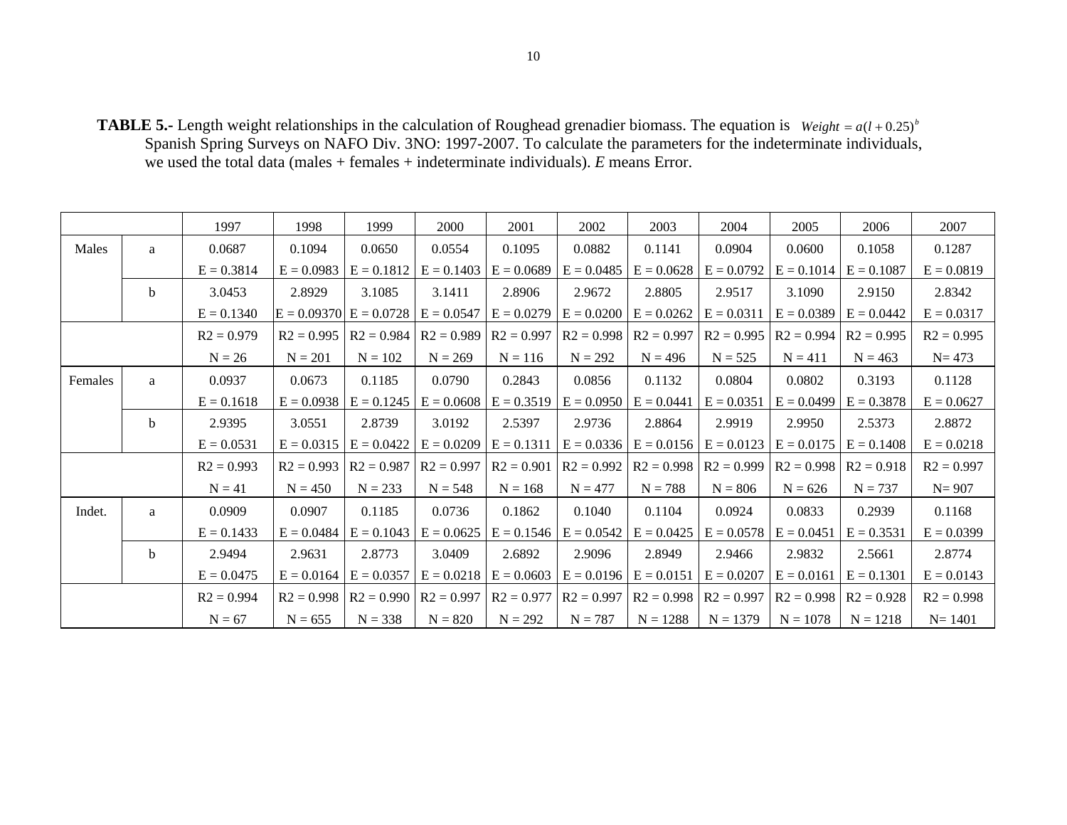**TABLE 5.-** Length weight relationships in the calculation of Roughead grenadier biomass. The equation is $Weight = a(l + 0.25)^b$ Spanish Spring Surveys on NAFO Div. 3NO: 1997-2007. To calculate the parameters for the indeterminate individuals, we used the total data (males + females + indeterminate individuals). *E* means Error.

| | | 1997 | 1998 | 1999 | 2000 | 2001 | 2002 | 2003 | 2004 | 2005 | 2006 | 2007 |
|---|---|---|---|---|---|---|---|---|---|---|---|---|
| Males | a | 0.0687 | 0.1094 | 0.0650 | 0.0554 | 0.1095 | 0.0882 | 0.1141 | 0.0904 | 0.0600 | 0.1058 | 0.1287 |
| | | E = 0.3814 | E = 0.0983 | E = 0.1812 | E = 0.1403 | E = 0.0689 | E = 0.0485 | E = 0.0628 | E = 0.0792 | E = 0.1014 | E = 0.1087 | E = 0.0819 |
| | b | 3.0453 | 2.8929 | 3.1085 | 3.1411 | 2.8906 | 2.9672 | 2.8805 | 2.9517 | 3.1090 | 2.9150 | 2.8342 |
| | | E = 0.1340 | E = 0.09370 | E = 0.0728 | E = 0.0547 | E = 0.0279 | E = 0.0200 | E = 0.0262 | E = 0.0311 | E = 0.0389 | E = 0.0442 | E = 0.0317 |
| | | R2 = 0.979 | R2 = 0.995 | R2 = 0.984 | R2 = 0.989 | R2 = 0.997 | R2 = 0.998 | R2 = 0.997 | R2 = 0.995 | R2 = 0.994 | R2 = 0.995 | R2 = 0.995 |
| | | N = 26 | N = 201 | N = 102 | N = 269 | N = 116 | N = 292 | N = 496 | N = 525 | N = 411 | N = 463 | N= 473 |
| Females | a | 0.0937 | 0.0673 | 0.1185 | 0.0790 | 0.2843 | 0.0856 | 0.1132 | 0.0804 | 0.0802 | 0.3193 | 0.1128 |
| | | E = 0.1618 | E = 0.0938 | E = 0.1245 | E = 0.0608 | E = 0.3519 | E = 0.0950 | E = 0.0441 | E = 0.0351 | E = 0.0499 | E = 0.3878 | E = 0.0627 |
| | b | 2.9395 | 3.0551 | 2.8739 | 3.0192 | 2.5397 | 2.9736 | 2.8864 | 2.9919 | 2.9950 | 2.5373 | 2.8872 |
| | | E = 0.0531 | E = 0.0315 | E = 0.0422 | E = 0.0209 | E = 0.1311 | E = 0.0336 | E = 0.0156 | E = 0.0123 | E = 0.0175 | E = 0.1408 | E = 0.0218 |
| | | R2 = 0.993 | R2 = 0.993 | R2 = 0.987 | R2 = 0.997 | R2 = 0.901 | R2 = 0.992 | R2 = 0.998 | R2 = 0.999 | R2 = 0.998 | R2 = 0.918 | R2 = 0.997 |
| | | N = 41 | N = 450 | N = 233 | N = 548 | N = 168 | N = 477 | N = 788 | N = 806 | N = 626 | N = 737 | N= 907 |
| Indet. | a | 0.0909 | 0.0907 | 0.1185 | 0.0736 | 0.1862 | 0.1040 | 0.1104 | 0.0924 | 0.0833 | 0.2939 | 0.1168 |
| | | E = 0.1433 | E = 0.0484 | E = 0.1043 | E = 0.0625 | E = 0.1546 | E = 0.0542 | E = 0.0425 | E = 0.0578 | E = 0.0451 | E = 0.3531 | E = 0.0399 |
| | b | 2.9494 | 2.9631 | 2.8773 | 3.0409 | 2.6892 | 2.9096 | 2.8949 | 2.9466 | 2.9832 | 2.5661 | 2.8774 |
| | | E = 0.0475 | E = 0.0164 | E = 0.0357 | E = 0.0218 | E = 0.0603 | E = 0.0196 | E = 0.0151 | E = 0.0207 | E = 0.0161 | E = 0.1301 | E = 0.0143 |
| | | R2 = 0.994 | R2 = 0.998 | R2 = 0.990 | R2 = 0.997 | R2 = 0.977 | R2 = 0.997 | R2 = 0.998 | R2 = 0.997 | R2 = 0.998 | R2 = 0.928 | R2 = 0.998 |
| | | N = 67 | N = 655 | N = 338 | N = 820 | N = 292 | N = 787 | N = 1288 | N = 1379 | N = 1078 | N = 1218 | N= 1401 |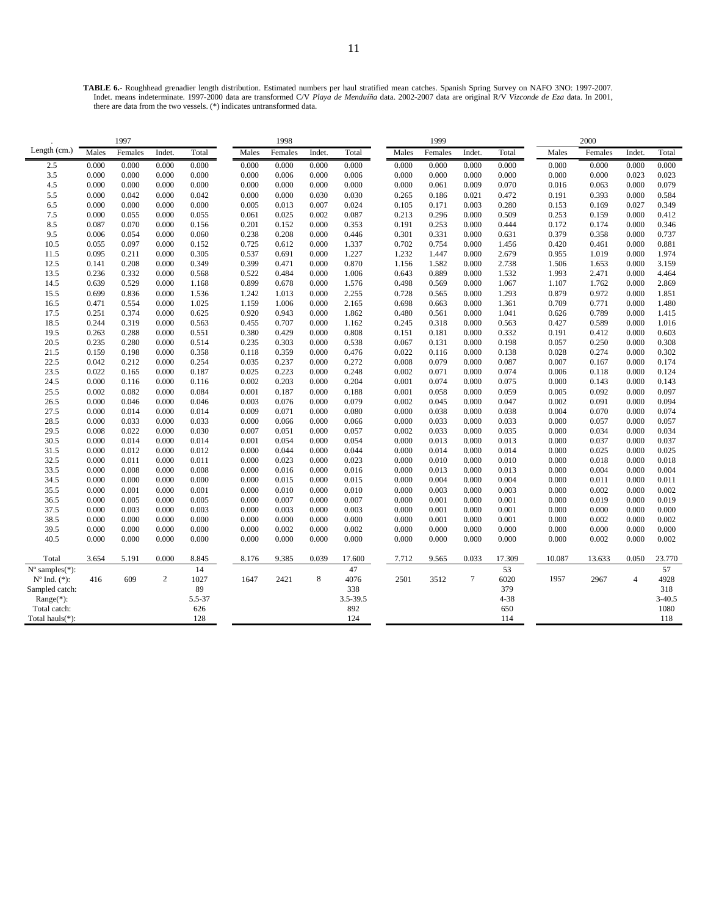**TABLE 6.-** Roughhead grenadier length distribution. Estimated numbers per haul stratified mean catches. Spanish Spring Survey on NAFO 3NO: 1997-2007. Indet. means indeterminate. 1997-2000 data are transformed C/V *Playa de Menduíña* data. 2002-2007 data are original R/V *Vizconde de Eza* data. In 2001, there are data from the two vessels. (*) indicates untransformed data.

| . | 1997 | | | | 1998 | | | | 1999 | | | | 2000 | | | |
|---|---|---|---|---|---|---|---|---|---|---|---|---|---|---|---|---|
| Length (cm.) | Males | Females | Indet. | Total | Males | Females | Indet. | Total | Males | Females | Indet. | Total | Males | Females | Indet. | Total |
| 2.5 | 0.000 | 0.000 | 0.000 | 0.000 | 0.000 | 0.000 | 0.000 | 0.000 | 0.000 | 0.000 | 0.000 | 0.000 | 0.000 | 0.000 | 0.000 | 0.000 |
| 3.5 | 0.000 | 0.000 | 0.000 | 0.000 | 0.000 | 0.006 | 0.000 | 0.006 | 0.000 | 0.000 | 0.000 | 0.000 | 0.000 | 0.000 | 0.023 | 0.023 |
| 4.5 | 0.000 | 0.000 | 0.000 | 0.000 | 0.000 | 0.000 | 0.000 | 0.000 | 0.000 | 0.061 | 0.009 | 0.070 | 0.016 | 0.063 | 0.000 | 0.079 |
| 5.5 | 0.000 | 0.042 | 0.000 | 0.042 | 0.000 | 0.000 | 0.030 | 0.030 | 0.265 | 0.186 | 0.021 | 0.472 | 0.191 | 0.393 | 0.000 | 0.584 |
| 6.5 | 0.000 | 0.000 | 0.000 | 0.000 | 0.005 | 0.013 | 0.007 | 0.024 | 0.105 | 0.171 | 0.003 | 0.280 | 0.153 | 0.169 | 0.027 | 0.349 |
| 7.5 | 0.000 | 0.055 | 0.000 | 0.055 | 0.061 | 0.025 | 0.002 | 0.087 | 0.213 | 0.296 | 0.000 | 0.509 | 0.253 | 0.159 | 0.000 | 0.412 |
| 8.5 | 0.087 | 0.070 | 0.000 | 0.156 | 0.201 | 0.152 | 0.000 | 0.353 | 0.191 | 0.253 | 0.000 | 0.444 | 0.172 | 0.174 | 0.000 | 0.346 |
| 9.5 | 0.006 | 0.054 | 0.000 | 0.060 | 0.238 | 0.208 | 0.000 | 0.446 | 0.301 | 0.331 | 0.000 | 0.631 | 0.379 | 0.358 | 0.000 | 0.737 |
| 10.5 | 0.055 | 0.097 | 0.000 | 0.152 | 0.725 | 0.612 | 0.000 | 1.337 | 0.702 | 0.754 | 0.000 | 1.456 | 0.420 | 0.461 | 0.000 | 0.881 |
| 11.5 | 0.095 | 0.211 | 0.000 | 0.305 | 0.537 | 0.691 | 0.000 | 1.227 | 1.232 | 1.447 | 0.000 | 2.679 | 0.955 | 1.019 | 0.000 | 1.974 |
| 12.5 | 0.141 | 0.208 | 0.000 | 0.349 | 0.399 | 0.471 | 0.000 | 0.870 | 1.156 | 1.582 | 0.000 | 2.738 | 1.506 | 1.653 | 0.000 | 3.159 |
| 13.5 | 0.236 | 0.332 | 0.000 | 0.568 | 0.522 | 0.484 | 0.000 | 1.006 | 0.643 | 0.889 | 0.000 | 1.532 | 1.993 | 2.471 | 0.000 | 4.464 |
| 14.5 | 0.639 | 0.529 | 0.000 | 1.168 | 0.899 | 0.678 | 0.000 | 1.576 | 0.498 | 0.569 | 0.000 | 1.067 | 1.107 | 1.762 | 0.000 | 2.869 |
| 15.5 | 0.699 | 0.836 | 0.000 | 1.536 | 1.242 | 1.013 | 0.000 | 2.255 | 0.728 | 0.565 | 0.000 | 1.293 | 0.879 | 0.972 | 0.000 | 1.851 |
| 16.5 | 0.471 | 0.554 | 0.000 | 1.025 | 1.159 | 1.006 | 0.000 | 2.165 | 0.698 | 0.663 | 0.000 | 1.361 | 0.709 | 0.771 | 0.000 | 1.480 |
| 17.5 | 0.251 | 0.374 | 0.000 | 0.625 | 0.920 | 0.943 | 0.000 | 1.862 | 0.480 | 0.561 | 0.000 | 1.041 | 0.626 | 0.789 | 0.000 | 1.415 |
| 18.5 | 0.244 | 0.319 | 0.000 | 0.563 | 0.455 | 0.707 | 0.000 | 1.162 | 0.245 | 0.318 | 0.000 | 0.563 | 0.427 | 0.589 | 0.000 | 1.016 |
| 19.5 | 0.263 | 0.288 | 0.000 | 0.551 | 0.380 | 0.429 | 0.000 | 0.808 | 0.151 | 0.181 | 0.000 | 0.332 | 0.191 | 0.412 | 0.000 | 0.603 |
| 20.5 | 0.235 | 0.280 | 0.000 | 0.514 | 0.235 | 0.303 | 0.000 | 0.538 | 0.067 | 0.131 | 0.000 | 0.198 | 0.057 | 0.250 | 0.000 | 0.308 |
| 21.5 | 0.159 | 0.198 | 0.000 | 0.358 | 0.118 | 0.359 | 0.000 | 0.476 | 0.022 | 0.116 | 0.000 | 0.138 | 0.028 | 0.274 | 0.000 | 0.302 |
| 22.5 | 0.042 | 0.212 | 0.000 | 0.254 | 0.035 | 0.237 | 0.000 | 0.272 | 0.008 | 0.079 | 0.000 | 0.087 | 0.007 | 0.167 | 0.000 | 0.174 |
| 23.5 | 0.022 | 0.165 | 0.000 | 0.187 | 0.025 | 0.223 | 0.000 | 0.248 | 0.002 | 0.071 | 0.000 | 0.074 | 0.006 | 0.118 | 0.000 | 0.124 |
| 24.5 | 0.000 | 0.116 | 0.000 | 0.116 | 0.002 | 0.203 | 0.000 | 0.204 | 0.001 | 0.074 | 0.000 | 0.075 | 0.000 | 0.143 | 0.000 | 0.143 |
| 25.5 | 0.002 | 0.082 | 0.000 | 0.084 | 0.001 | 0.187 | 0.000 | 0.188 | 0.001 | 0.058 | 0.000 | 0.059 | 0.005 | 0.092 | 0.000 | 0.097 |
| 26.5 | 0.000 | 0.046 | 0.000 | 0.046 | 0.003 | 0.076 | 0.000 | 0.079 | 0.002 | 0.045 | 0.000 | 0.047 | 0.002 | 0.091 | 0.000 | 0.094 |
| 27.5 | 0.000 | 0.014 | 0.000 | 0.014 | 0.009 | 0.071 | 0.000 | 0.080 | 0.000 | 0.038 | 0.000 | 0.038 | 0.004 | 0.070 | 0.000 | 0.074 |
| 28.5 | 0.000 | 0.033 | 0.000 | 0.033 | 0.000 | 0.066 | 0.000 | 0.066 | 0.000 | 0.033 | 0.000 | 0.033 | 0.000 | 0.057 | 0.000 | 0.057 |
| 29.5 | 0.008 | 0.022 | 0.000 | 0.030 | 0.007 | 0.051 | 0.000 | 0.057 | 0.002 | 0.033 | 0.000 | 0.035 | 0.000 | 0.034 | 0.000 | 0.034 |
| 30.5 | 0.000 | 0.014 | 0.000 | 0.014 | 0.001 | 0.054 | 0.000 | 0.054 | 0.000 | 0.013 | 0.000 | 0.013 | 0.000 | 0.037 | 0.000 | 0.037 |
| 31.5 | 0.000 | 0.012 | 0.000 | 0.012 | 0.000 | 0.044 | 0.000 | 0.044 | 0.000 | 0.014 | 0.000 | 0.014 | 0.000 | 0.025 | 0.000 | 0.025 |
| 32.5 | 0.000 | 0.011 | 0.000 | 0.011 | 0.000 | 0.023 | 0.000 | 0.023 | 0.000 | 0.010 | 0.000 | 0.010 | 0.000 | 0.018 | 0.000 | 0.018 |
| 33.5 | 0.000 | 0.008 | 0.000 | 0.008 | 0.000 | 0.016 | 0.000 | 0.016 | 0.000 | 0.013 | 0.000 | 0.013 | 0.000 | 0.004 | 0.000 | 0.004 |
| 34.5 | 0.000 | 0.000 | 0.000 | 0.000 | 0.000 | 0.015 | 0.000 | 0.015 | 0.000 | 0.004 | 0.000 | 0.004 | 0.000 | 0.011 | 0.000 | 0.011 |
| 35.5 | 0.000 | 0.001 | 0.000 | 0.001 | 0.000 | 0.010 | 0.000 | 0.010 | 0.000 | 0.003 | 0.000 | 0.003 | 0.000 | 0.002 | 0.000 | 0.002 |
| 36.5 | 0.000 | 0.005 | 0.000 | 0.005 | 0.000 | 0.007 | 0.000 | 0.007 | 0.000 | 0.001 | 0.000 | 0.001 | 0.000 | 0.019 | 0.000 | 0.019 |
| 37.5 | 0.000 | 0.003 | 0.000 | 0.003 | 0.000 | 0.003 | 0.000 | 0.003 | 0.000 | 0.001 | 0.000 | 0.001 | 0.000 | 0.000 | 0.000 | 0.000 |
| 38.5 | 0.000 | 0.000 | 0.000 | 0.000 | 0.000 | 0.000 | 0.000 | 0.000 | 0.000 | 0.001 | 0.000 | 0.001 | 0.000 | 0.002 | 0.000 | 0.002 |
| 39.5 | 0.000 | 0.000 | 0.000 | 0.000 | 0.000 | 0.002 | 0.000 | 0.002 | 0.000 | 0.000 | 0.000 | 0.000 | 0.000 | 0.000 | 0.000 | 0.000 |
| 40.5 | 0.000 | 0.000 | 0.000 | 0.000 | 0.000 | 0.000 | 0.000 | 0.000 | 0.000 | 0.000 | 0.000 | 0.000 | 0.000 | 0.002 | 0.000 | 0.002 |
| Total | 3.654 | 5.191 | 0.000 | 8.845 | 8.176 | 9.385 | 0.039 | 17.600 | 7.712 | 9.565 | 0.033 | 17.309 | 10.087 | 13.633 | 0.050 | 23.770 |
| Nº samples(*): | | | | 14 | | | | 47 | | | | 53 | | | | 57 |
| Nº Ind. (*): | 416 | 609 | 2 | 1027 | 1647 | 2421 | 8 | 4076 | 2501 | 3512 | 7 | 6020 | 1957 | 2967 | 4 | 4928 |
| Sampled catch: | | | | 89 | | | | 338 | | | | 379 | | | | 318 |
| Range(*): | | | | 5.5-37 | | | | 3.5-39.5 | | | | 4-38 | | | | 3-40.5 |
| Total catch: | | | | 626 | | | | 892 | | | | 650 | | | | 1080 |
| Total hauls(*): | | | | 128 | | | | 124 | | | | 114 | | | | 118 |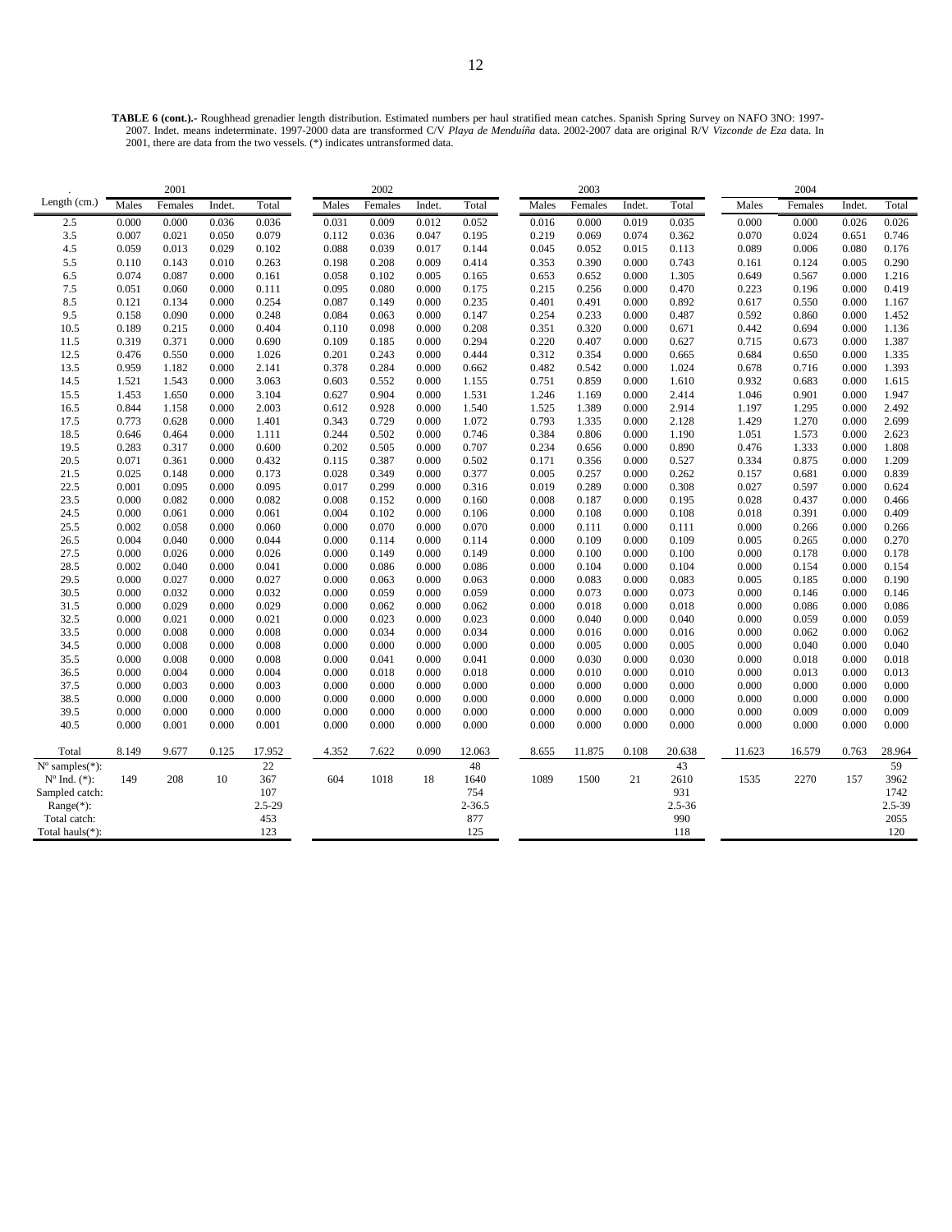**TABLE 6 (cont.).-** Roughhead grenadier length distribution. Estimated numbers per haul stratified mean catches. Spanish Spring Survey on NAFO 3NO: 1997-2007. Indet. means indeterminate. 1997-2000 data are transformed C/V *Playa de Menduíña* data. 2002-2007 data are original R/V *Vizconde de Eza* data. In 2001, there are data from the two vessels. (*) indicates untransformed data.

| . | 2001 | | | | 2002 | | | | 2003 | | | | 2004 | | | |
|---|---|---|---|---|---|---|---|---|---|---|---|---|---|---|---|---|
| Length (cm.) | Males | Females | Indet. | Total | Males | Females | Indet. | Total | Males | Females | Indet. | Total | Males | Females | Indet. | Total |
| 2.5 | 0.000 | 0.000 | 0.036 | 0.036 | 0.031 | 0.009 | 0.012 | 0.052 | 0.016 | 0.000 | 0.019 | 0.035 | 0.000 | 0.000 | 0.026 | 0.026 |
| 3.5 | 0.007 | 0.021 | 0.050 | 0.079 | 0.112 | 0.036 | 0.047 | 0.195 | 0.219 | 0.069 | 0.074 | 0.362 | 0.070 | 0.024 | 0.651 | 0.746 |
| 4.5 | 0.059 | 0.013 | 0.029 | 0.102 | 0.088 | 0.039 | 0.017 | 0.144 | 0.045 | 0.052 | 0.015 | 0.113 | 0.089 | 0.006 | 0.080 | 0.176 |
| 5.5 | 0.110 | 0.143 | 0.010 | 0.263 | 0.198 | 0.208 | 0.009 | 0.414 | 0.353 | 0.390 | 0.000 | 0.743 | 0.161 | 0.124 | 0.005 | 0.290 |
| 6.5 | 0.074 | 0.087 | 0.000 | 0.161 | 0.058 | 0.102 | 0.005 | 0.165 | 0.653 | 0.652 | 0.000 | 1.305 | 0.649 | 0.567 | 0.000 | 1.216 |
| 7.5 | 0.051 | 0.060 | 0.000 | 0.111 | 0.095 | 0.080 | 0.000 | 0.175 | 0.215 | 0.256 | 0.000 | 0.470 | 0.223 | 0.196 | 0.000 | 0.419 |
| 8.5 | 0.121 | 0.134 | 0.000 | 0.254 | 0.087 | 0.149 | 0.000 | 0.235 | 0.401 | 0.491 | 0.000 | 0.892 | 0.617 | 0.550 | 0.000 | 1.167 |
| 9.5 | 0.158 | 0.090 | 0.000 | 0.248 | 0.084 | 0.063 | 0.000 | 0.147 | 0.254 | 0.233 | 0.000 | 0.487 | 0.592 | 0.860 | 0.000 | 1.452 |
| 10.5 | 0.189 | 0.215 | 0.000 | 0.404 | 0.110 | 0.098 | 0.000 | 0.208 | 0.351 | 0.320 | 0.000 | 0.671 | 0.442 | 0.694 | 0.000 | 1.136 |
| 11.5 | 0.319 | 0.371 | 0.000 | 0.690 | 0.109 | 0.185 | 0.000 | 0.294 | 0.220 | 0.407 | 0.000 | 0.627 | 0.715 | 0.673 | 0.000 | 1.387 |
| 12.5 | 0.476 | 0.550 | 0.000 | 1.026 | 0.201 | 0.243 | 0.000 | 0.444 | 0.312 | 0.354 | 0.000 | 0.665 | 0.684 | 0.650 | 0.000 | 1.335 |
| 13.5 | 0.959 | 1.182 | 0.000 | 2.141 | 0.378 | 0.284 | 0.000 | 0.662 | 0.482 | 0.542 | 0.000 | 1.024 | 0.678 | 0.716 | 0.000 | 1.393 |
| 14.5 | 1.521 | 1.543 | 0.000 | 3.063 | 0.603 | 0.552 | 0.000 | 1.155 | 0.751 | 0.859 | 0.000 | 1.610 | 0.932 | 0.683 | 0.000 | 1.615 |
| 15.5 | 1.453 | 1.650 | 0.000 | 3.104 | 0.627 | 0.904 | 0.000 | 1.531 | 1.246 | 1.169 | 0.000 | 2.414 | 1.046 | 0.901 | 0.000 | 1.947 |
| 16.5 | 0.844 | 1.158 | 0.000 | 2.003 | 0.612 | 0.928 | 0.000 | 1.540 | 1.525 | 1.389 | 0.000 | 2.914 | 1.197 | 1.295 | 0.000 | 2.492 |
| 17.5 | 0.773 | 0.628 | 0.000 | 1.401 | 0.343 | 0.729 | 0.000 | 1.072 | 0.793 | 1.335 | 0.000 | 2.128 | 1.429 | 1.270 | 0.000 | 2.699 |
| 18.5 | 0.646 | 0.464 | 0.000 | 1.111 | 0.244 | 0.502 | 0.000 | 0.746 | 0.384 | 0.806 | 0.000 | 1.190 | 1.051 | 1.573 | 0.000 | 2.623 |
| 19.5 | 0.283 | 0.317 | 0.000 | 0.600 | 0.202 | 0.505 | 0.000 | 0.707 | 0.234 | 0.656 | 0.000 | 0.890 | 0.476 | 1.333 | 0.000 | 1.808 |
| 20.5 | 0.071 | 0.361 | 0.000 | 0.432 | 0.115 | 0.387 | 0.000 | 0.502 | 0.171 | 0.356 | 0.000 | 0.527 | 0.334 | 0.875 | 0.000 | 1.209 |
| 21.5 | 0.025 | 0.148 | 0.000 | 0.173 | 0.028 | 0.349 | 0.000 | 0.377 | 0.005 | 0.257 | 0.000 | 0.262 | 0.157 | 0.681 | 0.000 | 0.839 |
| 22.5 | 0.001 | 0.095 | 0.000 | 0.095 | 0.017 | 0.299 | 0.000 | 0.316 | 0.019 | 0.289 | 0.000 | 0.308 | 0.027 | 0.597 | 0.000 | 0.624 |
| 23.5 | 0.000 | 0.082 | 0.000 | 0.082 | 0.008 | 0.152 | 0.000 | 0.160 | 0.008 | 0.187 | 0.000 | 0.195 | 0.028 | 0.437 | 0.000 | 0.466 |
| 24.5 | 0.000 | 0.061 | 0.000 | 0.061 | 0.004 | 0.102 | 0.000 | 0.106 | 0.000 | 0.108 | 0.000 | 0.108 | 0.018 | 0.391 | 0.000 | 0.409 |
| 25.5 | 0.002 | 0.058 | 0.000 | 0.060 | 0.000 | 0.070 | 0.000 | 0.070 | 0.000 | 0.111 | 0.000 | 0.111 | 0.000 | 0.266 | 0.000 | 0.266 |
| 26.5 | 0.004 | 0.040 | 0.000 | 0.044 | 0.000 | 0.114 | 0.000 | 0.114 | 0.000 | 0.109 | 0.000 | 0.109 | 0.005 | 0.265 | 0.000 | 0.270 |
| 27.5 | 0.000 | 0.026 | 0.000 | 0.026 | 0.000 | 0.149 | 0.000 | 0.149 | 0.000 | 0.100 | 0.000 | 0.100 | 0.000 | 0.178 | 0.000 | 0.178 |
| 28.5 | 0.002 | 0.040 | 0.000 | 0.041 | 0.000 | 0.086 | 0.000 | 0.086 | 0.000 | 0.104 | 0.000 | 0.104 | 0.000 | 0.154 | 0.000 | 0.154 |
| 29.5 | 0.000 | 0.027 | 0.000 | 0.027 | 0.000 | 0.063 | 0.000 | 0.063 | 0.000 | 0.083 | 0.000 | 0.083 | 0.005 | 0.185 | 0.000 | 0.190 |
| 30.5 | 0.000 | 0.032 | 0.000 | 0.032 | 0.000 | 0.059 | 0.000 | 0.059 | 0.000 | 0.073 | 0.000 | 0.073 | 0.000 | 0.146 | 0.000 | 0.146 |
| 31.5 | 0.000 | 0.029 | 0.000 | 0.029 | 0.000 | 0.062 | 0.000 | 0.062 | 0.000 | 0.018 | 0.000 | 0.018 | 0.000 | 0.086 | 0.000 | 0.086 |
| 32.5 | 0.000 | 0.021 | 0.000 | 0.021 | 0.000 | 0.023 | 0.000 | 0.023 | 0.000 | 0.040 | 0.000 | 0.040 | 0.000 | 0.059 | 0.000 | 0.059 |
| 33.5 | 0.000 | 0.008 | 0.000 | 0.008 | 0.000 | 0.034 | 0.000 | 0.034 | 0.000 | 0.016 | 0.000 | 0.016 | 0.000 | 0.062 | 0.000 | 0.062 |
| 34.5 | 0.000 | 0.008 | 0.000 | 0.008 | 0.000 | 0.000 | 0.000 | 0.000 | 0.000 | 0.005 | 0.000 | 0.005 | 0.000 | 0.040 | 0.000 | 0.040 |
| 35.5 | 0.000 | 0.008 | 0.000 | 0.008 | 0.000 | 0.041 | 0.000 | 0.041 | 0.000 | 0.030 | 0.000 | 0.030 | 0.000 | 0.018 | 0.000 | 0.018 |
| 36.5 | 0.000 | 0.004 | 0.000 | 0.004 | 0.000 | 0.018 | 0.000 | 0.018 | 0.000 | 0.010 | 0.000 | 0.010 | 0.000 | 0.013 | 0.000 | 0.013 |
| 37.5 | 0.000 | 0.003 | 0.000 | 0.003 | 0.000 | 0.000 | 0.000 | 0.000 | 0.000 | 0.000 | 0.000 | 0.000 | 0.000 | 0.000 | 0.000 | 0.000 |
| 38.5 | 0.000 | 0.000 | 0.000 | 0.000 | 0.000 | 0.000 | 0.000 | 0.000 | 0.000 | 0.000 | 0.000 | 0.000 | 0.000 | 0.000 | 0.000 | 0.000 |
| 39.5 | 0.000 | 0.000 | 0.000 | 0.000 | 0.000 | 0.000 | 0.000 | 0.000 | 0.000 | 0.000 | 0.000 | 0.000 | 0.000 | 0.009 | 0.000 | 0.009 |
| 40.5 | 0.000 | 0.001 | 0.000 | 0.001 | 0.000 | 0.000 | 0.000 | 0.000 | 0.000 | 0.000 | 0.000 | 0.000 | 0.000 | 0.000 | 0.000 | 0.000 |
| Total | 8.149 | 9.677 | 0.125 | 17.952 | 4.352 | 7.622 | 0.090 | 12.063 | 8.655 | 11.875 | 0.108 | 20.638 | 11.623 | 16.579 | 0.763 | 28.964 |
| Nº samples(*): | | | | 22 | | | | 48 | | | | 43 | | | | 59 |
| Nº Ind. (*): | 149 | 208 | 10 | 367 | 604 | 1018 | 18 | 1640 | 1089 | 1500 | 21 | 2610 | 1535 | 2270 | 157 | 3962 |
| Sampled catch: | | | | 107 | | | | 754 | | | | 931 | | | | 1742 |
| Range(*): | | | | 2.5-29 | | | | 2-36.5 | | | | 2.5-36 | | | | 2.5-39 |
| Total catch: | | | | 453 | | | | 877 | | | | 990 | | | | 2055 |
| Total hauls(*): | | | | 123 | | | | 125 | | | | 118 | | | | 120 |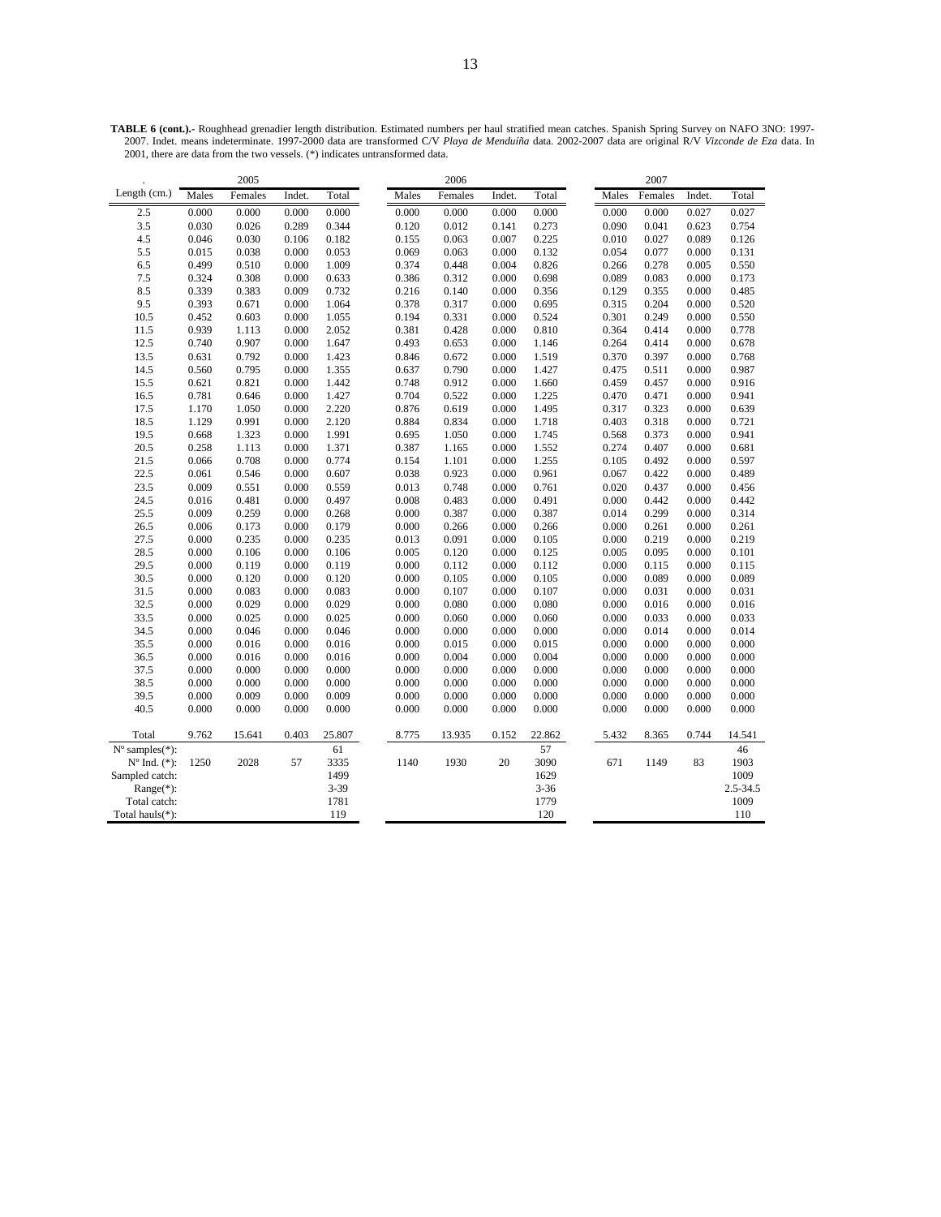**TABLE 6 (cont.).-** Roughhead grenadier length distribution. Estimated numbers per haul stratified mean catches. Spanish Spring Survey on NAFO 3NO: 1997-2007. Indet. means indeterminate. 1997-2000 data are transformed C/V *Playa de Menduíña* data. 2002-2007 data are original R/V *Vizconde de Eza* data. In 2001, there are data from the two vessels. (*) indicates untransformed data.

| . | 2005 | | | | 2006 | | | | 2007 | | | |
|---|---|---|---|---|---|---|---|---|---|---|---|---|
| Length (cm.) | Males | Females | Indet. | Total | Males | Females | Indet. | Total | Males | Females | Indet. | Total |
| 2.5 | 0.000 | 0.000 | 0.000 | 0.000 | 0.000 | 0.000 | 0.000 | 0.000 | 0.000 | 0.000 | 0.027 | 0.027 |
| 3.5 | 0.030 | 0.026 | 0.289 | 0.344 | 0.120 | 0.012 | 0.141 | 0.273 | 0.090 | 0.041 | 0.623 | 0.754 |
| 4.5 | 0.046 | 0.030 | 0.106 | 0.182 | 0.155 | 0.063 | 0.007 | 0.225 | 0.010 | 0.027 | 0.089 | 0.126 |
| 5.5 | 0.015 | 0.038 | 0.000 | 0.053 | 0.069 | 0.063 | 0.000 | 0.132 | 0.054 | 0.077 | 0.000 | 0.131 |
| 6.5 | 0.499 | 0.510 | 0.000 | 1.009 | 0.374 | 0.448 | 0.004 | 0.826 | 0.266 | 0.278 | 0.005 | 0.550 |
| 7.5 | 0.324 | 0.308 | 0.000 | 0.633 | 0.386 | 0.312 | 0.000 | 0.698 | 0.089 | 0.083 | 0.000 | 0.173 |
| 8.5 | 0.339 | 0.383 | 0.009 | 0.732 | 0.216 | 0.140 | 0.000 | 0.356 | 0.129 | 0.355 | 0.000 | 0.485 |
| 9.5 | 0.393 | 0.671 | 0.000 | 1.064 | 0.378 | 0.317 | 0.000 | 0.695 | 0.315 | 0.204 | 0.000 | 0.520 |
| 10.5 | 0.452 | 0.603 | 0.000 | 1.055 | 0.194 | 0.331 | 0.000 | 0.524 | 0.301 | 0.249 | 0.000 | 0.550 |
| 11.5 | 0.939 | 1.113 | 0.000 | 2.052 | 0.381 | 0.428 | 0.000 | 0.810 | 0.364 | 0.414 | 0.000 | 0.778 |
| 12.5 | 0.740 | 0.907 | 0.000 | 1.647 | 0.493 | 0.653 | 0.000 | 1.146 | 0.264 | 0.414 | 0.000 | 0.678 |
| 13.5 | 0.631 | 0.792 | 0.000 | 1.423 | 0.846 | 0.672 | 0.000 | 1.519 | 0.370 | 0.397 | 0.000 | 0.768 |
| 14.5 | 0.560 | 0.795 | 0.000 | 1.355 | 0.637 | 0.790 | 0.000 | 1.427 | 0.475 | 0.511 | 0.000 | 0.987 |
| 15.5 | 0.621 | 0.821 | 0.000 | 1.442 | 0.748 | 0.912 | 0.000 | 1.660 | 0.459 | 0.457 | 0.000 | 0.916 |
| 16.5 | 0.781 | 0.646 | 0.000 | 1.427 | 0.704 | 0.522 | 0.000 | 1.225 | 0.470 | 0.471 | 0.000 | 0.941 |
| 17.5 | 1.170 | 1.050 | 0.000 | 2.220 | 0.876 | 0.619 | 0.000 | 1.495 | 0.317 | 0.323 | 0.000 | 0.639 |
| 18.5 | 1.129 | 0.991 | 0.000 | 2.120 | 0.884 | 0.834 | 0.000 | 1.718 | 0.403 | 0.318 | 0.000 | 0.721 |
| 19.5 | 0.668 | 1.323 | 0.000 | 1.991 | 0.695 | 1.050 | 0.000 | 1.745 | 0.568 | 0.373 | 0.000 | 0.941 |
| 20.5 | 0.258 | 1.113 | 0.000 | 1.371 | 0.387 | 1.165 | 0.000 | 1.552 | 0.274 | 0.407 | 0.000 | 0.681 |
| 21.5 | 0.066 | 0.708 | 0.000 | 0.774 | 0.154 | 1.101 | 0.000 | 1.255 | 0.105 | 0.492 | 0.000 | 0.597 |
| 22.5 | 0.061 | 0.546 | 0.000 | 0.607 | 0.038 | 0.923 | 0.000 | 0.961 | 0.067 | 0.422 | 0.000 | 0.489 |
| 23.5 | 0.009 | 0.551 | 0.000 | 0.559 | 0.013 | 0.748 | 0.000 | 0.761 | 0.020 | 0.437 | 0.000 | 0.456 |
| 24.5 | 0.016 | 0.481 | 0.000 | 0.497 | 0.008 | 0.483 | 0.000 | 0.491 | 0.000 | 0.442 | 0.000 | 0.442 |
| 25.5 | 0.009 | 0.259 | 0.000 | 0.268 | 0.000 | 0.387 | 0.000 | 0.387 | 0.014 | 0.299 | 0.000 | 0.314 |
| 26.5 | 0.006 | 0.173 | 0.000 | 0.179 | 0.000 | 0.266 | 0.000 | 0.266 | 0.000 | 0.261 | 0.000 | 0.261 |
| 27.5 | 0.000 | 0.235 | 0.000 | 0.235 | 0.013 | 0.091 | 0.000 | 0.105 | 0.000 | 0.219 | 0.000 | 0.219 |
| 28.5 | 0.000 | 0.106 | 0.000 | 0.106 | 0.005 | 0.120 | 0.000 | 0.125 | 0.005 | 0.095 | 0.000 | 0.101 |
| 29.5 | 0.000 | 0.119 | 0.000 | 0.119 | 0.000 | 0.112 | 0.000 | 0.112 | 0.000 | 0.115 | 0.000 | 0.115 |
| 30.5 | 0.000 | 0.120 | 0.000 | 0.120 | 0.000 | 0.105 | 0.000 | 0.105 | 0.000 | 0.089 | 0.000 | 0.089 |
| 31.5 | 0.000 | 0.083 | 0.000 | 0.083 | 0.000 | 0.107 | 0.000 | 0.107 | 0.000 | 0.031 | 0.000 | 0.031 |
| 32.5 | 0.000 | 0.029 | 0.000 | 0.029 | 0.000 | 0.080 | 0.000 | 0.080 | 0.000 | 0.016 | 0.000 | 0.016 |
| 33.5 | 0.000 | 0.025 | 0.000 | 0.025 | 0.000 | 0.060 | 0.000 | 0.060 | 0.000 | 0.033 | 0.000 | 0.033 |
| 34.5 | 0.000 | 0.046 | 0.000 | 0.046 | 0.000 | 0.000 | 0.000 | 0.000 | 0.000 | 0.014 | 0.000 | 0.014 |
| 35.5 | 0.000 | 0.016 | 0.000 | 0.016 | 0.000 | 0.015 | 0.000 | 0.015 | 0.000 | 0.000 | 0.000 | 0.000 |
| 36.5 | 0.000 | 0.016 | 0.000 | 0.016 | 0.000 | 0.004 | 0.000 | 0.004 | 0.000 | 0.000 | 0.000 | 0.000 |
| 37.5 | 0.000 | 0.000 | 0.000 | 0.000 | 0.000 | 0.000 | 0.000 | 0.000 | 0.000 | 0.000 | 0.000 | 0.000 |
| 38.5 | 0.000 | 0.000 | 0.000 | 0.000 | 0.000 | 0.000 | 0.000 | 0.000 | 0.000 | 0.000 | 0.000 | 0.000 |
| 39.5 | 0.000 | 0.009 | 0.000 | 0.009 | 0.000 | 0.000 | 0.000 | 0.000 | 0.000 | 0.000 | 0.000 | 0.000 |
| 40.5 | 0.000 | 0.000 | 0.000 | 0.000 | 0.000 | 0.000 | 0.000 | 0.000 | 0.000 | 0.000 | 0.000 | 0.000 |
| Total | 9.762 | 15.641 | 0.403 | 25.807 | 8.775 | 13.935 | 0.152 | 22.862 | 5.432 | 8.365 | 0.744 | 14.541 |
| Nº samples(*): | | | | 61 | | | | 57 | | | | 46 |
| Nº Ind. (*): | 1250 | 2028 | 57 | 3335 | 1140 | 1930 | 20 | 3090 | 671 | 1149 | 83 | 1903 |
| Sampled catch: | | | | 1499 | | | | 1629 | | | | 1009 |
| Range(*): | | | | 3-39 | | | | 3-36 | | | | 2.5-34.5 |
| Total catch: | | | | 1781 | | | | 1779 | | | | 1009 |
| Total hauls(*): | | | | 119 | | | | 120 | | | | 110 |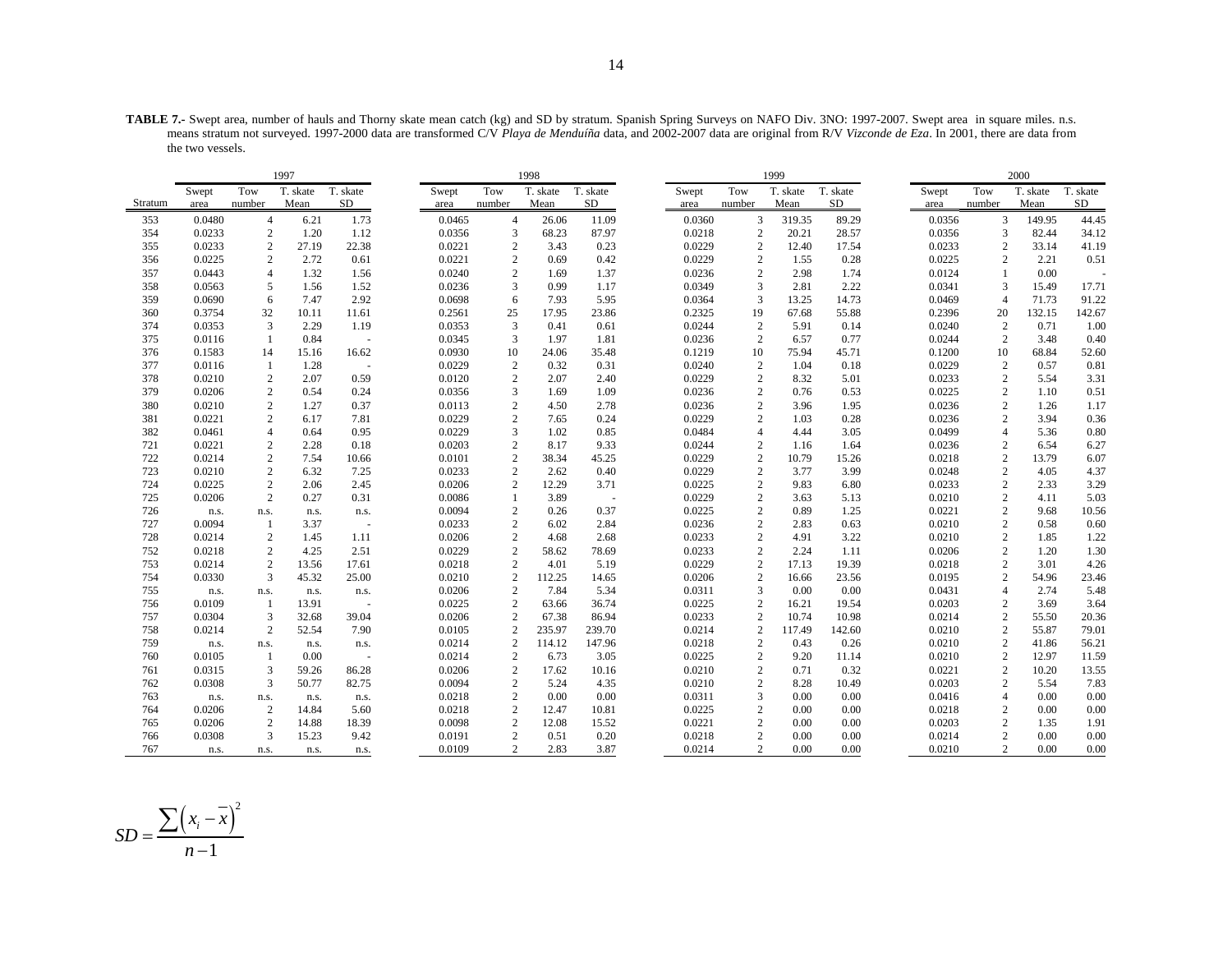**TABLE 7.-** Swept area, number of hauls and Thorny skate mean catch (kg) and SD by stratum. Spanish Spring Surveys on NAFO Div. 3NO: 1997-2007. Swept area in square miles. n.s. means stratum not surveyed. 1997-2000 data are transformed C/V *Playa de Menduíña* data, and 2002-2007 data are original from R/V *Vizconde de Eza*. In 2001, there are data from the two vessels.

| | 1997 | | | | 1998 | | | | 1999 | | | | 2000 | | | |
|---|---|---|---|---|---|---|---|---|---|---|---|---|---|---|---|---|
| Stratum | Swept area | Tow number | T. skate Mean | T. skate SD | Swept area | Tow number | T. skate Mean | T. skate SD | Swept area | Tow number | T. skate Mean | T. skate SD | Swept area | Tow number | T. skate Mean | T. skate SD |
| 353 | 0.0480 | 4 | 6.21 | 1.73 | 0.0465 | 4 | 26.06 | 11.09 | 0.0360 | 3 | 319.35 | 89.29 | 0.0356 | 3 | 149.95 | 44.45 |
| 354 | 0.0233 | 2 | 1.20 | 1.12 | 0.0356 | 3 | 68.23 | 87.97 | 0.0218 | 2 | 20.21 | 28.57 | 0.0356 | 3 | 82.44 | 34.12 |
| 355 | 0.0233 | 2 | 27.19 | 22.38 | 0.0221 | 2 | 3.43 | 0.23 | 0.0229 | 2 | 12.40 | 17.54 | 0.0233 | 2 | 33.14 | 41.19 |
| 356 | 0.0225 | 2 | 2.72 | 0.61 | 0.0221 | 2 | 0.69 | 0.42 | 0.0229 | 2 | 1.55 | 0.28 | 0.0225 | 2 | 2.21 | 0.51 |
| 357 | 0.0443 | 4 | 1.32 | 1.56 | 0.0240 | 2 | 1.69 | 1.37 | 0.0236 | 2 | 2.98 | 1.74 | 0.0124 | 1 | 0.00 | - |
| 358 | 0.0563 | 5 | 1.56 | 1.52 | 0.0236 | 3 | 0.99 | 1.17 | 0.0349 | 3 | 2.81 | 2.22 | 0.0341 | 3 | 15.49 | 17.71 |
| 359 | 0.0690 | 6 | 7.47 | 2.92 | 0.0698 | 6 | 7.93 | 5.95 | 0.0364 | 3 | 13.25 | 14.73 | 0.0469 | 4 | 71.73 | 91.22 |
| 360 | 0.3754 | 32 | 10.11 | 11.61 | 0.2561 | 25 | 17.95 | 23.86 | 0.2325 | 19 | 67.68 | 55.88 | 0.2396 | 20 | 132.15 | 142.67 |
| 374 | 0.0353 | 3 | 2.29 | 1.19 | 0.0353 | 3 | 0.41 | 0.61 | 0.0244 | 2 | 5.91 | 0.14 | 0.0240 | 2 | 0.71 | 1.00 |
| 375 | 0.0116 | 1 | 0.84 | - | 0.0345 | 3 | 1.97 | 1.81 | 0.0236 | 2 | 6.57 | 0.77 | 0.0244 | 2 | 3.48 | 0.40 |
| 376 | 0.1583 | 14 | 15.16 | 16.62 | 0.0930 | 10 | 24.06 | 35.48 | 0.1219 | 10 | 75.94 | 45.71 | 0.1200 | 10 | 68.84 | 52.60 |
| 377 | 0.0116 | 1 | 1.28 | - | 0.0229 | 2 | 0.32 | 0.31 | 0.0240 | 2 | 1.04 | 0.18 | 0.0229 | 2 | 0.57 | 0.81 |
| 378 | 0.0210 | 2 | 2.07 | 0.59 | 0.0120 | 2 | 2.07 | 2.40 | 0.0229 | 2 | 8.32 | 5.01 | 0.0233 | 2 | 5.54 | 3.31 |
| 379 | 0.0206 | 2 | 0.54 | 0.24 | 0.0356 | 3 | 1.69 | 1.09 | 0.0236 | 2 | 0.76 | 0.53 | 0.0225 | 2 | 1.10 | 0.51 |
| 380 | 0.0210 | 2 | 1.27 | 0.37 | 0.0113 | 2 | 4.50 | 2.78 | 0.0236 | 2 | 3.96 | 1.95 | 0.0236 | 2 | 1.26 | 1.17 |
| 381 | 0.0221 | 2 | 6.17 | 7.81 | 0.0229 | 2 | 7.65 | 0.24 | 0.0229 | 2 | 1.03 | 0.28 | 0.0236 | 2 | 3.94 | 0.36 |
| 382 | 0.0461 | 4 | 0.64 | 0.95 | 0.0229 | 3 | 1.02 | 0.85 | 0.0484 | 4 | 4.44 | 3.05 | 0.0499 | 4 | 5.36 | 0.80 |
| 721 | 0.0221 | 2 | 2.28 | 0.18 | 0.0203 | 2 | 8.17 | 9.33 | 0.0244 | 2 | 1.16 | 1.64 | 0.0236 | 2 | 6.54 | 6.27 |
| 722 | 0.0214 | 2 | 7.54 | 10.66 | 0.0101 | 2 | 38.34 | 45.25 | 0.0229 | 2 | 10.79 | 15.26 | 0.0218 | 2 | 13.79 | 6.07 |
| 723 | 0.0210 | 2 | 6.32 | 7.25 | 0.0233 | 2 | 2.62 | 0.40 | 0.0229 | 2 | 3.77 | 3.99 | 0.0248 | 2 | 4.05 | 4.37 |
| 724 | 0.0225 | 2 | 2.06 | 2.45 | 0.0206 | 2 | 12.29 | 3.71 | 0.0225 | 2 | 9.83 | 6.80 | 0.0233 | 2 | 2.33 | 3.29 |
| 725 | 0.0206 | 2 | 0.27 | 0.31 | 0.0086 | 1 | 3.89 | - | 0.0229 | 2 | 3.63 | 5.13 | 0.0210 | 2 | 4.11 | 5.03 |
| 726 | n.s. | n.s. | n.s. | n.s. | 0.0094 | 2 | 0.26 | 0.37 | 0.0225 | 2 | 0.89 | 1.25 | 0.0221 | 2 | 9.68 | 10.56 |
| 727 | 0.0094 | 1 | 3.37 | - | 0.0233 | 2 | 6.02 | 2.84 | 0.0236 | 2 | 2.83 | 0.63 | 0.0210 | 2 | 0.58 | 0.60 |
| 728 | 0.0214 | 2 | 1.45 | 1.11 | 0.0206 | 2 | 4.68 | 2.68 | 0.0233 | 2 | 4.91 | 3.22 | 0.0210 | 2 | 1.85 | 1.22 |
| 752 | 0.0218 | 2 | 4.25 | 2.51 | 0.0229 | 2 | 58.62 | 78.69 | 0.0233 | 2 | 2.24 | 1.11 | 0.0206 | 2 | 1.20 | 1.30 |
| 753 | 0.0214 | 2 | 13.56 | 17.61 | 0.0218 | 2 | 4.01 | 5.19 | 0.0229 | 2 | 17.13 | 19.39 | 0.0218 | 2 | 3.01 | 4.26 |
| 754 | 0.0330 | 3 | 45.32 | 25.00 | 0.0210 | 2 | 112.25 | 14.65 | 0.0206 | 2 | 16.66 | 23.56 | 0.0195 | 2 | 54.96 | 23.46 |
| 755 | n.s. | n.s. | n.s. | n.s. | 0.0206 | 2 | 7.84 | 5.34 | 0.0311 | 3 | 0.00 | 0.00 | 0.0431 | 4 | 2.74 | 5.48 |
| 756 | 0.0109 | 1 | 13.91 | - | 0.0225 | 2 | 63.66 | 36.74 | 0.0225 | 2 | 16.21 | 19.54 | 0.0203 | 2 | 3.69 | 3.64 |
| 757 | 0.0304 | 3 | 32.68 | 39.04 | 0.0206 | 2 | 67.38 | 86.94 | 0.0233 | 2 | 10.74 | 10.98 | 0.0214 | 2 | 55.50 | 20.36 |
| 758 | 0.0214 | 2 | 52.54 | 7.90 | 0.0105 | 2 | 235.97 | 239.70 | 0.0214 | 2 | 117.49 | 142.60 | 0.0210 | 2 | 55.87 | 79.01 |
| 759 | n.s. | n.s. | n.s. | n.s. | 0.0214 | 2 | 114.12 | 147.96 | 0.0218 | 2 | 0.43 | 0.26 | 0.0210 | 2 | 41.86 | 56.21 |
| 760 | 0.0105 | 1 | 0.00 | - | 0.0214 | 2 | 6.73 | 3.05 | 0.0225 | 2 | 9.20 | 11.14 | 0.0210 | 2 | 12.97 | 11.59 |
| 761 | 0.0315 | 3 | 59.26 | 86.28 | 0.0206 | 2 | 17.62 | 10.16 | 0.0210 | 2 | 0.71 | 0.32 | 0.0221 | 2 | 10.20 | 13.55 |
| 762 | 0.0308 | 3 | 50.77 | 82.75 | 0.0094 | 2 | 5.24 | 4.35 | 0.0210 | 2 | 8.28 | 10.49 | 0.0203 | 2 | 5.54 | 7.83 |
| 763 | n.s. | n.s. | n.s. | n.s. | 0.0218 | 2 | 0.00 | 0.00 | 0.0311 | 3 | 0.00 | 0.00 | 0.0416 | 4 | 0.00 | 0.00 |
| 764 | 0.0206 | 2 | 14.84 | 5.60 | 0.0218 | 2 | 12.47 | 10.81 | 0.0225 | 2 | 0.00 | 0.00 | 0.0218 | 2 | 0.00 | 0.00 |
| 765 | 0.0206 | 2 | 14.88 | 18.39 | 0.0098 | 2 | 12.08 | 15.52 | 0.0221 | 2 | 0.00 | 0.00 | 0.0203 | 2 | 1.35 | 1.91 |
| 766 | 0.0308 | 3 | 15.23 | 9.42 | 0.0191 | 2 | 0.51 | 0.20 | 0.0218 | 2 | 0.00 | 0.00 | 0.0214 | 2 | 0.00 | 0.00 |
| 767 | n.s. | n.s. | n.s. | n.s. | 0.0109 | 2 | 2.83 | 3.87 | 0.0214 | 2 | 0.00 | 0.00 | 0.0210 | 2 | 0.00 | 0.00 |

$$SD = \frac{\sum \left(x_i - \overline{x}\right)^2}{n-1}$$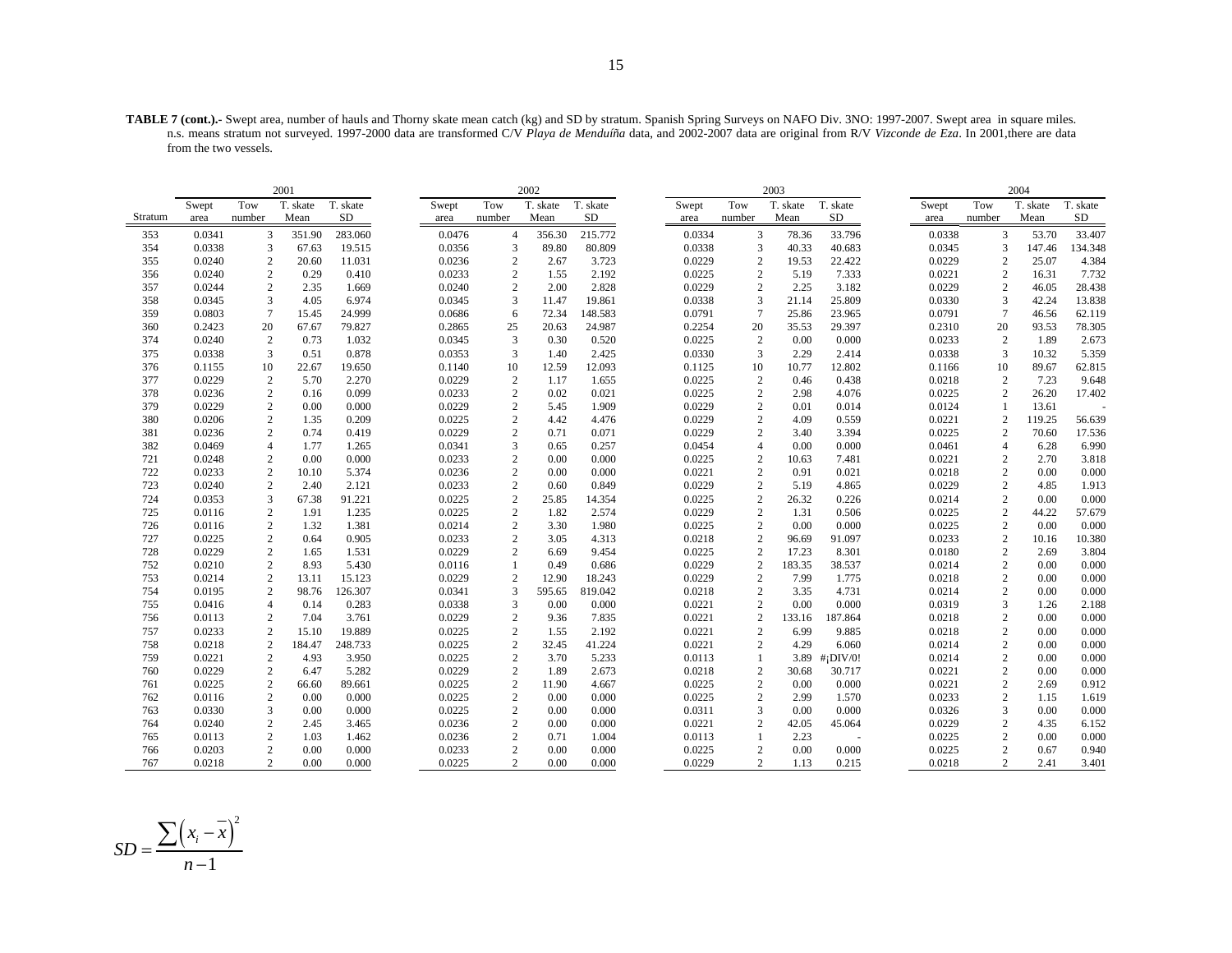**TABLE 7 (cont.).-** Swept area, number of hauls and Thorny skate mean catch (kg) and SD by stratum. Spanish Spring Surveys on NAFO Div. 3NO: 1997-2007. Swept area in square miles. n.s. means stratum not surveyed. 1997-2000 data are transformed C/V *Playa de Menduíña* data, and 2002-2007 data are original from R/V *Vizconde de Eza*. In 2001,there are data from the two vessels.

| | 2001 | | | | 2002 | | | | 2003 | | | | 2004 | | | |
|---|---|---|---|---|---|---|---|---|---|---|---|---|---|---|---|---|
| Stratum | Swept area | Tow number | T. skate Mean | T. skate SD | Swept area | Tow number | T. skate Mean | T. skate SD | Swept area | Tow number | T. skate Mean | T. skate SD | Swept area | Tow number | T. skate Mean | T. skate SD |
| 353 | 0.0341 | 3 | 351.90 | 283.060 | 0.0476 | 4 | 356.30 | 215.772 | 0.0334 | 3 | 78.36 | 33.796 | 0.0338 | 3 | 53.70 | 33.407 |
| 354 | 0.0338 | 3 | 67.63 | 19.515 | 0.0356 | 3 | 89.80 | 80.809 | 0.0338 | 3 | 40.33 | 40.683 | 0.0345 | 3 | 147.46 | 134.348 |
| 355 | 0.0240 | 2 | 20.60 | 11.031 | 0.0236 | 2 | 2.67 | 3.723 | 0.0229 | 2 | 19.53 | 22.422 | 0.0229 | 2 | 25.07 | 4.384 |
| 356 | 0.0240 | 2 | 0.29 | 0.410 | 0.0233 | 2 | 1.55 | 2.192 | 0.0225 | 2 | 5.19 | 7.333 | 0.0221 | 2 | 16.31 | 7.732 |
| 357 | 0.0244 | 2 | 2.35 | 1.669 | 0.0240 | 2 | 2.00 | 2.828 | 0.0229 | 2 | 2.25 | 3.182 | 0.0229 | 2 | 46.05 | 28.438 |
| 358 | 0.0345 | 3 | 4.05 | 6.974 | 0.0345 | 3 | 11.47 | 19.861 | 0.0338 | 3 | 21.14 | 25.809 | 0.0330 | 3 | 42.24 | 13.838 |
| 359 | 0.0803 | 7 | 15.45 | 24.999 | 0.0686 | 6 | 72.34 | 148.583 | 0.0791 | 7 | 25.86 | 23.965 | 0.0791 | 7 | 46.56 | 62.119 |
| 360 | 0.2423 | 20 | 67.67 | 79.827 | 0.2865 | 25 | 20.63 | 24.987 | 0.2254 | 20 | 35.53 | 29.397 | 0.2310 | 20 | 93.53 | 78.305 |
| 374 | 0.0240 | 2 | 0.73 | 1.032 | 0.0345 | 3 | 0.30 | 0.520 | 0.0225 | 2 | 0.00 | 0.000 | 0.0233 | 2 | 1.89 | 2.673 |
| 375 | 0.0338 | 3 | 0.51 | 0.878 | 0.0353 | 3 | 1.40 | 2.425 | 0.0330 | 3 | 2.29 | 2.414 | 0.0338 | 3 | 10.32 | 5.359 |
| 376 | 0.1155 | 10 | 22.67 | 19.650 | 0.1140 | 10 | 12.59 | 12.093 | 0.1125 | 10 | 10.77 | 12.802 | 0.1166 | 10 | 89.67 | 62.815 |
| 377 | 0.0229 | 2 | 5.70 | 2.270 | 0.0229 | 2 | 1.17 | 1.655 | 0.0225 | 2 | 0.46 | 0.438 | 0.0218 | 2 | 7.23 | 9.648 |
| 378 | 0.0236 | 2 | 0.16 | 0.099 | 0.0233 | 2 | 0.02 | 0.021 | 0.0225 | 2 | 2.98 | 4.076 | 0.0225 | 2 | 26.20 | 17.402 |
| 379 | 0.0229 | 2 | 0.00 | 0.000 | 0.0229 | 2 | 5.45 | 1.909 | 0.0229 | 2 | 0.01 | 0.014 | 0.0124 | 1 | 13.61 | - |
| 380 | 0.0206 | 2 | 1.35 | 0.209 | 0.0225 | 2 | 4.42 | 4.476 | 0.0229 | 2 | 4.09 | 0.559 | 0.0221 | 2 | 119.25 | 56.639 |
| 381 | 0.0236 | 2 | 0.74 | 0.419 | 0.0229 | 2 | 0.71 | 0.071 | 0.0229 | 2 | 3.40 | 3.394 | 0.0225 | 2 | 70.60 | 17.536 |
| 382 | 0.0469 | 4 | 1.77 | 1.265 | 0.0341 | 3 | 0.65 | 0.257 | 0.0454 | 4 | 0.00 | 0.000 | 0.0461 | 4 | 6.28 | 6.990 |
| 721 | 0.0248 | 2 | 0.00 | 0.000 | 0.0233 | 2 | 0.00 | 0.000 | 0.0225 | 2 | 10.63 | 7.481 | 0.0221 | 2 | 2.70 | 3.818 |
| 722 | 0.0233 | 2 | 10.10 | 5.374 | 0.0236 | 2 | 0.00 | 0.000 | 0.0221 | 2 | 0.91 | 0.021 | 0.0218 | 2 | 0.00 | 0.000 |
| 723 | 0.0240 | 2 | 2.40 | 2.121 | 0.0233 | 2 | 0.60 | 0.849 | 0.0229 | 2 | 5.19 | 4.865 | 0.0229 | 2 | 4.85 | 1.913 |
| 724 | 0.0353 | 3 | 67.38 | 91.221 | 0.0225 | 2 | 25.85 | 14.354 | 0.0225 | 2 | 26.32 | 0.226 | 0.0214 | 2 | 0.00 | 0.000 |
| 725 | 0.0116 | 2 | 1.91 | 1.235 | 0.0225 | 2 | 1.82 | 2.574 | 0.0229 | 2 | 1.31 | 0.506 | 0.0225 | 2 | 44.22 | 57.679 |
| 726 | 0.0116 | 2 | 1.32 | 1.381 | 0.0214 | 2 | 3.30 | 1.980 | 0.0225 | 2 | 0.00 | 0.000 | 0.0225 | 2 | 0.00 | 0.000 |
| 727 | 0.0225 | 2 | 0.64 | 0.905 | 0.0233 | 2 | 3.05 | 4.313 | 0.0218 | 2 | 96.69 | 91.097 | 0.0233 | 2 | 10.16 | 10.380 |
| 728 | 0.0229 | 2 | 1.65 | 1.531 | 0.0229 | 2 | 6.69 | 9.454 | 0.0225 | 2 | 17.23 | 8.301 | 0.0180 | 2 | 2.69 | 3.804 |
| 752 | 0.0210 | 2 | 8.93 | 5.430 | 0.0116 | 1 | 0.49 | 0.686 | 0.0229 | 2 | 183.35 | 38.537 | 0.0214 | 2 | 0.00 | 0.000 |
| 753 | 0.0214 | 2 | 13.11 | 15.123 | 0.0229 | 2 | 12.90 | 18.243 | 0.0229 | 2 | 7.99 | 1.775 | 0.0218 | 2 | 0.00 | 0.000 |
| 754 | 0.0195 | 2 | 98.76 | 126.307 | 0.0341 | 3 | 595.65 | 819.042 | 0.0218 | 2 | 3.35 | 4.731 | 0.0214 | 2 | 0.00 | 0.000 |
| 755 | 0.0416 | 4 | 0.14 | 0.283 | 0.0338 | 3 | 0.00 | 0.000 | 0.0221 | 2 | 0.00 | 0.000 | 0.0319 | 3 | 1.26 | 2.188 |
| 756 | 0.0113 | 2 | 7.04 | 3.761 | 0.0229 | 2 | 9.36 | 7.835 | 0.0221 | 2 | 133.16 | 187.864 | 0.0218 | 2 | 0.00 | 0.000 |
| 757 | 0.0233 | 2 | 15.10 | 19.889 | 0.0225 | 2 | 1.55 | 2.192 | 0.0221 | 2 | 6.99 | 9.885 | 0.0218 | 2 | 0.00 | 0.000 |
| 758 | 0.0218 | 2 | 184.47 | 248.733 | 0.0225 | 2 | 32.45 | 41.224 | 0.0221 | 2 | 4.29 | 6.060 | 0.0214 | 2 | 0.00 | 0.000 |
| 759 | 0.0221 | 2 | 4.93 | 3.950 | 0.0225 | 2 | 3.70 | 5.233 | 0.0113 | 1 | 3.89 | #¡DIV/0! | 0.0214 | 2 | 0.00 | 0.000 |
| 760 | 0.0229 | 2 | 6.47 | 5.282 | 0.0229 | 2 | 1.89 | 2.673 | 0.0218 | 2 | 30.68 | 30.717 | 0.0221 | 2 | 0.00 | 0.000 |
| 761 | 0.0225 | 2 | 66.60 | 89.661 | 0.0225 | 2 | 11.90 | 4.667 | 0.0225 | 2 | 0.00 | 0.000 | 0.0221 | 2 | 2.69 | 0.912 |
| 762 | 0.0116 | 2 | 0.00 | 0.000 | 0.0225 | 2 | 0.00 | 0.000 | 0.0225 | 2 | 2.99 | 1.570 | 0.0233 | 2 | 1.15 | 1.619 |
| 763 | 0.0330 | 3 | 0.00 | 0.000 | 0.0225 | 2 | 0.00 | 0.000 | 0.0311 | 3 | 0.00 | 0.000 | 0.0326 | 3 | 0.00 | 0.000 |
| 764 | 0.0240 | 2 | 2.45 | 3.465 | 0.0236 | 2 | 0.00 | 0.000 | 0.0221 | 2 | 42.05 | 45.064 | 0.0229 | 2 | 4.35 | 6.152 |
| 765 | 0.0113 | 2 | 1.03 | 1.462 | 0.0236 | 2 | 0.71 | 1.004 | 0.0113 | 1 | 2.23 | - | 0.0225 | 2 | 0.00 | 0.000 |
| 766 | 0.0203 | 2 | 0.00 | 0.000 | 0.0233 | 2 | 0.00 | 0.000 | 0.0225 | 2 | 0.00 | 0.000 | 0.0225 | 2 | 0.67 | 0.940 |
| 767 | 0.0218 | 2 | 0.00 | 0.000 | 0.0225 | 2 | 0.00 | 0.000 | 0.0229 | 2 | 1.13 | 0.215 | 0.0218 | 2 | 2.41 | 3.401 |

$$SD = \frac{\sum \left(x_i - \overline{x}\right)^2}{n-1}$$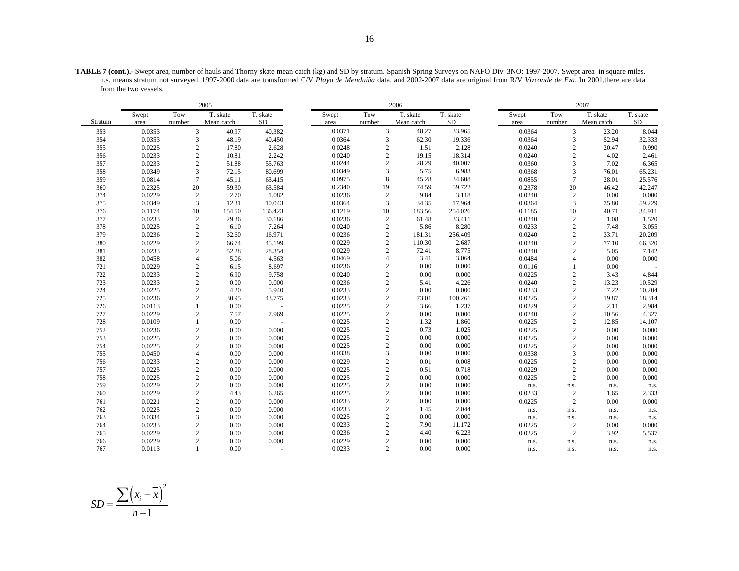**TABLE 7 (cont.).-** Swept area, number of hauls and Thorny skate mean catch (kg) and SD by stratum. Spanish Spring Surveys on NAFO Div. 3NO: 1997-2007. Swept area in square miles. n.s. means stratum not surveyed. 1997-2000 data are transformed C/V *Playa de Menduíña* data, and 2002-2007 data are original from R/V *Vizconde de Eza*. In 2001,there are data from the two vessels.

| | 2005 | | | | 2006 | | | | 2007 | | | |
|---|---|---|---|---|---|---|---|---|---|---|---|---|
| Stratum | Swept area | Tow number | T. skate Mean catch | T. skate SD | Swept area | Tow number | T. skate Mean catch | T. skate SD | Swept area | Tow number | T. skate Mean catch | T. skate SD |
| 353 | 0.0353 | 3 | 40.97 | 40.382 | 0.0371 | 3 | 48.27 | 33.965 | 0.0364 | 3 | 23.20 | 8.044 |
| 354 | 0.0353 | 3 | 48.19 | 40.450 | 0.0364 | 3 | 62.30 | 19.336 | 0.0364 | 3 | 52.94 | 32.333 |
| 355 | 0.0225 | 2 | 17.80 | 2.628 | 0.0248 | 2 | 1.51 | 2.128 | 0.0240 | 2 | 20.47 | 0.990 |
| 356 | 0.0233 | 2 | 10.81 | 2.242 | 0.0240 | 2 | 19.15 | 18.314 | 0.0240 | 2 | 4.02 | 2.461 |
| 357 | 0.0233 | 2 | 51.88 | 55.763 | 0.0244 | 2 | 28.29 | 40.007 | 0.0360 | 3 | 7.02 | 6.365 |
| 358 | 0.0349 | 3 | 72.15 | 80.699 | 0.0349 | 3 | 5.75 | 6.983 | 0.0368 | 3 | 76.01 | 65.231 |
| 359 | 0.0814 | 7 | 45.11 | 63.415 | 0.0975 | 8 | 45.28 | 34.608 | 0.0855 | 7 | 28.01 | 25.576 |
| 360 | 0.2325 | 20 | 59.30 | 63.584 | 0.2340 | 19 | 74.59 | 59.722 | 0.2378 | 20 | 46.42 | 42.247 |
| 374 | 0.0229 | 2 | 2.70 | 1.082 | 0.0236 | 2 | 9.84 | 3.118 | 0.0240 | 2 | 0.00 | 0.000 |
| 375 | 0.0349 | 3 | 12.31 | 10.043 | 0.0364 | 3 | 34.35 | 17.964 | 0.0364 | 3 | 35.80 | 59.229 |
| 376 | 0.1174 | 10 | 154.50 | 136.423 | 0.1219 | 10 | 183.56 | 254.026 | 0.1185 | 10 | 40.71 | 34.911 |
| 377 | 0.0233 | 2 | 29.36 | 30.186 | 0.0236 | 2 | 61.48 | 33.411 | 0.0240 | 2 | 1.08 | 1.520 |
| 378 | 0.0225 | 2 | 6.10 | 7.264 | 0.0240 | 2 | 5.86 | 8.280 | 0.0233 | 2 | 7.48 | 3.055 |
| 379 | 0.0236 | 2 | 32.60 | 16.971 | 0.0236 | 2 | 181.31 | 256.409 | 0.0240 | 2 | 33.71 | 20.209 |
| 380 | 0.0229 | 2 | 66.74 | 45.199 | 0.0229 | 2 | 110.30 | 2.687 | 0.0240 | 2 | 77.10 | 66.320 |
| 381 | 0.0233 | 2 | 52.28 | 28.354 | 0.0229 | 2 | 72.41 | 8.775 | 0.0240 | 2 | 5.05 | 7.142 |
| 382 | 0.0458 | 4 | 5.06 | 4.563 | 0.0469 | 4 | 3.41 | 3.064 | 0.0484 | 4 | 0.00 | 0.000 |
| 721 | 0.0229 | 2 | 6.15 | 8.697 | 0.0236 | 2 | 0.00 | 0.000 | 0.0116 | 1 | 0.00 | - |
| 722 | 0.0233 | 2 | 6.90 | 9.758 | 0.0240 | 2 | 0.00 | 0.000 | 0.0225 | 2 | 3.43 | 4.844 |
| 723 | 0.0233 | 2 | 0.00 | 0.000 | 0.0236 | 2 | 5.41 | 4.226 | 0.0240 | 2 | 13.23 | 10.529 |
| 724 | 0.0225 | 2 | 4.20 | 5.940 | 0.0233 | 2 | 0.00 | 0.000 | 0.0233 | 2 | 7.22 | 10.204 |
| 725 | 0.0236 | 2 | 30.95 | 43.775 | 0.0233 | 2 | 73.01 | 100.261 | 0.0225 | 2 | 19.87 | 18.314 |
| 726 | 0.0113 | 1 | 0.00 | - | 0.0225 | 2 | 3.66 | 1.237 | 0.0229 | 2 | 2.11 | 2.984 |
| 727 | 0.0229 | 2 | 7.57 | 7.969 | 0.0225 | 2 | 0.00 | 0.000 | 0.0240 | 2 | 10.56 | 4.327 |
| 728 | 0.0109 | 1 | 0.00 | - | 0.0225 | 2 | 1.32 | 1.860 | 0.0225 | 2 | 12.85 | 14.107 |
| 752 | 0.0236 | 2 | 0.00 | 0.000 | 0.0225 | 2 | 0.73 | 1.025 | 0.0225 | 2 | 0.00 | 0.000 |
| 753 | 0.0225 | 2 | 0.00 | 0.000 | 0.0225 | 2 | 0.00 | 0.000 | 0.0225 | 2 | 0.00 | 0.000 |
| 754 | 0.0225 | 2 | 0.00 | 0.000 | 0.0225 | 2 | 0.00 | 0.000 | 0.0225 | 2 | 0.00 | 0.000 |
| 755 | 0.0450 | 4 | 0.00 | 0.000 | 0.0338 | 3 | 0.00 | 0.000 | 0.0338 | 3 | 0.00 | 0.000 |
| 756 | 0.0233 | 2 | 0.00 | 0.000 | 0.0229 | 2 | 0.01 | 0.008 | 0.0225 | 2 | 0.00 | 0.000 |
| 757 | 0.0225 | 2 | 0.00 | 0.000 | 0.0225 | 2 | 0.51 | 0.718 | 0.0229 | 2 | 0.00 | 0.000 |
| 758 | 0.0225 | 2 | 0.00 | 0.000 | 0.0225 | 2 | 0.00 | 0.000 | 0.0225 | 2 | 0.00 | 0.000 |
| 759 | 0.0229 | 2 | 0.00 | 0.000 | 0.0225 | 2 | 0.00 | 0.000 | n.s. | n.s. | n.s. | n.s. |
| 760 | 0.0229 | 2 | 4.43 | 6.265 | 0.0225 | 2 | 0.00 | 0.000 | 0.0233 | 2 | 1.65 | 2.333 |
| 761 | 0.0221 | 2 | 0.00 | 0.000 | 0.0233 | 2 | 0.00 | 0.000 | 0.0225 | 2 | 0.00 | 0.000 |
| 762 | 0.0225 | 2 | 0.00 | 0.000 | 0.0233 | 2 | 1.45 | 2.044 | n.s. | n.s. | n.s. | n.s. |
| 763 | 0.0334 | 3 | 0.00 | 0.000 | 0.0225 | 2 | 0.00 | 0.000 | n.s. | n.s. | n.s. | n.s. |
| 764 | 0.0233 | 2 | 0.00 | 0.000 | 0.0233 | 2 | 7.90 | 11.172 | 0.0225 | 2 | 0.00 | 0.000 |
| 765 | 0.0229 | 2 | 0.00 | 0.000 | 0.0236 | 2 | 4.40 | 6.223 | 0.0225 | 2 | 3.92 | 5.537 |
| 766 | 0.0229 | 2 | 0.00 | 0.000 | 0.0229 | 2 | 0.00 | 0.000 | n.s. | n.s. | n.s. | n.s. |
| 767 | 0.0113 | 1 | 0.00 | - | 0.0233 | 2 | 0.00 | 0.000 | n.s. | n.s. | n.s. | n.s. |

$$SD = \frac{\sum \left(x_i - \overline{x}\right)^2}{n-1}$$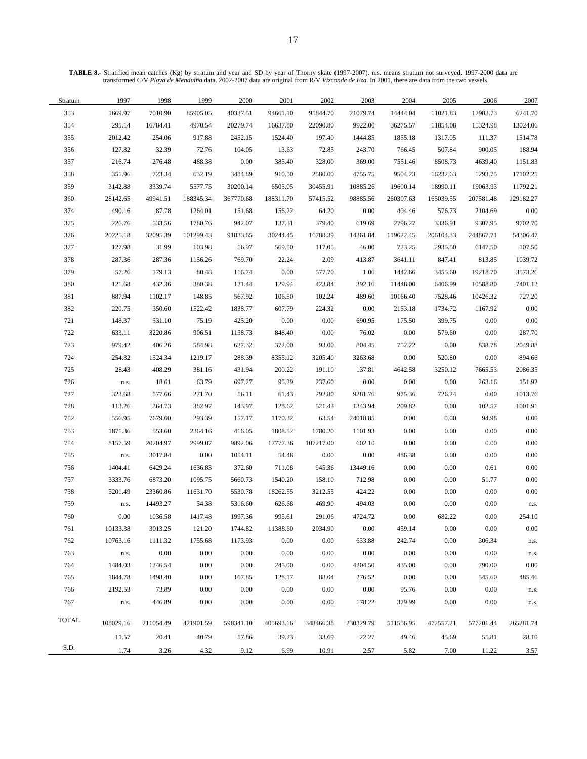**TABLE 8.-** Stratified mean catches (Kg) by stratum and year and SD by year of Thorny skate (1997-2007). n.s. means stratum not surveyed. 1997-2000 data are transformed C/V *Playa de Menduíña* data. 2002-2007 data are original from R/V *Vizconde de Eza*. In 2001, there are data from the two vessels.

| Stratum | 1997 | 1998 | 1999 | 2000 | 2001 | 2002 | 2003 | 2004 | 2005 | 2006 | 2007 |
|---|---|---|---|---|---|---|---|---|---|---|---|
| 353 | 1669.97 | 7010.90 | 85905.05 | 40337.51 | 94661.10 | 95844.70 | 21079.74 | 14444.04 | 11021.83 | 12983.73 | 6241.70 |
| 354 | 295.14 | 16784.41 | 4970.54 | 20279.74 | 16637.80 | 22090.80 | 9922.00 | 36275.57 | 11854.08 | 15324.98 | 13024.06 |
| 355 | 2012.42 | 254.06 | 917.88 | 2452.15 | 1524.40 | 197.40 | 1444.85 | 1855.18 | 1317.05 | 111.37 | 1514.78 |
| 356 | 127.82 | 32.39 | 72.76 | 104.05 | 13.63 | 72.85 | 243.70 | 766.45 | 507.84 | 900.05 | 188.94 |
| 357 | 216.74 | 276.48 | 488.38 | 0.00 | 385.40 | 328.00 | 369.00 | 7551.46 | 8508.73 | 4639.40 | 1151.83 |
| 358 | 351.96 | 223.34 | 632.19 | 3484.89 | 910.50 | 2580.00 | 4755.75 | 9504.23 | 16232.63 | 1293.75 | 17102.25 |
| 359 | 3142.88 | 3339.74 | 5577.75 | 30200.14 | 6505.05 | 30455.91 | 10885.26 | 19600.14 | 18990.11 | 19063.93 | 11792.21 |
| 360 | 28142.65 | 49941.51 | 188345.34 | 367770.68 | 188311.70 | 57415.52 | 98885.56 | 260307.63 | 165039.55 | 207581.48 | 129182.27 |
| 374 | 490.16 | 87.78 | 1264.01 | 151.68 | 156.22 | 64.20 | 0.00 | 404.46 | 576.73 | 2104.69 | 0.00 |
| 375 | 226.76 | 533.56 | 1780.76 | 942.07 | 137.31 | 379.40 | 619.69 | 2796.27 | 3336.91 | 9307.95 | 9702.70 |
| 376 | 20225.18 | 32095.39 | 101299.43 | 91833.65 | 30244.45 | 16788.39 | 14361.84 | 119622.45 | 206104.33 | 244867.71 | 54306.47 |
| 377 | 127.98 | 31.99 | 103.98 | 56.97 | 569.50 | 117.05 | 46.00 | 723.25 | 2935.50 | 6147.50 | 107.50 |
| 378 | 287.36 | 287.36 | 1156.26 | 769.70 | 22.24 | 2.09 | 413.87 | 3641.11 | 847.41 | 813.85 | 1039.72 |
| 379 | 57.26 | 179.13 | 80.48 | 116.74 | 0.00 | 577.70 | 1.06 | 1442.66 | 3455.60 | 19218.70 | 3573.26 |
| 380 | 121.68 | 432.36 | 380.38 | 121.44 | 129.94 | 423.84 | 392.16 | 11448.00 | 6406.99 | 10588.80 | 7401.12 |
| 381 | 887.94 | 1102.17 | 148.85 | 567.92 | 106.50 | 102.24 | 489.60 | 10166.40 | 7528.46 | 10426.32 | 727.20 |
| 382 | 220.75 | 350.60 | 1522.42 | 1838.77 | 607.79 | 224.32 | 0.00 | 2153.18 | 1734.72 | 1167.92 | 0.00 |
| 721 | 148.37 | 531.10 | 75.19 | 425.20 | 0.00 | 0.00 | 690.95 | 175.50 | 399.75 | 0.00 | 0.00 |
| 722 | 633.11 | 3220.86 | 906.51 | 1158.73 | 848.40 | 0.00 | 76.02 | 0.00 | 579.60 | 0.00 | 287.70 |
| 723 | 979.42 | 406.26 | 584.98 | 627.32 | 372.00 | 93.00 | 804.45 | 752.22 | 0.00 | 838.78 | 2049.88 |
| 724 | 254.82 | 1524.34 | 1219.17 | 288.39 | 8355.12 | 3205.40 | 3263.68 | 0.00 | 520.80 | 0.00 | 894.66 |
| 725 | 28.43 | 408.29 | 381.16 | 431.94 | 200.22 | 191.10 | 137.81 | 4642.58 | 3250.12 | 7665.53 | 2086.35 |
| 726 | n.s. | 18.61 | 63.79 | 697.27 | 95.29 | 237.60 | 0.00 | 0.00 | 0.00 | 263.16 | 151.92 |
| 727 | 323.68 | 577.66 | 271.70 | 56.11 | 61.43 | 292.80 | 9281.76 | 975.36 | 726.24 | 0.00 | 1013.76 |
| 728 | 113.26 | 364.73 | 382.97 | 143.97 | 128.62 | 521.43 | 1343.94 | 209.82 | 0.00 | 102.57 | 1001.91 |
| 752 | 556.95 | 7679.60 | 293.39 | 157.17 | 1170.32 | 63.54 | 24018.85 | 0.00 | 0.00 | 94.98 | 0.00 |
| 753 | 1871.36 | 553.60 | 2364.16 | 416.05 | 1808.52 | 1780.20 | 1101.93 | 0.00 | 0.00 | 0.00 | 0.00 |
| 754 | 8157.59 | 20204.97 | 2999.07 | 9892.06 | 17777.36 | 107217.00 | 602.10 | 0.00 | 0.00 | 0.00 | 0.00 |
| 755 | n.s. | 3017.84 | 0.00 | 1054.11 | 54.48 | 0.00 | 0.00 | 486.38 | 0.00 | 0.00 | 0.00 |
| 756 | 1404.41 | 6429.24 | 1636.83 | 372.60 | 711.08 | 945.36 | 13449.16 | 0.00 | 0.00 | 0.61 | 0.00 |
| 757 | 3333.76 | 6873.20 | 1095.75 | 5660.73 | 1540.20 | 158.10 | 712.98 | 0.00 | 0.00 | 51.77 | 0.00 |
| 758 | 5201.49 | 23360.86 | 11631.70 | 5530.78 | 18262.55 | 3212.55 | 424.22 | 0.00 | 0.00 | 0.00 | 0.00 |
| 759 | n.s. | 14493.27 | 54.38 | 5316.60 | 626.68 | 469.90 | 494.03 | 0.00 | 0.00 | 0.00 | n.s. |
| 760 | 0.00 | 1036.58 | 1417.48 | 1997.36 | 995.61 | 291.06 | 4724.72 | 0.00 | 682.22 | 0.00 | 254.10 |
| 761 | 10133.38 | 3013.25 | 121.20 | 1744.82 | 11388.60 | 2034.90 | 0.00 | 459.14 | 0.00 | 0.00 | 0.00 |
| 762 | 10763.16 | 1111.32 | 1755.68 | 1173.93 | 0.00 | 0.00 | 633.88 | 242.74 | 0.00 | 306.34 | n.s. |
| 763 | n.s. | 0.00 | 0.00 | 0.00 | 0.00 | 0.00 | 0.00 | 0.00 | 0.00 | 0.00 | n.s. |
| 764 | 1484.03 | 1246.54 | 0.00 | 0.00 | 245.00 | 0.00 | 4204.50 | 435.00 | 0.00 | 790.00 | 0.00 |
| 765 | 1844.78 | 1498.40 | 0.00 | 167.85 | 128.17 | 88.04 | 276.52 | 0.00 | 0.00 | 545.60 | 485.46 |
| 766 | 2192.53 | 73.89 | 0.00 | 0.00 | 0.00 | 0.00 | 0.00 | 95.76 | 0.00 | 0.00 | n.s. |
| 767 | n.s. | 446.89 | 0.00 | 0.00 | 0.00 | 0.00 | 178.22 | 379.99 | 0.00 | 0.00 | n.s. |
| TOTAL | 108029.16 | 211054.49 | 421901.59 | 598341.10 | 405693.16 | 348466.38 | 230329.79 | 511556.95 | 472557.21 | 577201.44 | 265281.74 |
| | 11.57 | 20.41 | 40.79 | 57.86 | 39.23 | 33.69 | 22.27 | 49.46 | 45.69 | 55.81 | 28.10 |
| S.D. | 1.74 | 3.26 | 4.32 | 9.12 | 6.99 | 10.91 | 2.57 | 5.82 | 7.00 | 11.22 | 3.57 |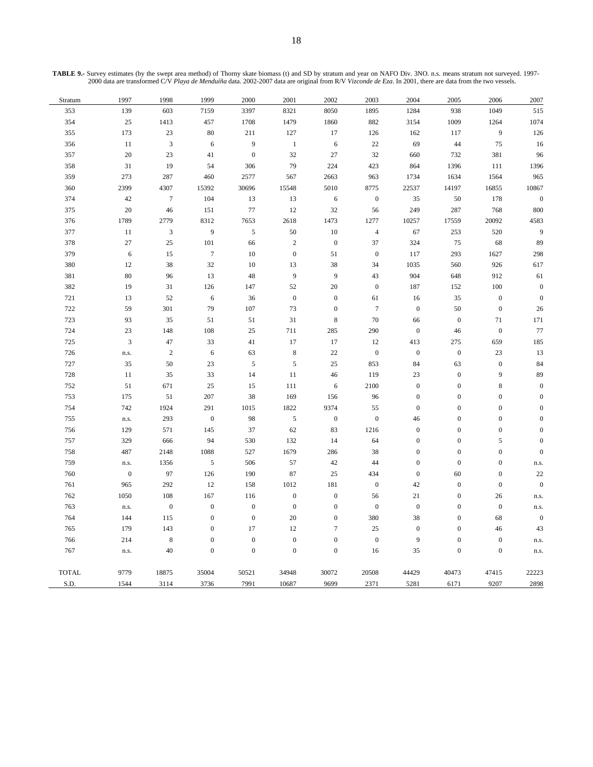**TABLE 9.-** Survey estimates (by the swept area method) of Thorny skate biomass (t) and SD by stratum and year on NAFO Div. 3NO. n.s. means stratum not surveyed. 1997-2000 data are transformed C/V *Playa de Menduíña* data. 2002-2007 data are original from R/V *Vizconde de Eza*. In 2001, there are data from the two vessels.

| Stratum | 1997 | 1998 | 1999 | 2000 | 2001 | 2002 | 2003 | 2004 | 2005 | 2006 | 2007 |
|---|---|---|---|---|---|---|---|---|---|---|---|
| 353 | 139 | 603 | 7159 | 3397 | 8321 | 8050 | 1895 | 1284 | 938 | 1049 | 515 |
| 354 | 25 | 1413 | 457 | 1708 | 1479 | 1860 | 882 | 3154 | 1009 | 1264 | 1074 |
| 355 | 173 | 23 | 80 | 211 | 127 | 17 | 126 | 162 | 117 | 9 | 126 |
| 356 | 11 | 3 | 6 | 9 | 1 | 6 | 22 | 69 | 44 | 75 | 16 |
| 357 | 20 | 23 | 41 | 0 | 32 | 27 | 32 | 660 | 732 | 381 | 96 |
| 358 | 31 | 19 | 54 | 306 | 79 | 224 | 423 | 864 | 1396 | 111 | 1396 |
| 359 | 273 | 287 | 460 | 2577 | 567 | 2663 | 963 | 1734 | 1634 | 1564 | 965 |
| 360 | 2399 | 4307 | 15392 | 30696 | 15548 | 5010 | 8775 | 22537 | 14197 | 16855 | 10867 |
| 374 | 42 | 7 | 104 | 13 | 13 | 6 | 0 | 35 | 50 | 178 | 0 |
| 375 | 20 | 46 | 151 | 77 | 12 | 32 | 56 | 249 | 287 | 768 | 800 |
| 376 | 1789 | 2779 | 8312 | 7653 | 2618 | 1473 | 1277 | 10257 | 17559 | 20092 | 4583 |
| 377 | 11 | 3 | 9 | 5 | 50 | 10 | 4 | 67 | 253 | 520 | 9 |
| 378 | 27 | 25 | 101 | 66 | 2 | 0 | 37 | 324 | 75 | 68 | 89 |
| 379 | 6 | 15 | 7 | 10 | 0 | 51 | 0 | 117 | 293 | 1627 | 298 |
| 380 | 12 | 38 | 32 | 10 | 13 | 38 | 34 | 1035 | 560 | 926 | 617 |
| 381 | 80 | 96 | 13 | 48 | 9 | 9 | 43 | 904 | 648 | 912 | 61 |
| 382 | 19 | 31 | 126 | 147 | 52 | 20 | 0 | 187 | 152 | 100 | 0 |
| 721 | 13 | 52 | 6 | 36 | 0 | 0 | 61 | 16 | 35 | 0 | 0 |
| 722 | 59 | 301 | 79 | 107 | 73 | 0 | 7 | 0 | 50 | 0 | 26 |
| 723 | 93 | 35 | 51 | 51 | 31 | 8 | 70 | 66 | 0 | 71 | 171 |
| 724 | 23 | 148 | 108 | 25 | 711 | 285 | 290 | 0 | 46 | 0 | 77 |
| 725 | 3 | 47 | 33 | 41 | 17 | 17 | 12 | 413 | 275 | 659 | 185 |
| 726 | n.s. | 2 | 6 | 63 | 8 | 22 | 0 | 0 | 0 | 23 | 13 |
| 727 | 35 | 50 | 23 | 5 | 5 | 25 | 853 | 84 | 63 | 0 | 84 |
| 728 | 11 | 35 | 33 | 14 | 11 | 46 | 119 | 23 | 0 | 9 | 89 |
| 752 | 51 | 671 | 25 | 15 | 111 | 6 | 2100 | 0 | 0 | 8 | 0 |
| 753 | 175 | 51 | 207 | 38 | 169 | 156 | 96 | 0 | 0 | 0 | 0 |
| 754 | 742 | 1924 | 291 | 1015 | 1822 | 9374 | 55 | 0 | 0 | 0 | 0 |
| 755 | n.s. | 293 | 0 | 98 | 5 | 0 | 0 | 46 | 0 | 0 | 0 |
| 756 | 129 | 571 | 145 | 37 | 62 | 83 | 1216 | 0 | 0 | 0 | 0 |
| 757 | 329 | 666 | 94 | 530 | 132 | 14 | 64 | 0 | 0 | 5 | 0 |
| 758 | 487 | 2148 | 1088 | 527 | 1679 | 286 | 38 | 0 | 0 | 0 | 0 |
| 759 | n.s. | 1356 | 5 | 506 | 57 | 42 | 44 | 0 | 0 | 0 | n.s. |
| 760 | 0 | 97 | 126 | 190 | 87 | 25 | 434 | 0 | 60 | 0 | 22 |
| 761 | 965 | 292 | 12 | 158 | 1012 | 181 | 0 | 42 | 0 | 0 | 0 |
| 762 | 1050 | 108 | 167 | 116 | 0 | 0 | 56 | 21 | 0 | 26 | n.s. |
| 763 | n.s. | 0 | 0 | 0 | 0 | 0 | 0 | 0 | 0 | 0 | n.s. |
| 764 | 144 | 115 | 0 | 0 | 20 | 0 | 380 | 38 | 0 | 68 | 0 |
| 765 | 179 | 143 | 0 | 17 | 12 | 7 | 25 | 0 | 0 | 46 | 43 |
| 766 | 214 | 8 | 0 | 0 | 0 | 0 | 0 | 9 | 0 | 0 | n.s. |
| 767 | n.s. | 40 | 0 | 0 | 0 | 0 | 16 | 35 | 0 | 0 | n.s. |
| TOTAL | 9779 | 18875 | 35004 | 50521 | 34948 | 30072 | 20508 | 44429 | 40473 | 47415 | 22223 |
| S.D. | 1544 | 3114 | 3736 | 7991 | 10687 | 9699 | 2371 | 5281 | 6171 | 9207 | 2898 |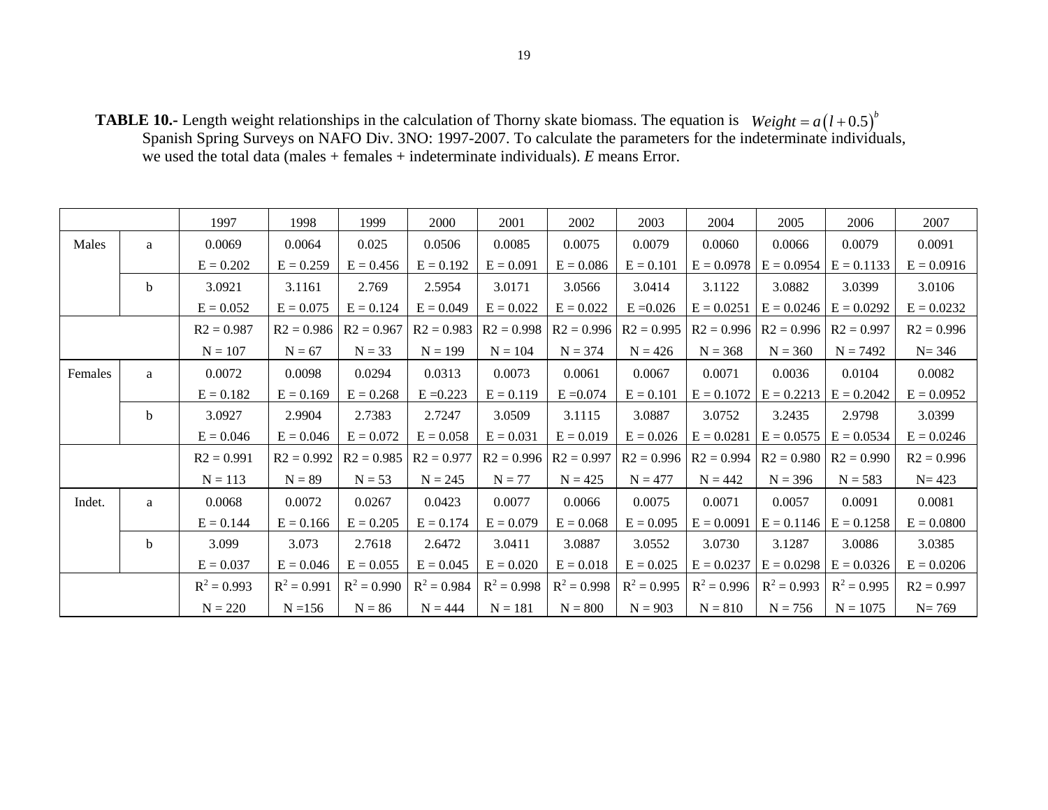**TABLE 10.-** Length weight relationships in the calculation of Thorny skate biomass. The equation is $Weight = a(l+0.5)^b$ Spanish Spring Surveys on NAFO Div. 3NO: 1997-2007. To calculate the parameters for the indeterminate individuals, we used the total data (males + females + indeterminate individuals). *E* means Error.

| | | 1997 | 1998 | 1999 | 2000 | 2001 | 2002 | 2003 | 2004 | 2005 | 2006 | 2007 |
|---|---|---|---|---|---|---|---|---|---|---|---|---|
| Males | a | 0.0069 | 0.0064 | 0.025 | 0.0506 | 0.0085 | 0.0075 | 0.0079 | 0.0060 | 0.0066 | 0.0079 | 0.0091 |
| | | E = 0.202 | E = 0.259 | E = 0.456 | E = 0.192 | E = 0.091 | E = 0.086 | E = 0.101 | E = 0.0978 | E = 0.0954 | E = 0.1133 | E = 0.0916 |
| | b | 3.0921 | 3.1161 | 2.769 | 2.5954 | 3.0171 | 3.0566 | 3.0414 | 3.1122 | 3.0882 | 3.0399 | 3.0106 |
| | | E = 0.052 | E = 0.075 | E = 0.124 | E = 0.049 | E = 0.022 | E = 0.022 | E =0.026 | E = 0.0251 | E = 0.0246 | E = 0.0292 | E = 0.0232 |
| | | R2 = 0.987 | R2 = 0.986 | R2 = 0.967 | R2 = 0.983 | R2 = 0.998 | R2 = 0.996 | R2 = 0.995 | R2 = 0.996 | R2 = 0.996 | R2 = 0.997 | R2 = 0.996 |
| | | N = 107 | N = 67 | N = 33 | N = 199 | N = 104 | N = 374 | N = 426 | N = 368 | N = 360 | N = 7492 | N= 346 |
| Females | a | 0.0072 | 0.0098 | 0.0294 | 0.0313 | 0.0073 | 0.0061 | 0.0067 | 0.0071 | 0.0036 | 0.0104 | 0.0082 |
| | | E = 0.182 | E = 0.169 | E = 0.268 | E =0.223 | E = 0.119 | E =0.074 | E = 0.101 | E = 0.1072 | E = 0.2213 | E = 0.2042 | E = 0.0952 |
| | b | 3.0927 | 2.9904 | 2.7383 | 2.7247 | 3.0509 | 3.1115 | 3.0887 | 3.0752 | 3.2435 | 2.9798 | 3.0399 |
| | | E = 0.046 | E = 0.046 | E = 0.072 | E = 0.058 | E = 0.031 | E = 0.019 | E = 0.026 | E = 0.0281 | E = 0.0575 | E = 0.0534 | E = 0.0246 |
| | | R2 = 0.991 | R2 = 0.992 | R2 = 0.985 | R2 = 0.977 | R2 = 0.996 | R2 = 0.997 | R2 = 0.996 | R2 = 0.994 | R2 = 0.980 | R2 = 0.990 | R2 = 0.996 |
| | | N = 113 | N = 89 | N = 53 | N = 245 | N = 77 | N = 425 | N = 477 | N = 442 | N = 396 | N = 583 | N= 423 |
| Indet. | a | 0.0068 | 0.0072 | 0.0267 | 0.0423 | 0.0077 | 0.0066 | 0.0075 | 0.0071 | 0.0057 | 0.0091 | 0.0081 |
| | | E = 0.144 | E = 0.166 | E = 0.205 | E = 0.174 | E = 0.079 | E = 0.068 | E = 0.095 | E = 0.0091 | E = 0.1146 | E = 0.1258 | E = 0.0800 |
| | b | 3.099 | 3.073 | 2.7618 | 2.6472 | 3.0411 | 3.0887 | 3.0552 | 3.0730 | 3.1287 | 3.0086 | 3.0385 |
| | | E = 0.037 | E = 0.046 | E = 0.055 | E = 0.045 | E = 0.020 | E = 0.018 | E = 0.025 | E = 0.0237 | E = 0.0298 | E = 0.0326 | E = 0.0206 |
| | | $R^2$ = 0.993 | $R^2$ = 0.991 | $R^2$ = 0.990 | $R^2$ = 0.984 | $R^2$ = 0.998 | $R^2$ = 0.998 | $R^2$ = 0.995 | $R^2$ = 0.996 | $R^2$ = 0.993 | $R^2$ = 0.995 | R2 = 0.997 |
| | | N = 220 | N =156 | N = 86 | N = 444 | N = 181 | N = 800 | N = 903 | N = 810 | N = 756 | N = 1075 | N= 769 |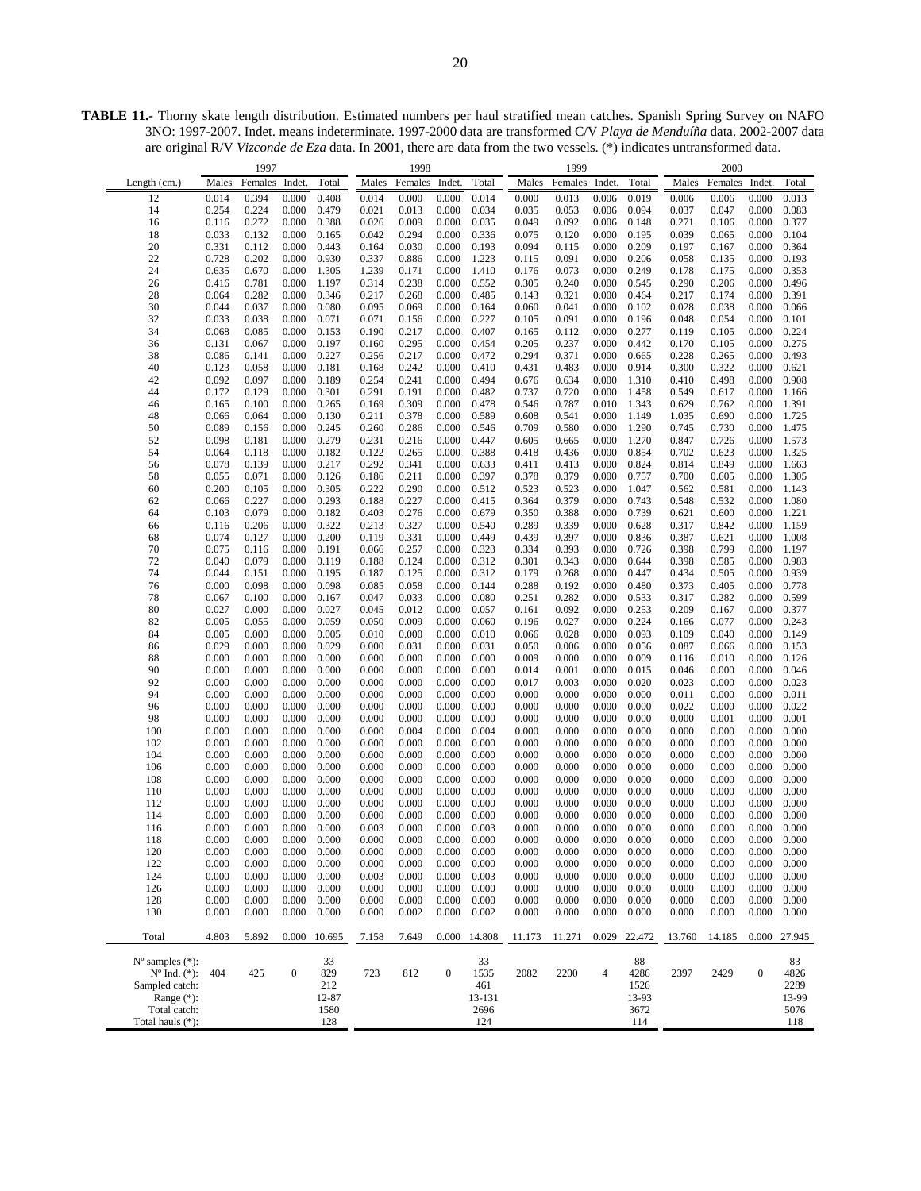**TABLE 11.-** Thorny skate length distribution. Estimated numbers per haul stratified mean catches. Spanish Spring Survey on NAFO 3NO: 1997-2007. Indet. means indeterminate. 1997-2000 data are transformed C/V *Playa de Menduíña* data. 2002-2007 data are original R/V *Vizconde de Eza* data. In 2001, there are data from the two vessels. (*) indicates untransformed data.

| | 1997 | | | | 1998 | | | | 1999 | | | | 2000 | | | |
|---|---|---|---|---|---|---|---|---|---|---|---|---|---|---|---|---|
| Length (cm.) | Males | Females | Indet. | Total | Males | Females | Indet. | Total | Males | Females | Indet. | Total | Males | Females | Indet. | Total |
| 12 | 0.014 | 0.394 | 0.000 | 0.408 | 0.014 | 0.000 | 0.000 | 0.014 | 0.000 | 0.013 | 0.006 | 0.019 | 0.006 | 0.006 | 0.000 | 0.013 |
| 14 | 0.254 | 0.224 | 0.000 | 0.479 | 0.021 | 0.013 | 0.000 | 0.034 | 0.035 | 0.053 | 0.006 | 0.094 | 0.037 | 0.047 | 0.000 | 0.083 |
| 16 | 0.116 | 0.272 | 0.000 | 0.388 | 0.026 | 0.009 | 0.000 | 0.035 | 0.049 | 0.092 | 0.006 | 0.148 | 0.271 | 0.106 | 0.000 | 0.377 |
| 18 | 0.033 | 0.132 | 0.000 | 0.165 | 0.042 | 0.294 | 0.000 | 0.336 | 0.075 | 0.120 | 0.000 | 0.195 | 0.039 | 0.065 | 0.000 | 0.104 |
| 20 | 0.331 | 0.112 | 0.000 | 0.443 | 0.164 | 0.030 | 0.000 | 0.193 | 0.094 | 0.115 | 0.000 | 0.209 | 0.197 | 0.167 | 0.000 | 0.364 |
| 22 | 0.728 | 0.202 | 0.000 | 0.930 | 0.337 | 0.886 | 0.000 | 1.223 | 0.115 | 0.091 | 0.000 | 0.206 | 0.058 | 0.135 | 0.000 | 0.193 |
| 24 | 0.635 | 0.670 | 0.000 | 1.305 | 1.239 | 0.171 | 0.000 | 1.410 | 0.176 | 0.073 | 0.000 | 0.249 | 0.178 | 0.175 | 0.000 | 0.353 |
| 26 | 0.416 | 0.781 | 0.000 | 1.197 | 0.314 | 0.238 | 0.000 | 0.552 | 0.305 | 0.240 | 0.000 | 0.545 | 0.290 | 0.206 | 0.000 | 0.496 |
| 28 | 0.064 | 0.282 | 0.000 | 0.346 | 0.217 | 0.268 | 0.000 | 0.485 | 0.143 | 0.321 | 0.000 | 0.464 | 0.217 | 0.174 | 0.000 | 0.391 |
| 30 | 0.044 | 0.037 | 0.000 | 0.080 | 0.095 | 0.069 | 0.000 | 0.164 | 0.060 | 0.041 | 0.000 | 0.102 | 0.028 | 0.038 | 0.000 | 0.066 |
| 32 | 0.033 | 0.038 | 0.000 | 0.071 | 0.071 | 0.156 | 0.000 | 0.227 | 0.105 | 0.091 | 0.000 | 0.196 | 0.048 | 0.054 | 0.000 | 0.101 |
| 34 | 0.068 | 0.085 | 0.000 | 0.153 | 0.190 | 0.217 | 0.000 | 0.407 | 0.165 | 0.112 | 0.000 | 0.277 | 0.119 | 0.105 | 0.000 | 0.224 |
| 36 | 0.131 | 0.067 | 0.000 | 0.197 | 0.160 | 0.295 | 0.000 | 0.454 | 0.205 | 0.237 | 0.000 | 0.442 | 0.170 | 0.105 | 0.000 | 0.275 |
| 38 | 0.086 | 0.141 | 0.000 | 0.227 | 0.256 | 0.217 | 0.000 | 0.472 | 0.294 | 0.371 | 0.000 | 0.665 | 0.228 | 0.265 | 0.000 | 0.493 |
| 40 | 0.123 | 0.058 | 0.000 | 0.181 | 0.168 | 0.242 | 0.000 | 0.410 | 0.431 | 0.483 | 0.000 | 0.914 | 0.300 | 0.322 | 0.000 | 0.621 |
| 42 | 0.092 | 0.097 | 0.000 | 0.189 | 0.254 | 0.241 | 0.000 | 0.494 | 0.676 | 0.634 | 0.000 | 1.310 | 0.410 | 0.498 | 0.000 | 0.908 |
| 44 | 0.172 | 0.129 | 0.000 | 0.301 | 0.291 | 0.191 | 0.000 | 0.482 | 0.737 | 0.720 | 0.000 | 1.458 | 0.549 | 0.617 | 0.000 | 1.166 |
| 46 | 0.165 | 0.100 | 0.000 | 0.265 | 0.169 | 0.309 | 0.000 | 0.478 | 0.546 | 0.787 | 0.010 | 1.343 | 0.629 | 0.762 | 0.000 | 1.391 |
| 48 | 0.066 | 0.064 | 0.000 | 0.130 | 0.211 | 0.378 | 0.000 | 0.589 | 0.608 | 0.541 | 0.000 | 1.149 | 1.035 | 0.690 | 0.000 | 1.725 |
| 50 | 0.089 | 0.156 | 0.000 | 0.245 | 0.260 | 0.286 | 0.000 | 0.546 | 0.709 | 0.580 | 0.000 | 1.290 | 0.745 | 0.730 | 0.000 | 1.475 |
| 52 | 0.098 | 0.181 | 0.000 | 0.279 | 0.231 | 0.216 | 0.000 | 0.447 | 0.605 | 0.665 | 0.000 | 1.270 | 0.847 | 0.726 | 0.000 | 1.573 |
| 54 | 0.064 | 0.118 | 0.000 | 0.182 | 0.122 | 0.265 | 0.000 | 0.388 | 0.418 | 0.436 | 0.000 | 0.854 | 0.702 | 0.623 | 0.000 | 1.325 |
| 56 | 0.078 | 0.139 | 0.000 | 0.217 | 0.292 | 0.341 | 0.000 | 0.633 | 0.411 | 0.413 | 0.000 | 0.824 | 0.814 | 0.849 | 0.000 | 1.663 |
| 58 | 0.055 | 0.071 | 0.000 | 0.126 | 0.186 | 0.211 | 0.000 | 0.397 | 0.378 | 0.379 | 0.000 | 0.757 | 0.700 | 0.605 | 0.000 | 1.305 |
| 60 | 0.200 | 0.105 | 0.000 | 0.305 | 0.222 | 0.290 | 0.000 | 0.512 | 0.523 | 0.523 | 0.000 | 1.047 | 0.562 | 0.581 | 0.000 | 1.143 |
| 62 | 0.066 | 0.227 | 0.000 | 0.293 | 0.188 | 0.227 | 0.000 | 0.415 | 0.364 | 0.379 | 0.000 | 0.743 | 0.548 | 0.532 | 0.000 | 1.080 |
| 64 | 0.103 | 0.079 | 0.000 | 0.182 | 0.403 | 0.276 | 0.000 | 0.679 | 0.350 | 0.388 | 0.000 | 0.739 | 0.621 | 0.600 | 0.000 | 1.221 |
| 66 | 0.116 | 0.206 | 0.000 | 0.322 | 0.213 | 0.327 | 0.000 | 0.540 | 0.289 | 0.339 | 0.000 | 0.628 | 0.317 | 0.842 | 0.000 | 1.159 |
| 68 | 0.074 | 0.127 | 0.000 | 0.200 | 0.119 | 0.331 | 0.000 | 0.449 | 0.439 | 0.397 | 0.000 | 0.836 | 0.387 | 0.621 | 0.000 | 1.008 |
| 70 | 0.075 | 0.116 | 0.000 | 0.191 | 0.066 | 0.257 | 0.000 | 0.323 | 0.334 | 0.393 | 0.000 | 0.726 | 0.398 | 0.799 | 0.000 | 1.197 |
| 72 | 0.040 | 0.079 | 0.000 | 0.119 | 0.188 | 0.124 | 0.000 | 0.312 | 0.301 | 0.343 | 0.000 | 0.644 | 0.398 | 0.585 | 0.000 | 0.983 |
| 74 | 0.044 | 0.151 | 0.000 | 0.195 | 0.187 | 0.125 | 0.000 | 0.312 | 0.179 | 0.268 | 0.000 | 0.447 | 0.434 | 0.505 | 0.000 | 0.939 |
| 76 | 0.000 | 0.098 | 0.000 | 0.098 | 0.085 | 0.058 | 0.000 | 0.144 | 0.288 | 0.192 | 0.000 | 0.480 | 0.373 | 0.405 | 0.000 | 0.778 |
| 78 | 0.067 | 0.100 | 0.000 | 0.167 | 0.047 | 0.033 | 0.000 | 0.080 | 0.251 | 0.282 | 0.000 | 0.533 | 0.317 | 0.282 | 0.000 | 0.599 |
| 80 | 0.027 | 0.000 | 0.000 | 0.027 | 0.045 | 0.012 | 0.000 | 0.057 | 0.161 | 0.092 | 0.000 | 0.253 | 0.209 | 0.167 | 0.000 | 0.377 |
| 82 | 0.005 | 0.055 | 0.000 | 0.059 | 0.050 | 0.009 | 0.000 | 0.060 | 0.196 | 0.027 | 0.000 | 0.224 | 0.166 | 0.077 | 0.000 | 0.243 |
| 84 | 0.005 | 0.000 | 0.000 | 0.005 | 0.010 | 0.000 | 0.000 | 0.010 | 0.066 | 0.028 | 0.000 | 0.093 | 0.109 | 0.040 | 0.000 | 0.149 |
| 86 | 0.029 | 0.000 | 0.000 | 0.029 | 0.000 | 0.031 | 0.000 | 0.031 | 0.050 | 0.006 | 0.000 | 0.056 | 0.087 | 0.066 | 0.000 | 0.153 |
| 88 | 0.000 | 0.000 | 0.000 | 0.000 | 0.000 | 0.000 | 0.000 | 0.000 | 0.009 | 0.000 | 0.000 | 0.009 | 0.116 | 0.010 | 0.000 | 0.126 |
| 90 | 0.000 | 0.000 | 0.000 | 0.000 | 0.000 | 0.000 | 0.000 | 0.000 | 0.014 | 0.001 | 0.000 | 0.015 | 0.046 | 0.000 | 0.000 | 0.046 |
| 92 | 0.000 | 0.000 | 0.000 | 0.000 | 0.000 | 0.000 | 0.000 | 0.000 | 0.017 | 0.003 | 0.000 | 0.020 | 0.023 | 0.000 | 0.000 | 0.023 |
| 94 | 0.000 | 0.000 | 0.000 | 0.000 | 0.000 | 0.000 | 0.000 | 0.000 | 0.000 | 0.000 | 0.000 | 0.000 | 0.011 | 0.000 | 0.000 | 0.011 |
| 96 | 0.000 | 0.000 | 0.000 | 0.000 | 0.000 | 0.000 | 0.000 | 0.000 | 0.000 | 0.000 | 0.000 | 0.000 | 0.022 | 0.000 | 0.000 | 0.022 |
| 98 | 0.000 | 0.000 | 0.000 | 0.000 | 0.000 | 0.000 | 0.000 | 0.000 | 0.000 | 0.000 | 0.000 | 0.000 | 0.000 | 0.001 | 0.000 | 0.001 |
| 100 | 0.000 | 0.000 | 0.000 | 0.000 | 0.000 | 0.004 | 0.000 | 0.004 | 0.000 | 0.000 | 0.000 | 0.000 | 0.000 | 0.000 | 0.000 | 0.000 |
| 102 | 0.000 | 0.000 | 0.000 | 0.000 | 0.000 | 0.000 | 0.000 | 0.000 | 0.000 | 0.000 | 0.000 | 0.000 | 0.000 | 0.000 | 0.000 | 0.000 |
| 104 | 0.000 | 0.000 | 0.000 | 0.000 | 0.000 | 0.000 | 0.000 | 0.000 | 0.000 | 0.000 | 0.000 | 0.000 | 0.000 | 0.000 | 0.000 | 0.000 |
| 106 | 0.000 | 0.000 | 0.000 | 0.000 | 0.000 | 0.000 | 0.000 | 0.000 | 0.000 | 0.000 | 0.000 | 0.000 | 0.000 | 0.000 | 0.000 | 0.000 |
| 108 | 0.000 | 0.000 | 0.000 | 0.000 | 0.000 | 0.000 | 0.000 | 0.000 | 0.000 | 0.000 | 0.000 | 0.000 | 0.000 | 0.000 | 0.000 | 0.000 |
| 110 | 0.000 | 0.000 | 0.000 | 0.000 | 0.000 | 0.000 | 0.000 | 0.000 | 0.000 | 0.000 | 0.000 | 0.000 | 0.000 | 0.000 | 0.000 | 0.000 |
| 112 | 0.000 | 0.000 | 0.000 | 0.000 | 0.000 | 0.000 | 0.000 | 0.000 | 0.000 | 0.000 | 0.000 | 0.000 | 0.000 | 0.000 | 0.000 | 0.000 |
| 114 | 0.000 | 0.000 | 0.000 | 0.000 | 0.000 | 0.000 | 0.000 | 0.000 | 0.000 | 0.000 | 0.000 | 0.000 | 0.000 | 0.000 | 0.000 | 0.000 |
| 116 | 0.000 | 0.000 | 0.000 | 0.000 | 0.003 | 0.000 | 0.000 | 0.003 | 0.000 | 0.000 | 0.000 | 0.000 | 0.000 | 0.000 | 0.000 | 0.000 |
| 118 | 0.000 | 0.000 | 0.000 | 0.000 | 0.000 | 0.000 | 0.000 | 0.000 | 0.000 | 0.000 | 0.000 | 0.000 | 0.000 | 0.000 | 0.000 | 0.000 |
| 120 | 0.000 | 0.000 | 0.000 | 0.000 | 0.000 | 0.000 | 0.000 | 0.000 | 0.000 | 0.000 | 0.000 | 0.000 | 0.000 | 0.000 | 0.000 | 0.000 |
| 122 | 0.000 | 0.000 | 0.000 | 0.000 | 0.000 | 0.000 | 0.000 | 0.000 | 0.000 | 0.000 | 0.000 | 0.000 | 0.000 | 0.000 | 0.000 | 0.000 |
| 124 | 0.000 | 0.000 | 0.000 | 0.000 | 0.003 | 0.000 | 0.000 | 0.003 | 0.000 | 0.000 | 0.000 | 0.000 | 0.000 | 0.000 | 0.000 | 0.000 |
| 126 | 0.000 | 0.000 | 0.000 | 0.000 | 0.000 | 0.000 | 0.000 | 0.000 | 0.000 | 0.000 | 0.000 | 0.000 | 0.000 | 0.000 | 0.000 | 0.000 |
| 128 | 0.000 | 0.000 | 0.000 | 0.000 | 0.000 | 0.000 | 0.000 | 0.000 | 0.000 | 0.000 | 0.000 | 0.000 | 0.000 | 0.000 | 0.000 | 0.000 |
| 130 | 0.000 | 0.000 | 0.000 | 0.000 | 0.000 | 0.002 | 0.000 | 0.002 | 0.000 | 0.000 | 0.000 | 0.000 | 0.000 | 0.000 | 0.000 | 0.000 |
| Total | 4.803 | 5.892 | 0.000 | 10.695 | 7.158 | 7.649 | 0.000 | 14.808 | 11.173 | 11.271 | 0.029 | 22.472 | 13.760 | 14.185 | 0.000 | 27.945 |
| Nº samples (*): | | | | 33 | | | | 33 | | | | 88 | | | | 83 |
| Nº Ind. (*): | 404 | 425 | 0 | 829 | 723 | 812 | 0 | 1535 | 2082 | 2200 | 4 | 4286 | 2397 | 2429 | 0 | 4826 |
| Sampled catch: | | | | 212 | | | | 461 | | | | 1526 | | | | 2289 |
| Range (*): | | | | 12-87 | | | | 13-131 | | | | 13-93 | | | | 13-99 |
| Total catch: | | | | 1580 | | | | 2696 | | | | 3672 | | | | 5076 |
| Total hauls (*): | | | | 128 | | | | 124 | | | | 114 | | | | 118 |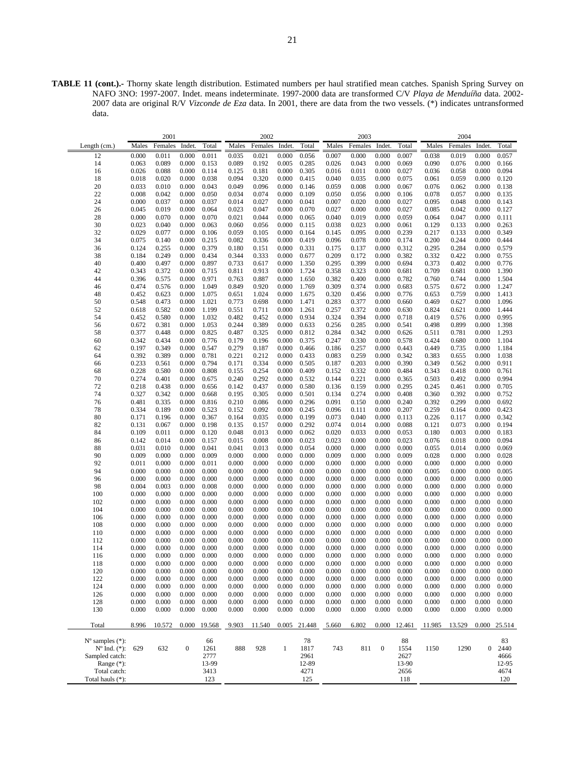**TABLE 11 (cont.).-** Thorny skate length distribution. Estimated numbers per haul stratified mean catches. Spanish Spring Survey on NAFO 3NO: 1997-2007. Indet. means indeterminate. 1997-2000 data are transformed C/V *Playa de Menduíña* data. 2002-2007 data are original R/V *Vizconde de Eza* data. In 2001, there are data from the two vessels. (*) indicates untransformed data.

| | 2001 | | | | 2002 | | | | 2003 | | | | 2004 | | | |
|---|---|---|---|---|---|---|---|---|---|---|---|---|---|---|---|---|
| Length (cm.) | Males | Females | Indet. | Total | Males | Females | Indet. | Total | Males | Females | Indet. | Total | Males | Females | Indet. | Total |
| 12 | 0.000 | 0.011 | 0.000 | 0.011 | 0.035 | 0.021 | 0.000 | 0.056 | 0.007 | 0.000 | 0.000 | 0.007 | 0.038 | 0.019 | 0.000 | 0.057 |
| 14 | 0.063 | 0.089 | 0.000 | 0.153 | 0.089 | 0.192 | 0.005 | 0.285 | 0.026 | 0.043 | 0.000 | 0.069 | 0.090 | 0.076 | 0.000 | 0.166 |
| 16 | 0.026 | 0.088 | 0.000 | 0.114 | 0.125 | 0.181 | 0.000 | 0.305 | 0.016 | 0.011 | 0.000 | 0.027 | 0.036 | 0.058 | 0.000 | 0.094 |
| 18 | 0.018 | 0.020 | 0.000 | 0.038 | 0.094 | 0.320 | 0.000 | 0.415 | 0.040 | 0.035 | 0.000 | 0.075 | 0.061 | 0.059 | 0.000 | 0.120 |
| 20 | 0.033 | 0.010 | 0.000 | 0.043 | 0.049 | 0.096 | 0.000 | 0.146 | 0.059 | 0.008 | 0.000 | 0.067 | 0.076 | 0.062 | 0.000 | 0.138 |
| 22 | 0.008 | 0.042 | 0.000 | 0.050 | 0.034 | 0.074 | 0.000 | 0.109 | 0.050 | 0.056 | 0.000 | 0.106 | 0.078 | 0.057 | 0.000 | 0.135 |
| 24 | 0.000 | 0.037 | 0.000 | 0.037 | 0.014 | 0.027 | 0.000 | 0.041 | 0.007 | 0.020 | 0.000 | 0.027 | 0.095 | 0.048 | 0.000 | 0.143 |
| 26 | 0.045 | 0.019 | 0.000 | 0.064 | 0.023 | 0.047 | 0.000 | 0.070 | 0.027 | 0.000 | 0.000 | 0.027 | 0.085 | 0.042 | 0.000 | 0.127 |
| 28 | 0.000 | 0.070 | 0.000 | 0.070 | 0.021 | 0.044 | 0.000 | 0.065 | 0.040 | 0.019 | 0.000 | 0.059 | 0.064 | 0.047 | 0.000 | 0.111 |
| 30 | 0.023 | 0.040 | 0.000 | 0.063 | 0.060 | 0.056 | 0.000 | 0.115 | 0.038 | 0.023 | 0.000 | 0.061 | 0.129 | 0.133 | 0.000 | 0.263 |
| 32 | 0.029 | 0.077 | 0.000 | 0.106 | 0.059 | 0.105 | 0.000 | 0.164 | 0.145 | 0.095 | 0.000 | 0.239 | 0.217 | 0.133 | 0.000 | 0.349 |
| 34 | 0.075 | 0.140 | 0.000 | 0.215 | 0.082 | 0.336 | 0.000 | 0.419 | 0.096 | 0.078 | 0.000 | 0.174 | 0.200 | 0.244 | 0.000 | 0.444 |
| 36 | 0.124 | 0.255 | 0.000 | 0.379 | 0.180 | 0.151 | 0.000 | 0.331 | 0.175 | 0.137 | 0.000 | 0.312 | 0.295 | 0.284 | 0.000 | 0.579 |
| 38 | 0.184 | 0.249 | 0.000 | 0.434 | 0.344 | 0.333 | 0.000 | 0.677 | 0.209 | 0.172 | 0.000 | 0.382 | 0.332 | 0.422 | 0.000 | 0.755 |
| 40 | 0.400 | 0.497 | 0.000 | 0.897 | 0.733 | 0.617 | 0.000 | 1.350 | 0.295 | 0.399 | 0.000 | 0.694 | 0.373 | 0.402 | 0.000 | 0.776 |
| 42 | 0.343 | 0.372 | 0.000 | 0.715 | 0.811 | 0.913 | 0.000 | 1.724 | 0.358 | 0.323 | 0.000 | 0.681 | 0.709 | 0.681 | 0.000 | 1.390 |
| 44 | 0.396 | 0.575 | 0.000 | 0.971 | 0.763 | 0.887 | 0.000 | 1.650 | 0.382 | 0.400 | 0.000 | 0.782 | 0.760 | 0.744 | 0.000 | 1.504 |
| 46 | 0.474 | 0.576 | 0.000 | 1.049 | 0.849 | 0.920 | 0.000 | 1.769 | 0.309 | 0.374 | 0.000 | 0.683 | 0.575 | 0.672 | 0.000 | 1.247 |
| 48 | 0.452 | 0.623 | 0.000 | 1.075 | 0.651 | 1.024 | 0.000 | 1.675 | 0.320 | 0.456 | 0.000 | 0.776 | 0.653 | 0.759 | 0.000 | 1.413 |
| 50 | 0.548 | 0.473 | 0.000 | 1.021 | 0.773 | 0.698 | 0.000 | 1.471 | 0.283 | 0.377 | 0.000 | 0.660 | 0.469 | 0.627 | 0.000 | 1.096 |
| 52 | 0.618 | 0.582 | 0.000 | 1.199 | 0.551 | 0.711 | 0.000 | 1.261 | 0.257 | 0.372 | 0.000 | 0.630 | 0.824 | 0.621 | 0.000 | 1.444 |
| 54 | 0.452 | 0.580 | 0.000 | 1.032 | 0.482 | 0.452 | 0.000 | 0.934 | 0.324 | 0.394 | 0.000 | 0.718 | 0.419 | 0.576 | 0.000 | 0.995 |
| 56 | 0.672 | 0.381 | 0.000 | 1.053 | 0.244 | 0.389 | 0.000 | 0.633 | 0.256 | 0.285 | 0.000 | 0.541 | 0.498 | 0.899 | 0.000 | 1.398 |
| 58 | 0.377 | 0.448 | 0.000 | 0.825 | 0.487 | 0.325 | 0.000 | 0.812 | 0.284 | 0.342 | 0.000 | 0.626 | 0.511 | 0.781 | 0.000 | 1.293 |
| 60 | 0.342 | 0.434 | 0.000 | 0.776 | 0.179 | 0.196 | 0.000 | 0.375 | 0.247 | 0.330 | 0.000 | 0.578 | 0.424 | 0.680 | 0.000 | 1.104 |
| 62 | 0.197 | 0.349 | 0.000 | 0.547 | 0.279 | 0.187 | 0.000 | 0.466 | 0.186 | 0.257 | 0.000 | 0.443 | 0.449 | 0.735 | 0.000 | 1.184 |
| 64 | 0.392 | 0.389 | 0.000 | 0.781 | 0.221 | 0.212 | 0.000 | 0.433 | 0.083 | 0.259 | 0.000 | 0.342 | 0.383 | 0.655 | 0.000 | 1.038 |
| 66 | 0.233 | 0.561 | 0.000 | 0.794 | 0.171 | 0.334 | 0.000 | 0.505 | 0.187 | 0.203 | 0.000 | 0.390 | 0.349 | 0.562 | 0.000 | 0.911 |
| 68 | 0.228 | 0.580 | 0.000 | 0.808 | 0.155 | 0.254 | 0.000 | 0.409 | 0.152 | 0.332 | 0.000 | 0.484 | 0.343 | 0.418 | 0.000 | 0.761 |
| 70 | 0.274 | 0.401 | 0.000 | 0.675 | 0.240 | 0.292 | 0.000 | 0.532 | 0.144 | 0.221 | 0.000 | 0.365 | 0.503 | 0.492 | 0.000 | 0.994 |
| 72 | 0.218 | 0.438 | 0.000 | 0.656 | 0.142 | 0.437 | 0.000 | 0.580 | 0.136 | 0.159 | 0.000 | 0.295 | 0.245 | 0.461 | 0.000 | 0.705 |
| 74 | 0.327 | 0.342 | 0.000 | 0.668 | 0.195 | 0.305 | 0.000 | 0.501 | 0.134 | 0.274 | 0.000 | 0.408 | 0.360 | 0.392 | 0.000 | 0.752 |
| 76 | 0.481 | 0.335 | 0.000 | 0.816 | 0.210 | 0.086 | 0.000 | 0.296 | 0.091 | 0.150 | 0.000 | 0.240 | 0.392 | 0.299 | 0.000 | 0.692 |
| 78 | 0.334 | 0.189 | 0.000 | 0.523 | 0.152 | 0.092 | 0.000 | 0.245 | 0.096 | 0.111 | 0.000 | 0.207 | 0.259 | 0.164 | 0.000 | 0.423 |
| 80 | 0.171 | 0.196 | 0.000 | 0.367 | 0.164 | 0.035 | 0.000 | 0.199 | 0.073 | 0.040 | 0.000 | 0.113 | 0.226 | 0.117 | 0.000 | 0.342 |
| 82 | 0.131 | 0.067 | 0.000 | 0.198 | 0.135 | 0.157 | 0.000 | 0.292 | 0.074 | 0.014 | 0.000 | 0.088 | 0.121 | 0.073 | 0.000 | 0.194 |
| 84 | 0.109 | 0.011 | 0.000 | 0.120 | 0.048 | 0.013 | 0.000 | 0.062 | 0.020 | 0.033 | 0.000 | 0.053 | 0.180 | 0.003 | 0.000 | 0.183 |
| 86 | 0.142 | 0.014 | 0.000 | 0.157 | 0.015 | 0.008 | 0.000 | 0.023 | 0.023 | 0.000 | 0.000 | 0.023 | 0.076 | 0.018 | 0.000 | 0.094 |
| 88 | 0.031 | 0.010 | 0.000 | 0.041 | 0.041 | 0.013 | 0.000 | 0.054 | 0.000 | 0.000 | 0.000 | 0.000 | 0.055 | 0.014 | 0.000 | 0.069 |
| 90 | 0.009 | 0.000 | 0.000 | 0.009 | 0.000 | 0.000 | 0.000 | 0.000 | 0.009 | 0.000 | 0.000 | 0.009 | 0.028 | 0.000 | 0.000 | 0.028 |
| 92 | 0.011 | 0.000 | 0.000 | 0.011 | 0.000 | 0.000 | 0.000 | 0.000 | 0.000 | 0.000 | 0.000 | 0.000 | 0.000 | 0.000 | 0.000 | 0.000 |
| 94 | 0.000 | 0.000 | 0.000 | 0.000 | 0.000 | 0.000 | 0.000 | 0.000 | 0.000 | 0.000 | 0.000 | 0.000 | 0.005 | 0.000 | 0.000 | 0.005 |
| 96 | 0.000 | 0.000 | 0.000 | 0.000 | 0.000 | 0.000 | 0.000 | 0.000 | 0.000 | 0.000 | 0.000 | 0.000 | 0.000 | 0.000 | 0.000 | 0.000 |
| 98 | 0.004 | 0.003 | 0.000 | 0.008 | 0.000 | 0.000 | 0.000 | 0.000 | 0.000 | 0.000 | 0.000 | 0.000 | 0.000 | 0.000 | 0.000 | 0.000 |
| 100 | 0.000 | 0.000 | 0.000 | 0.000 | 0.000 | 0.000 | 0.000 | 0.000 | 0.000 | 0.000 | 0.000 | 0.000 | 0.000 | 0.000 | 0.000 | 0.000 |
| 102 | 0.000 | 0.000 | 0.000 | 0.000 | 0.000 | 0.000 | 0.000 | 0.000 | 0.000 | 0.000 | 0.000 | 0.000 | 0.000 | 0.000 | 0.000 | 0.000 |
| 104 | 0.000 | 0.000 | 0.000 | 0.000 | 0.000 | 0.000 | 0.000 | 0.000 | 0.000 | 0.000 | 0.000 | 0.000 | 0.000 | 0.000 | 0.000 | 0.000 |
| 106 | 0.000 | 0.000 | 0.000 | 0.000 | 0.000 | 0.000 | 0.000 | 0.000 | 0.000 | 0.000 | 0.000 | 0.000 | 0.000 | 0.000 | 0.000 | 0.000 |
| 108 | 0.000 | 0.000 | 0.000 | 0.000 | 0.000 | 0.000 | 0.000 | 0.000 | 0.000 | 0.000 | 0.000 | 0.000 | 0.000 | 0.000 | 0.000 | 0.000 |
| 110 | 0.000 | 0.000 | 0.000 | 0.000 | 0.000 | 0.000 | 0.000 | 0.000 | 0.000 | 0.000 | 0.000 | 0.000 | 0.000 | 0.000 | 0.000 | 0.000 |
| 112 | 0.000 | 0.000 | 0.000 | 0.000 | 0.000 | 0.000 | 0.000 | 0.000 | 0.000 | 0.000 | 0.000 | 0.000 | 0.000 | 0.000 | 0.000 | 0.000 |
| 114 | 0.000 | 0.000 | 0.000 | 0.000 | 0.000 | 0.000 | 0.000 | 0.000 | 0.000 | 0.000 | 0.000 | 0.000 | 0.000 | 0.000 | 0.000 | 0.000 |
| 116 | 0.000 | 0.000 | 0.000 | 0.000 | 0.000 | 0.000 | 0.000 | 0.000 | 0.000 | 0.000 | 0.000 | 0.000 | 0.000 | 0.000 | 0.000 | 0.000 |
| 118 | 0.000 | 0.000 | 0.000 | 0.000 | 0.000 | 0.000 | 0.000 | 0.000 | 0.000 | 0.000 | 0.000 | 0.000 | 0.000 | 0.000 | 0.000 | 0.000 |
| 120 | 0.000 | 0.000 | 0.000 | 0.000 | 0.000 | 0.000 | 0.000 | 0.000 | 0.000 | 0.000 | 0.000 | 0.000 | 0.000 | 0.000 | 0.000 | 0.000 |
| 122 | 0.000 | 0.000 | 0.000 | 0.000 | 0.000 | 0.000 | 0.000 | 0.000 | 0.000 | 0.000 | 0.000 | 0.000 | 0.000 | 0.000 | 0.000 | 0.000 |
| 124 | 0.000 | 0.000 | 0.000 | 0.000 | 0.000 | 0.000 | 0.000 | 0.000 | 0.000 | 0.000 | 0.000 | 0.000 | 0.000 | 0.000 | 0.000 | 0.000 |
| 126 | 0.000 | 0.000 | 0.000 | 0.000 | 0.000 | 0.000 | 0.000 | 0.000 | 0.000 | 0.000 | 0.000 | 0.000 | 0.000 | 0.000 | 0.000 | 0.000 |
| 128 | 0.000 | 0.000 | 0.000 | 0.000 | 0.000 | 0.000 | 0.000 | 0.000 | 0.000 | 0.000 | 0.000 | 0.000 | 0.000 | 0.000 | 0.000 | 0.000 |
| 130 | 0.000 | 0.000 | 0.000 | 0.000 | 0.000 | 0.000 | 0.000 | 0.000 | 0.000 | 0.000 | 0.000 | 0.000 | 0.000 | 0.000 | 0.000 | 0.000 |
| Total | 8.996 | 10.572 | 0.000 | 19.568 | 9.903 | 11.540 | 0.005 | 21.448 | 5.660 | 6.802 | 0.000 | 12.461 | 11.985 | 13.529 | 0.000 | 25.514 |
| Nº samples (*): | | | | 66 | | | | 78 | | | | 88 | | | | 83 |
| Nº Ind. (*): | 629 | 632 | 0 | 1261 | 888 | 928 | 1 | 1817 | 743 | 811 | 0 | 1554 | 1150 | 1290 | 0 | 2440 |
| Sampled catch: | | | | 2777 | | | | 2961 | | | | 2627 | | | | 4666 |
| Range (*): | | | | 13-99 | | | | 12-89 | | | | 13-90 | | | | 12-95 |
| Total catch: | | | | 3413 | | | | 4271 | | | | 2656 | | | | 4674 |
| Total hauls (*): | | | | 123 | | | | 125 | | | | 118 | | | | 120 |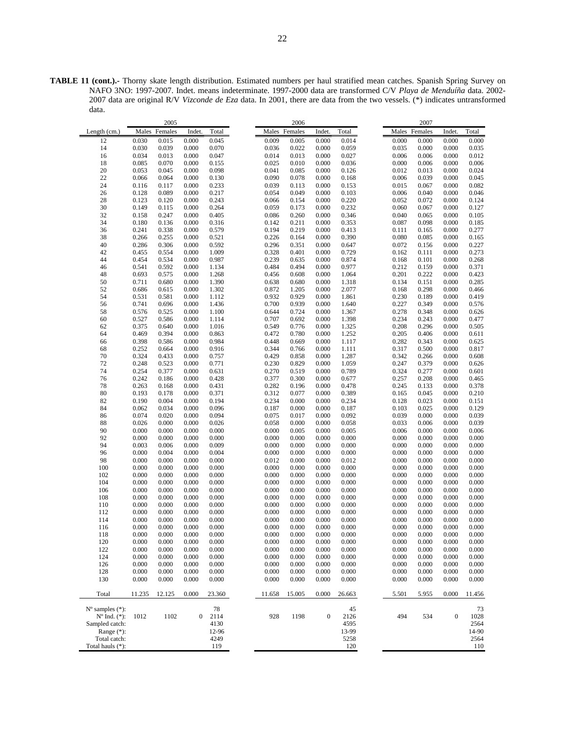**TABLE 11 (cont.).-** Thorny skate length distribution. Estimated numbers per haul stratified mean catches. Spanish Spring Survey on NAFO 3NO: 1997-2007. Indet. means indeterminate. 1997-2000 data are transformed C/V *Playa de Menduíña* data. 2002-2007 data are original R/V *Vizconde de Eza* data. In 2001, there are data from the two vessels. (*) indicates untransformed data.

| | 2005 | | | | 2006 | | | | 2007 | | | |
|---|---|---|---|---|---|---|---|---|---|---|---|---|
| Length (cm.) | Males | Females | Indet. | Total | Males | Females | Indet. | Total | Males | Females | Indet. | Total |
| 12 | 0.030 | 0.015 | 0.000 | 0.045 | 0.009 | 0.005 | 0.000 | 0.014 | 0.000 | 0.000 | 0.000 | 0.000 |
| 14 | 0.030 | 0.039 | 0.000 | 0.070 | 0.036 | 0.022 | 0.000 | 0.059 | 0.035 | 0.000 | 0.000 | 0.035 |
| 16 | 0.034 | 0.013 | 0.000 | 0.047 | 0.014 | 0.013 | 0.000 | 0.027 | 0.006 | 0.006 | 0.000 | 0.012 |
| 18 | 0.085 | 0.070 | 0.000 | 0.155 | 0.025 | 0.010 | 0.000 | 0.036 | 0.000 | 0.006 | 0.000 | 0.006 |
| 20 | 0.053 | 0.045 | 0.000 | 0.098 | 0.041 | 0.085 | 0.000 | 0.126 | 0.012 | 0.013 | 0.000 | 0.024 |
| 22 | 0.066 | 0.064 | 0.000 | 0.130 | 0.090 | 0.078 | 0.000 | 0.168 | 0.006 | 0.039 | 0.000 | 0.045 |
| 24 | 0.116 | 0.117 | 0.000 | 0.233 | 0.039 | 0.113 | 0.000 | 0.153 | 0.015 | 0.067 | 0.000 | 0.082 |
| 26 | 0.128 | 0.089 | 0.000 | 0.217 | 0.054 | 0.049 | 0.000 | 0.103 | 0.006 | 0.040 | 0.000 | 0.046 |
| 28 | 0.123 | 0.120 | 0.000 | 0.243 | 0.066 | 0.154 | 0.000 | 0.220 | 0.052 | 0.072 | 0.000 | 0.124 |
| 30 | 0.149 | 0.115 | 0.000 | 0.264 | 0.059 | 0.173 | 0.000 | 0.232 | 0.060 | 0.067 | 0.000 | 0.127 |
| 32 | 0.158 | 0.247 | 0.000 | 0.405 | 0.086 | 0.260 | 0.000 | 0.346 | 0.040 | 0.065 | 0.000 | 0.105 |
| 34 | 0.180 | 0.136 | 0.000 | 0.316 | 0.142 | 0.211 | 0.000 | 0.353 | 0.087 | 0.098 | 0.000 | 0.185 |
| 36 | 0.241 | 0.338 | 0.000 | 0.579 | 0.194 | 0.219 | 0.000 | 0.413 | 0.111 | 0.165 | 0.000 | 0.277 |
| 38 | 0.266 | 0.255 | 0.000 | 0.521 | 0.226 | 0.164 | 0.000 | 0.390 | 0.080 | 0.085 | 0.000 | 0.165 |
| 40 | 0.286 | 0.306 | 0.000 | 0.592 | 0.296 | 0.351 | 0.000 | 0.647 | 0.072 | 0.156 | 0.000 | 0.227 |
| 42 | 0.455 | 0.554 | 0.000 | 1.009 | 0.328 | 0.401 | 0.000 | 0.729 | 0.162 | 0.111 | 0.000 | 0.273 |
| 44 | 0.454 | 0.534 | 0.000 | 0.987 | 0.239 | 0.635 | 0.000 | 0.874 | 0.168 | 0.101 | 0.000 | 0.268 |
| 46 | 0.541 | 0.592 | 0.000 | 1.134 | 0.484 | 0.494 | 0.000 | 0.977 | 0.212 | 0.159 | 0.000 | 0.371 |
| 48 | 0.693 | 0.575 | 0.000 | 1.268 | 0.456 | 0.608 | 0.000 | 1.064 | 0.201 | 0.222 | 0.000 | 0.423 |
| 50 | 0.711 | 0.680 | 0.000 | 1.390 | 0.638 | 0.680 | 0.000 | 1.318 | 0.134 | 0.151 | 0.000 | 0.285 |
| 52 | 0.686 | 0.615 | 0.000 | 1.302 | 0.872 | 1.205 | 0.000 | 2.077 | 0.168 | 0.298 | 0.000 | 0.466 |
| 54 | 0.531 | 0.581 | 0.000 | 1.112 | 0.932 | 0.929 | 0.000 | 1.861 | 0.230 | 0.189 | 0.000 | 0.419 |
| 56 | 0.741 | 0.696 | 0.000 | 1.436 | 0.700 | 0.939 | 0.000 | 1.640 | 0.227 | 0.349 | 0.000 | 0.576 |
| 58 | 0.576 | 0.525 | 0.000 | 1.100 | 0.644 | 0.724 | 0.000 | 1.367 | 0.278 | 0.348 | 0.000 | 0.626 |
| 60 | 0.527 | 0.586 | 0.000 | 1.114 | 0.707 | 0.692 | 0.000 | 1.398 | 0.234 | 0.243 | 0.000 | 0.477 |
| 62 | 0.375 | 0.640 | 0.000 | 1.016 | 0.549 | 0.776 | 0.000 | 1.325 | 0.208 | 0.296 | 0.000 | 0.505 |
| 64 | 0.469 | 0.394 | 0.000 | 0.863 | 0.472 | 0.780 | 0.000 | 1.252 | 0.205 | 0.406 | 0.000 | 0.611 |
| 66 | 0.398 | 0.586 | 0.000 | 0.984 | 0.448 | 0.669 | 0.000 | 1.117 | 0.282 | 0.343 | 0.000 | 0.625 |
| 68 | 0.252 | 0.664 | 0.000 | 0.916 | 0.344 | 0.766 | 0.000 | 1.111 | 0.317 | 0.500 | 0.000 | 0.817 |
| 70 | 0.324 | 0.433 | 0.000 | 0.757 | 0.429 | 0.858 | 0.000 | 1.287 | 0.342 | 0.266 | 0.000 | 0.608 |
| 72 | 0.248 | 0.523 | 0.000 | 0.771 | 0.230 | 0.829 | 0.000 | 1.059 | 0.247 | 0.379 | 0.000 | 0.626 |
| 74 | 0.254 | 0.377 | 0.000 | 0.631 | 0.270 | 0.519 | 0.000 | 0.789 | 0.324 | 0.277 | 0.000 | 0.601 |
| 76 | 0.242 | 0.186 | 0.000 | 0.428 | 0.377 | 0.300 | 0.000 | 0.677 | 0.257 | 0.208 | 0.000 | 0.465 |
| 78 | 0.263 | 0.168 | 0.000 | 0.431 | 0.282 | 0.196 | 0.000 | 0.478 | 0.245 | 0.133 | 0.000 | 0.378 |
| 80 | 0.193 | 0.178 | 0.000 | 0.371 | 0.312 | 0.077 | 0.000 | 0.389 | 0.165 | 0.045 | 0.000 | 0.210 |
| 82 | 0.190 | 0.004 | 0.000 | 0.194 | 0.234 | 0.000 | 0.000 | 0.234 | 0.128 | 0.023 | 0.000 | 0.151 |
| 84 | 0.062 | 0.034 | 0.000 | 0.096 | 0.187 | 0.000 | 0.000 | 0.187 | 0.103 | 0.025 | 0.000 | 0.129 |
| 86 | 0.074 | 0.020 | 0.000 | 0.094 | 0.075 | 0.017 | 0.000 | 0.092 | 0.039 | 0.000 | 0.000 | 0.039 |
| 88 | 0.026 | 0.000 | 0.000 | 0.026 | 0.058 | 0.000 | 0.000 | 0.058 | 0.033 | 0.006 | 0.000 | 0.039 |
| 90 | 0.000 | 0.000 | 0.000 | 0.000 | 0.000 | 0.005 | 0.000 | 0.005 | 0.006 | 0.000 | 0.000 | 0.006 |
| 92 | 0.000 | 0.000 | 0.000 | 0.000 | 0.000 | 0.000 | 0.000 | 0.000 | 0.000 | 0.000 | 0.000 | 0.000 |
| 94 | 0.003 | 0.006 | 0.000 | 0.009 | 0.000 | 0.000 | 0.000 | 0.000 | 0.000 | 0.000 | 0.000 | 0.000 |
| 96 | 0.000 | 0.004 | 0.000 | 0.004 | 0.000 | 0.000 | 0.000 | 0.000 | 0.000 | 0.000 | 0.000 | 0.000 |
| 98 | 0.000 | 0.000 | 0.000 | 0.000 | 0.012 | 0.000 | 0.000 | 0.012 | 0.000 | 0.000 | 0.000 | 0.000 |
| 100 | 0.000 | 0.000 | 0.000 | 0.000 | 0.000 | 0.000 | 0.000 | 0.000 | 0.000 | 0.000 | 0.000 | 0.000 |
| 102 | 0.000 | 0.000 | 0.000 | 0.000 | 0.000 | 0.000 | 0.000 | 0.000 | 0.000 | 0.000 | 0.000 | 0.000 |
| 104 | 0.000 | 0.000 | 0.000 | 0.000 | 0.000 | 0.000 | 0.000 | 0.000 | 0.000 | 0.000 | 0.000 | 0.000 |
| 106 | 0.000 | 0.000 | 0.000 | 0.000 | 0.000 | 0.000 | 0.000 | 0.000 | 0.000 | 0.000 | 0.000 | 0.000 |
| 108 | 0.000 | 0.000 | 0.000 | 0.000 | 0.000 | 0.000 | 0.000 | 0.000 | 0.000 | 0.000 | 0.000 | 0.000 |
| 110 | 0.000 | 0.000 | 0.000 | 0.000 | 0.000 | 0.000 | 0.000 | 0.000 | 0.000 | 0.000 | 0.000 | 0.000 |
| 112 | 0.000 | 0.000 | 0.000 | 0.000 | 0.000 | 0.000 | 0.000 | 0.000 | 0.000 | 0.000 | 0.000 | 0.000 |
| 114 | 0.000 | 0.000 | 0.000 | 0.000 | 0.000 | 0.000 | 0.000 | 0.000 | 0.000 | 0.000 | 0.000 | 0.000 |
| 116 | 0.000 | 0.000 | 0.000 | 0.000 | 0.000 | 0.000 | 0.000 | 0.000 | 0.000 | 0.000 | 0.000 | 0.000 |
| 118 | 0.000 | 0.000 | 0.000 | 0.000 | 0.000 | 0.000 | 0.000 | 0.000 | 0.000 | 0.000 | 0.000 | 0.000 |
| 120 | 0.000 | 0.000 | 0.000 | 0.000 | 0.000 | 0.000 | 0.000 | 0.000 | 0.000 | 0.000 | 0.000 | 0.000 |
| 122 | 0.000 | 0.000 | 0.000 | 0.000 | 0.000 | 0.000 | 0.000 | 0.000 | 0.000 | 0.000 | 0.000 | 0.000 |
| 124 | 0.000 | 0.000 | 0.000 | 0.000 | 0.000 | 0.000 | 0.000 | 0.000 | 0.000 | 0.000 | 0.000 | 0.000 |
| 126 | 0.000 | 0.000 | 0.000 | 0.000 | 0.000 | 0.000 | 0.000 | 0.000 | 0.000 | 0.000 | 0.000 | 0.000 |
| 128 | 0.000 | 0.000 | 0.000 | 0.000 | 0.000 | 0.000 | 0.000 | 0.000 | 0.000 | 0.000 | 0.000 | 0.000 |
| 130 | 0.000 | 0.000 | 0.000 | 0.000 | 0.000 | 0.000 | 0.000 | 0.000 | 0.000 | 0.000 | 0.000 | 0.000 |
| Total | 11.235 | 12.125 | 0.000 | 23.360 | 11.658 | 15.005 | 0.000 | 26.663 | 5.501 | 5.955 | 0.000 | 11.456 |
| Nº samples (*): | | | | 78 | | | | 45 | | | | 73 |
| Nº Ind. (*): | 1012 | 1102 | 0 | 2114 | 928 | 1198 | 0 | 2126 | 494 | 534 | 0 | 1028 |
| Sampled catch: | | | | 4130 | | | | 4595 | | | | 2564 |
| Range (*): | | | | 12-96 | | | | 13-99 | | | | 14-90 |
| Total catch: | | | | 4249 | | | | 5258 | | | | 2564 |
| Total hauls (*): | | | | 119 | | | | 120 | | | | 110 |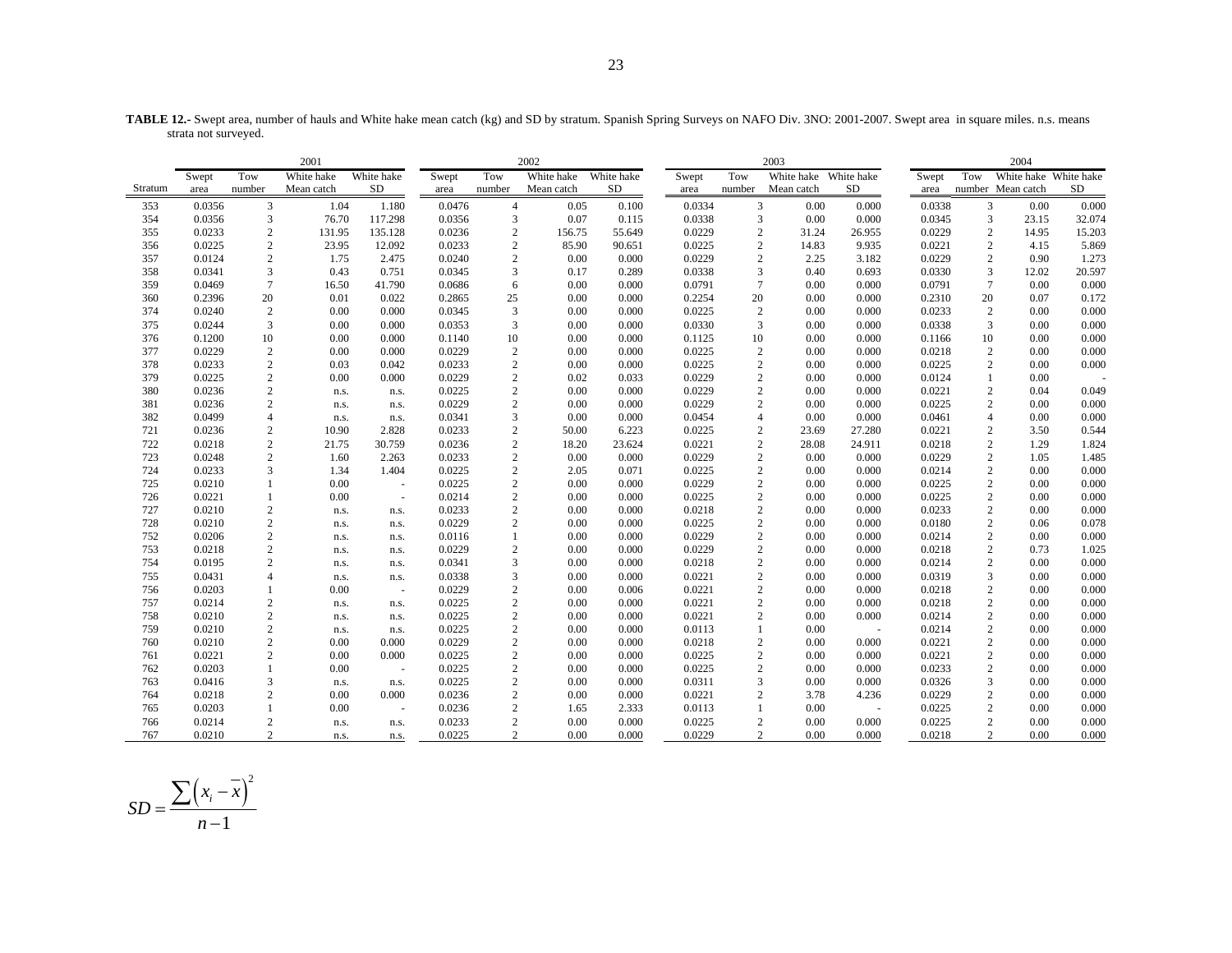**TABLE 12.-** Swept area, number of hauls and White hake mean catch (kg) and SD by stratum. Spanish Spring Surveys on NAFO Div. 3NO: 2001-2007. Swept area in square miles. n.s. means strata not surveyed.

| | 2001 | | | | 2002 | | | | 2003 | | | | 2004 | | | |
|---|---|---|---|---|---|---|---|---|---|---|---|---|---|---|---|---|
| Stratum | Swept area | Tow number | White hake Mean catch | White hake SD | Swept area | Tow number | White hake Mean catch | White hake SD | Swept area | Tow number | White hake Mean catch | White hake SD | Swept area | Tow number | White hake Mean catch | White hake SD |
| 353 | 0.0356 | 3 | 1.04 | 1.180 | 0.0476 | 4 | 0.05 | 0.100 | 0.0334 | 3 | 0.00 | 0.000 | 0.0338 | 3 | 0.00 | 0.000 |
| 354 | 0.0356 | 3 | 76.70 | 117.298 | 0.0356 | 3 | 0.07 | 0.115 | 0.0338 | 3 | 0.00 | 0.000 | 0.0345 | 3 | 23.15 | 32.074 |
| 355 | 0.0233 | 2 | 131.95 | 135.128 | 0.0236 | 2 | 156.75 | 55.649 | 0.0229 | 2 | 31.24 | 26.955 | 0.0229 | 2 | 14.95 | 15.203 |
| 356 | 0.0225 | 2 | 23.95 | 12.092 | 0.0233 | 2 | 85.90 | 90.651 | 0.0225 | 2 | 14.83 | 9.935 | 0.0221 | 2 | 4.15 | 5.869 |
| 357 | 0.0124 | 2 | 1.75 | 2.475 | 0.0240 | 2 | 0.00 | 0.000 | 0.0229 | 2 | 2.25 | 3.182 | 0.0229 | 2 | 0.90 | 1.273 |
| 358 | 0.0341 | 3 | 0.43 | 0.751 | 0.0345 | 3 | 0.17 | 0.289 | 0.0338 | 3 | 0.40 | 0.693 | 0.0330 | 3 | 12.02 | 20.597 |
| 359 | 0.0469 | 7 | 16.50 | 41.790 | 0.0686 | 6 | 0.00 | 0.000 | 0.0791 | 7 | 0.00 | 0.000 | 0.0791 | 7 | 0.00 | 0.000 |
| 360 | 0.2396 | 20 | 0.01 | 0.022 | 0.2865 | 25 | 0.00 | 0.000 | 0.2254 | 20 | 0.00 | 0.000 | 0.2310 | 20 | 0.07 | 0.172 |
| 374 | 0.0240 | 2 | 0.00 | 0.000 | 0.0345 | 3 | 0.00 | 0.000 | 0.0225 | 2 | 0.00 | 0.000 | 0.0233 | 2 | 0.00 | 0.000 |
| 375 | 0.0244 | 3 | 0.00 | 0.000 | 0.0353 | 3 | 0.00 | 0.000 | 0.0330 | 3 | 0.00 | 0.000 | 0.0338 | 3 | 0.00 | 0.000 |
| 376 | 0.1200 | 10 | 0.00 | 0.000 | 0.1140 | 10 | 0.00 | 0.000 | 0.1125 | 10 | 0.00 | 0.000 | 0.1166 | 10 | 0.00 | 0.000 |
| 377 | 0.0229 | 2 | 0.00 | 0.000 | 0.0229 | 2 | 0.00 | 0.000 | 0.0225 | 2 | 0.00 | 0.000 | 0.0218 | 2 | 0.00 | 0.000 |
| 378 | 0.0233 | 2 | 0.03 | 0.042 | 0.0233 | 2 | 0.00 | 0.000 | 0.0225 | 2 | 0.00 | 0.000 | 0.0225 | 2 | 0.00 | 0.000 |
| 379 | 0.0225 | 2 | 0.00 | 0.000 | 0.0229 | 2 | 0.02 | 0.033 | 0.0229 | 2 | 0.00 | 0.000 | 0.0124 | 1 | 0.00 | - |
| 380 | 0.0236 | 2 | n.s. | n.s. | 0.0225 | 2 | 0.00 | 0.000 | 0.0229 | 2 | 0.00 | 0.000 | 0.0221 | 2 | 0.04 | 0.049 |
| 381 | 0.0236 | 2 | n.s. | n.s. | 0.0229 | 2 | 0.00 | 0.000 | 0.0229 | 2 | 0.00 | 0.000 | 0.0225 | 2 | 0.00 | 0.000 |
| 382 | 0.0499 | 4 | n.s. | n.s. | 0.0341 | 3 | 0.00 | 0.000 | 0.0454 | 4 | 0.00 | 0.000 | 0.0461 | 4 | 0.00 | 0.000 |
| 721 | 0.0236 | 2 | 10.90 | 2.828 | 0.0233 | 2 | 50.00 | 6.223 | 0.0225 | 2 | 23.69 | 27.280 | 0.0221 | 2 | 3.50 | 0.544 |
| 722 | 0.0218 | 2 | 21.75 | 30.759 | 0.0236 | 2 | 18.20 | 23.624 | 0.0221 | 2 | 28.08 | 24.911 | 0.0218 | 2 | 1.29 | 1.824 |
| 723 | 0.0248 | 2 | 1.60 | 2.263 | 0.0233 | 2 | 0.00 | 0.000 | 0.0229 | 2 | 0.00 | 0.000 | 0.0229 | 2 | 1.05 | 1.485 |
| 724 | 0.0233 | 3 | 1.34 | 1.404 | 0.0225 | 2 | 2.05 | 0.071 | 0.0225 | 2 | 0.00 | 0.000 | 0.0214 | 2 | 0.00 | 0.000 |
| 725 | 0.0210 | 1 | 0.00 | - | 0.0225 | 2 | 0.00 | 0.000 | 0.0229 | 2 | 0.00 | 0.000 | 0.0225 | 2 | 0.00 | 0.000 |
| 726 | 0.0221 | 1 | 0.00 | - | 0.0214 | 2 | 0.00 | 0.000 | 0.0225 | 2 | 0.00 | 0.000 | 0.0225 | 2 | 0.00 | 0.000 |
| 727 | 0.0210 | 2 | n.s. | n.s. | 0.0233 | 2 | 0.00 | 0.000 | 0.0218 | 2 | 0.00 | 0.000 | 0.0233 | 2 | 0.00 | 0.000 |
| 728 | 0.0210 | 2 | n.s. | n.s. | 0.0229 | 2 | 0.00 | 0.000 | 0.0225 | 2 | 0.00 | 0.000 | 0.0180 | 2 | 0.06 | 0.078 |
| 752 | 0.0206 | 2 | n.s. | n.s. | 0.0116 | 1 | 0.00 | 0.000 | 0.0229 | 2 | 0.00 | 0.000 | 0.0214 | 2 | 0.00 | 0.000 |
| 753 | 0.0218 | 2 | n.s. | n.s. | 0.0229 | 2 | 0.00 | 0.000 | 0.0229 | 2 | 0.00 | 0.000 | 0.0218 | 2 | 0.73 | 1.025 |
| 754 | 0.0195 | 2 | n.s. | n.s. | 0.0341 | 3 | 0.00 | 0.000 | 0.0218 | 2 | 0.00 | 0.000 | 0.0214 | 2 | 0.00 | 0.000 |
| 755 | 0.0431 | 4 | n.s. | n.s. | 0.0338 | 3 | 0.00 | 0.000 | 0.0221 | 2 | 0.00 | 0.000 | 0.0319 | 3 | 0.00 | 0.000 |
| 756 | 0.0203 | 1 | 0.00 | - | 0.0229 | 2 | 0.00 | 0.006 | 0.0221 | 2 | 0.00 | 0.000 | 0.0218 | 2 | 0.00 | 0.000 |
| 757 | 0.0214 | 2 | n.s. | n.s. | 0.0225 | 2 | 0.00 | 0.000 | 0.0221 | 2 | 0.00 | 0.000 | 0.0218 | 2 | 0.00 | 0.000 |
| 758 | 0.0210 | 2 | n.s. | n.s. | 0.0225 | 2 | 0.00 | 0.000 | 0.0221 | 2 | 0.00 | 0.000 | 0.0214 | 2 | 0.00 | 0.000 |
| 759 | 0.0210 | 2 | n.s. | n.s. | 0.0225 | 2 | 0.00 | 0.000 | 0.0113 | 1 | 0.00 | - | 0.0214 | 2 | 0.00 | 0.000 |
| 760 | 0.0210 | 2 | 0.00 | 0.000 | 0.0229 | 2 | 0.00 | 0.000 | 0.0218 | 2 | 0.00 | 0.000 | 0.0221 | 2 | 0.00 | 0.000 |
| 761 | 0.0221 | 2 | 0.00 | 0.000 | 0.0225 | 2 | 0.00 | 0.000 | 0.0225 | 2 | 0.00 | 0.000 | 0.0221 | 2 | 0.00 | 0.000 |
| 762 | 0.0203 | 1 | 0.00 | - | 0.0225 | 2 | 0.00 | 0.000 | 0.0225 | 2 | 0.00 | 0.000 | 0.0233 | 2 | 0.00 | 0.000 |
| 763 | 0.0416 | 3 | n.s. | n.s. | 0.0225 | 2 | 0.00 | 0.000 | 0.0311 | 3 | 0.00 | 0.000 | 0.0326 | 3 | 0.00 | 0.000 |
| 764 | 0.0218 | 2 | 0.00 | 0.000 | 0.0236 | 2 | 0.00 | 0.000 | 0.0221 | 2 | 3.78 | 4.236 | 0.0229 | 2 | 0.00 | 0.000 |
| 765 | 0.0203 | 1 | 0.00 | - | 0.0236 | 2 | 1.65 | 2.333 | 0.0113 | 1 | 0.00 | - | 0.0225 | 2 | 0.00 | 0.000 |
| 766 | 0.0214 | 2 | n.s. | n.s. | 0.0233 | 2 | 0.00 | 0.000 | 0.0225 | 2 | 0.00 | 0.000 | 0.0225 | 2 | 0.00 | 0.000 |
| 767 | 0.0210 | 2 | n.s. | n.s. | 0.0225 | 2 | 0.00 | 0.000 | 0.0229 | 2 | 0.00 | 0.000 | 0.0218 | 2 | 0.00 | 0.000 |

$$SD = \frac{\sum \left( x_i - \bar{x} \right)^2}{n-1}$$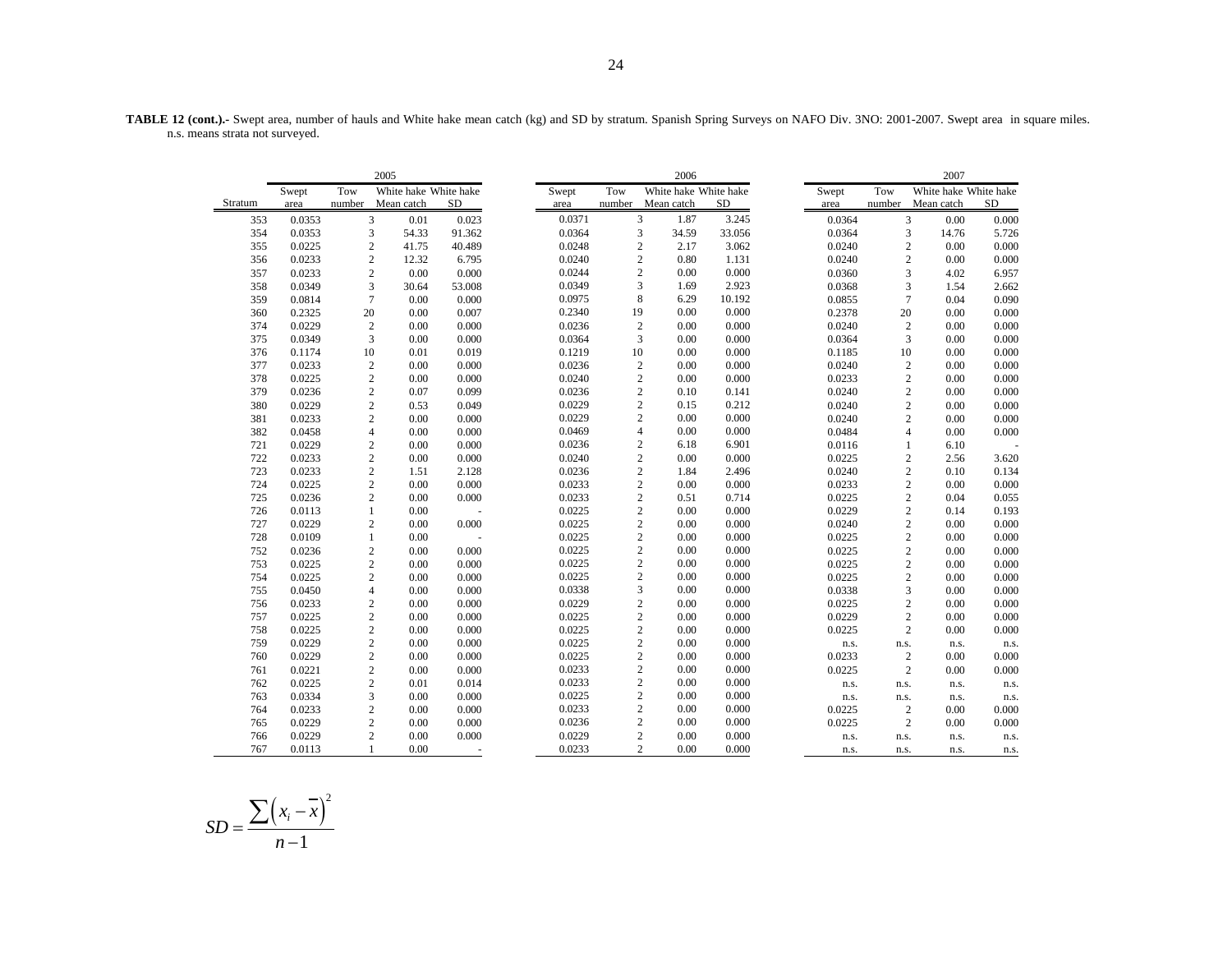**TABLE 12 (cont.).-** Swept area, number of hauls and White hake mean catch (kg) and SD by stratum. Spanish Spring Surveys on NAFO Div. 3NO: 2001-2007. Swept area in square miles. n.s. means strata not surveyed.

| | 2005 | | | | 2006 | | | | 2007 | | | |
|---|---|---|---|---|---|---|---|---|---|---|---|---|
| Stratum | Swept area | Tow number | White hake Mean catch | White hake SD | Swept area | Tow number | White hake Mean catch | White hake SD | Swept area | Tow number | White hake Mean catch | White hake SD |
| 353 | 0.0353 | 3 | 0.01 | 0.023 | 0.0371 | 3 | 1.87 | 3.245 | 0.0364 | 3 | 0.00 | 0.000 |
| 354 | 0.0353 | 3 | 54.33 | 91.362 | 0.0364 | 3 | 34.59 | 33.056 | 0.0364 | 3 | 14.76 | 5.726 |
| 355 | 0.0225 | 2 | 41.75 | 40.489 | 0.0248 | 2 | 2.17 | 3.062 | 0.0240 | 2 | 0.00 | 0.000 |
| 356 | 0.0233 | 2 | 12.32 | 6.795 | 0.0240 | 2 | 0.80 | 1.131 | 0.0240 | 2 | 0.00 | 0.000 |
| 357 | 0.0233 | 2 | 0.00 | 0.000 | 0.0244 | 2 | 0.00 | 0.000 | 0.0360 | 3 | 4.02 | 6.957 |
| 358 | 0.0349 | 3 | 30.64 | 53.008 | 0.0349 | 3 | 1.69 | 2.923 | 0.0368 | 3 | 1.54 | 2.662 |
| 359 | 0.0814 | 7 | 0.00 | 0.000 | 0.0975 | 8 | 6.29 | 10.192 | 0.0855 | 7 | 0.04 | 0.090 |
| 360 | 0.2325 | 20 | 0.00 | 0.007 | 0.2340 | 19 | 0.00 | 0.000 | 0.2378 | 20 | 0.00 | 0.000 |
| 374 | 0.0229 | 2 | 0.00 | 0.000 | 0.0236 | 2 | 0.00 | 0.000 | 0.0240 | 2 | 0.00 | 0.000 |
| 375 | 0.0349 | 3 | 0.00 | 0.000 | 0.0364 | 3 | 0.00 | 0.000 | 0.0364 | 3 | 0.00 | 0.000 |
| 376 | 0.1174 | 10 | 0.01 | 0.019 | 0.1219 | 10 | 0.00 | 0.000 | 0.1185 | 10 | 0.00 | 0.000 |
| 377 | 0.0233 | 2 | 0.00 | 0.000 | 0.0236 | 2 | 0.00 | 0.000 | 0.0240 | 2 | 0.00 | 0.000 |
| 378 | 0.0225 | 2 | 0.00 | 0.000 | 0.0240 | 2 | 0.00 | 0.000 | 0.0233 | 2 | 0.00 | 0.000 |
| 379 | 0.0236 | 2 | 0.07 | 0.099 | 0.0236 | 2 | 0.10 | 0.141 | 0.0240 | 2 | 0.00 | 0.000 |
| 380 | 0.0229 | 2 | 0.53 | 0.049 | 0.0229 | 2 | 0.15 | 0.212 | 0.0240 | 2 | 0.00 | 0.000 |
| 381 | 0.0233 | 2 | 0.00 | 0.000 | 0.0229 | 2 | 0.00 | 0.000 | 0.0240 | 2 | 0.00 | 0.000 |
| 382 | 0.0458 | 4 | 0.00 | 0.000 | 0.0469 | 4 | 0.00 | 0.000 | 0.0484 | 4 | 0.00 | 0.000 |
| 721 | 0.0229 | 2 | 0.00 | 0.000 | 0.0236 | 2 | 6.18 | 6.901 | 0.0116 | 1 | 6.10 | - |
| 722 | 0.0233 | 2 | 0.00 | 0.000 | 0.0240 | 2 | 0.00 | 0.000 | 0.0225 | 2 | 2.56 | 3.620 |
| 723 | 0.0233 | 2 | 1.51 | 2.128 | 0.0236 | 2 | 1.84 | 2.496 | 0.0240 | 2 | 0.10 | 0.134 |
| 724 | 0.0225 | 2 | 0.00 | 0.000 | 0.0233 | 2 | 0.00 | 0.000 | 0.0233 | 2 | 0.00 | 0.000 |
| 725 | 0.0236 | 2 | 0.00 | 0.000 | 0.0233 | 2 | 0.51 | 0.714 | 0.0225 | 2 | 0.04 | 0.055 |
| 726 | 0.0113 | 1 | 0.00 | - | 0.0225 | 2 | 0.00 | 0.000 | 0.0229 | 2 | 0.14 | 0.193 |
| 727 | 0.0229 | 2 | 0.00 | 0.000 | 0.0225 | 2 | 0.00 | 0.000 | 0.0240 | 2 | 0.00 | 0.000 |
| 728 | 0.0109 | 1 | 0.00 | - | 0.0225 | 2 | 0.00 | 0.000 | 0.0225 | 2 | 0.00 | 0.000 |
| 752 | 0.0236 | 2 | 0.00 | 0.000 | 0.0225 | 2 | 0.00 | 0.000 | 0.0225 | 2 | 0.00 | 0.000 |
| 753 | 0.0225 | 2 | 0.00 | 0.000 | 0.0225 | 2 | 0.00 | 0.000 | 0.0225 | 2 | 0.00 | 0.000 |
| 754 | 0.0225 | 2 | 0.00 | 0.000 | 0.0225 | 2 | 0.00 | 0.000 | 0.0225 | 2 | 0.00 | 0.000 |
| 755 | 0.0450 | 4 | 0.00 | 0.000 | 0.0338 | 3 | 0.00 | 0.000 | 0.0338 | 3 | 0.00 | 0.000 |
| 756 | 0.0233 | 2 | 0.00 | 0.000 | 0.0229 | 2 | 0.00 | 0.000 | 0.0225 | 2 | 0.00 | 0.000 |
| 757 | 0.0225 | 2 | 0.00 | 0.000 | 0.0225 | 2 | 0.00 | 0.000 | 0.0229 | 2 | 0.00 | 0.000 |
| 758 | 0.0225 | 2 | 0.00 | 0.000 | 0.0225 | 2 | 0.00 | 0.000 | 0.0225 | 2 | 0.00 | 0.000 |
| 759 | 0.0229 | 2 | 0.00 | 0.000 | 0.0225 | 2 | 0.00 | 0.000 | n.s. | n.s. | n.s. | n.s. |
| 760 | 0.0229 | 2 | 0.00 | 0.000 | 0.0225 | 2 | 0.00 | 0.000 | 0.0233 | 2 | 0.00 | 0.000 |
| 761 | 0.0221 | 2 | 0.00 | 0.000 | 0.0233 | 2 | 0.00 | 0.000 | 0.0225 | 2 | 0.00 | 0.000 |
| 762 | 0.0225 | 2 | 0.01 | 0.014 | 0.0233 | 2 | 0.00 | 0.000 | n.s. | n.s. | n.s. | n.s. |
| 763 | 0.0334 | 3 | 0.00 | 0.000 | 0.0225 | 2 | 0.00 | 0.000 | n.s. | n.s. | n.s. | n.s. |
| 764 | 0.0233 | 2 | 0.00 | 0.000 | 0.0233 | 2 | 0.00 | 0.000 | 0.0225 | 2 | 0.00 | 0.000 |
| 765 | 0.0229 | 2 | 0.00 | 0.000 | 0.0236 | 2 | 0.00 | 0.000 | 0.0225 | 2 | 0.00 | 0.000 |
| 766 | 0.0229 | 2 | 0.00 | 0.000 | 0.0229 | 2 | 0.00 | 0.000 | n.s. | n.s. | n.s. | n.s. |
| 767 | 0.0113 | 1 | 0.00 | - | 0.0233 | 2 | 0.00 | 0.000 | n.s. | n.s. | n.s. | n.s. |

$$SD = \frac{\sum \left( x_i - \overline{x} \right)^2}{n-1}$$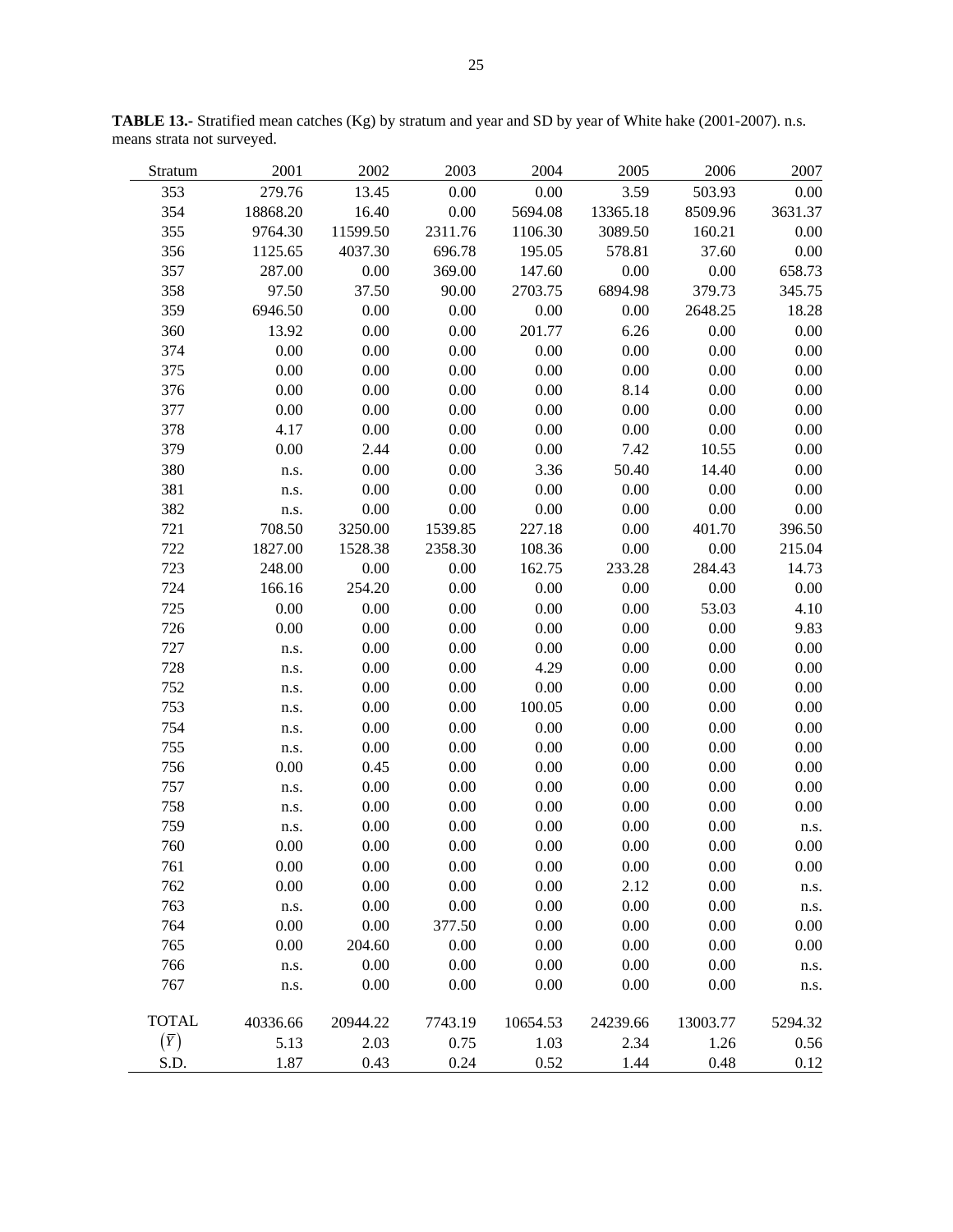**TABLE 13.-** Stratified mean catches (Kg) by stratum and year and SD by year of White hake (2001-2007). n.s. means strata not surveyed.

| Stratum | 2001 | 2002 | 2003 | 2004 | 2005 | 2006 | 2007 |
|---|---|---|---|---|---|---|---|
| 353 | 279.76 | 13.45 | 0.00 | 0.00 | 3.59 | 503.93 | 0.00 |
| 354 | 18868.20 | 16.40 | 0.00 | 5694.08 | 13365.18 | 8509.96 | 3631.37 |
| 355 | 9764.30 | 11599.50 | 2311.76 | 1106.30 | 3089.50 | 160.21 | 0.00 |
| 356 | 1125.65 | 4037.30 | 696.78 | 195.05 | 578.81 | 37.60 | 0.00 |
| 357 | 287.00 | 0.00 | 369.00 | 147.60 | 0.00 | 0.00 | 658.73 |
| 358 | 97.50 | 37.50 | 90.00 | 2703.75 | 6894.98 | 379.73 | 345.75 |
| 359 | 6946.50 | 0.00 | 0.00 | 0.00 | 0.00 | 2648.25 | 18.28 |
| 360 | 13.92 | 0.00 | 0.00 | 201.77 | 6.26 | 0.00 | 0.00 |
| 374 | 0.00 | 0.00 | 0.00 | 0.00 | 0.00 | 0.00 | 0.00 |
| 375 | 0.00 | 0.00 | 0.00 | 0.00 | 0.00 | 0.00 | 0.00 |
| 376 | 0.00 | 0.00 | 0.00 | 0.00 | 8.14 | 0.00 | 0.00 |
| 377 | 0.00 | 0.00 | 0.00 | 0.00 | 0.00 | 0.00 | 0.00 |
| 378 | 4.17 | 0.00 | 0.00 | 0.00 | 0.00 | 0.00 | 0.00 |
| 379 | 0.00 | 2.44 | 0.00 | 0.00 | 7.42 | 10.55 | 0.00 |
| 380 | n.s. | 0.00 | 0.00 | 3.36 | 50.40 | 14.40 | 0.00 |
| 381 | n.s. | 0.00 | 0.00 | 0.00 | 0.00 | 0.00 | 0.00 |
| 382 | n.s. | 0.00 | 0.00 | 0.00 | 0.00 | 0.00 | 0.00 |
| 721 | 708.50 | 3250.00 | 1539.85 | 227.18 | 0.00 | 401.70 | 396.50 |
| 722 | 1827.00 | 1528.38 | 2358.30 | 108.36 | 0.00 | 0.00 | 215.04 |
| 723 | 248.00 | 0.00 | 0.00 | 162.75 | 233.28 | 284.43 | 14.73 |
| 724 | 166.16 | 254.20 | 0.00 | 0.00 | 0.00 | 0.00 | 0.00 |
| 725 | 0.00 | 0.00 | 0.00 | 0.00 | 0.00 | 53.03 | 4.10 |
| 726 | 0.00 | 0.00 | 0.00 | 0.00 | 0.00 | 0.00 | 9.83 |
| 727 | n.s. | 0.00 | 0.00 | 0.00 | 0.00 | 0.00 | 0.00 |
| 728 | n.s. | 0.00 | 0.00 | 4.29 | 0.00 | 0.00 | 0.00 |
| 752 | n.s. | 0.00 | 0.00 | 0.00 | 0.00 | 0.00 | 0.00 |
| 753 | n.s. | 0.00 | 0.00 | 100.05 | 0.00 | 0.00 | 0.00 |
| 754 | n.s. | 0.00 | 0.00 | 0.00 | 0.00 | 0.00 | 0.00 |
| 755 | n.s. | 0.00 | 0.00 | 0.00 | 0.00 | 0.00 | 0.00 |
| 756 | 0.00 | 0.45 | 0.00 | 0.00 | 0.00 | 0.00 | 0.00 |
| 757 | n.s. | 0.00 | 0.00 | 0.00 | 0.00 | 0.00 | 0.00 |
| 758 | n.s. | 0.00 | 0.00 | 0.00 | 0.00 | 0.00 | 0.00 |
| 759 | n.s. | 0.00 | 0.00 | 0.00 | 0.00 | 0.00 | n.s. |
| 760 | 0.00 | 0.00 | 0.00 | 0.00 | 0.00 | 0.00 | 0.00 |
| 761 | 0.00 | 0.00 | 0.00 | 0.00 | 0.00 | 0.00 | 0.00 |
| 762 | 0.00 | 0.00 | 0.00 | 0.00 | 2.12 | 0.00 | n.s. |
| 763 | n.s. | 0.00 | 0.00 | 0.00 | 0.00 | 0.00 | n.s. |
| 764 | 0.00 | 0.00 | 377.50 | 0.00 | 0.00 | 0.00 | 0.00 |
| 765 | 0.00 | 204.60 | 0.00 | 0.00 | 0.00 | 0.00 | 0.00 |
| 766 | n.s. | 0.00 | 0.00 | 0.00 | 0.00 | 0.00 | n.s. |
| 767 | n.s. | 0.00 | 0.00 | 0.00 | 0.00 | 0.00 | n.s. |
| TOTAL | 40336.66 | 20944.22 | 7743.19 | 10654.53 | 24239.66 | 13003.77 | 5294.32 |
| $(\bar{Y})$ | 5.13 | 2.03 | 0.75 | 1.03 | 2.34 | 1.26 | 0.56 |
| S.D. | 1.87 | 0.43 | 0.24 | 0.52 | 1.44 | 0.48 | 0.12 |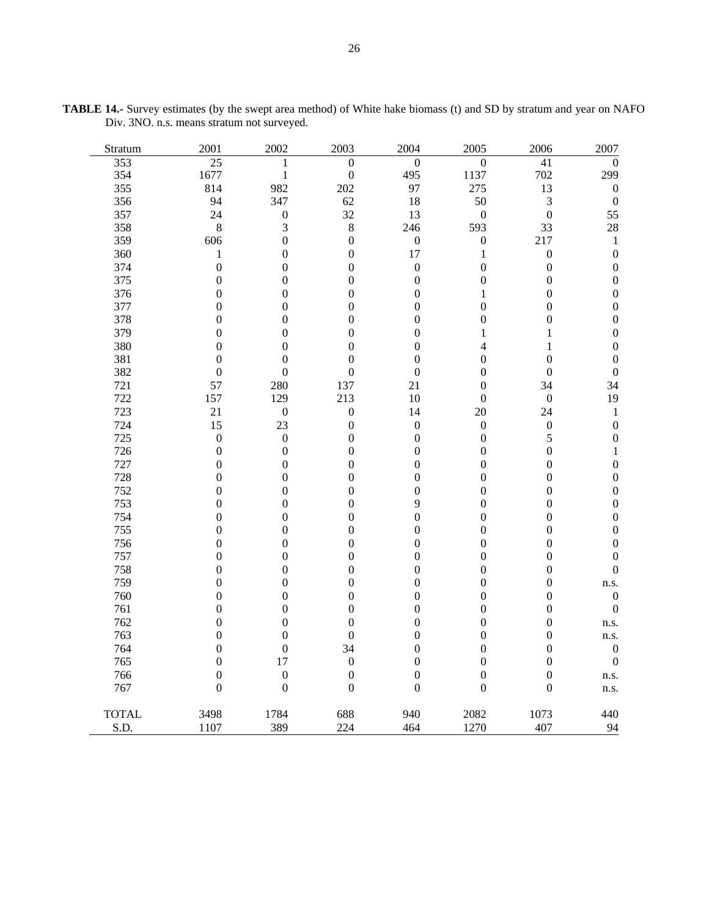**TABLE 14.-** Survey estimates (by the swept area method) of White hake biomass (t) and SD by stratum and year on NAFO Div. 3NO. n.s. means stratum not surveyed.

| Stratum | 2001 | 2002 | 2003 | 2004 | 2005 | 2006 | 2007 |
|---|---|---|---|---|---|---|---|
| 353 | 25 | 1 | 0 | 0 | 0 | 41 | 0 |
| 354 | 1677 | 1 | 0 | 495 | 1137 | 702 | 299 |
| 355 | 814 | 982 | 202 | 97 | 275 | 13 | 0 |
| 356 | 94 | 347 | 62 | 18 | 50 | 3 | 0 |
| 357 | 24 | 0 | 32 | 13 | 0 | 0 | 55 |
| 358 | 8 | 3 | 8 | 246 | 593 | 33 | 28 |
| 359 | 606 | 0 | 0 | 0 | 0 | 217 | 1 |
| 360 | 1 | 0 | 0 | 17 | 1 | 0 | 0 |
| 374 | 0 | 0 | 0 | 0 | 0 | 0 | 0 |
| 375 | 0 | 0 | 0 | 0 | 0 | 0 | 0 |
| 376 | 0 | 0 | 0 | 0 | 1 | 0 | 0 |
| 377 | 0 | 0 | 0 | 0 | 0 | 0 | 0 |
| 378 | 0 | 0 | 0 | 0 | 0 | 0 | 0 |
| 379 | 0 | 0 | 0 | 0 | 1 | 1 | 0 |
| 380 | 0 | 0 | 0 | 0 | 4 | 1 | 0 |
| 381 | 0 | 0 | 0 | 0 | 0 | 0 | 0 |
| 382 | 0 | 0 | 0 | 0 | 0 | 0 | 0 |
| 721 | 57 | 280 | 137 | 21 | 0 | 34 | 34 |
| 722 | 157 | 129 | 213 | 10 | 0 | 0 | 19 |
| 723 | 21 | 0 | 0 | 14 | 20 | 24 | 1 |
| 724 | 15 | 23 | 0 | 0 | 0 | 0 | 0 |
| 725 | 0 | 0 | 0 | 0 | 0 | 5 | 0 |
| 726 | 0 | 0 | 0 | 0 | 0 | 0 | 1 |
| 727 | 0 | 0 | 0 | 0 | 0 | 0 | 0 |
| 728 | 0 | 0 | 0 | 0 | 0 | 0 | 0 |
| 752 | 0 | 0 | 0 | 0 | 0 | 0 | 0 |
| 753 | 0 | 0 | 0 | 9 | 0 | 0 | 0 |
| 754 | 0 | 0 | 0 | 0 | 0 | 0 | 0 |
| 755 | 0 | 0 | 0 | 0 | 0 | 0 | 0 |
| 756 | 0 | 0 | 0 | 0 | 0 | 0 | 0 |
| 757 | 0 | 0 | 0 | 0 | 0 | 0 | 0 |
| 758 | 0 | 0 | 0 | 0 | 0 | 0 | 0 |
| 759 | 0 | 0 | 0 | 0 | 0 | 0 | n.s. |
| 760 | 0 | 0 | 0 | 0 | 0 | 0 | 0 |
| 761 | 0 | 0 | 0 | 0 | 0 | 0 | 0 |
| 762 | 0 | 0 | 0 | 0 | 0 | 0 | n.s. |
| 763 | 0 | 0 | 0 | 0 | 0 | 0 | n.s. |
| 764 | 0 | 0 | 34 | 0 | 0 | 0 | 0 |
| 765 | 0 | 17 | 0 | 0 | 0 | 0 | 0 |
| 766 | 0 | 0 | 0 | 0 | 0 | 0 | n.s. |
| 767 | 0 | 0 | 0 | 0 | 0 | 0 | n.s. |
| TOTAL | 3498 | 1784 | 688 | 940 | 2082 | 1073 | 440 |
| S.D. | 1107 | 389 | 224 | 464 | 1270 | 407 | 94 |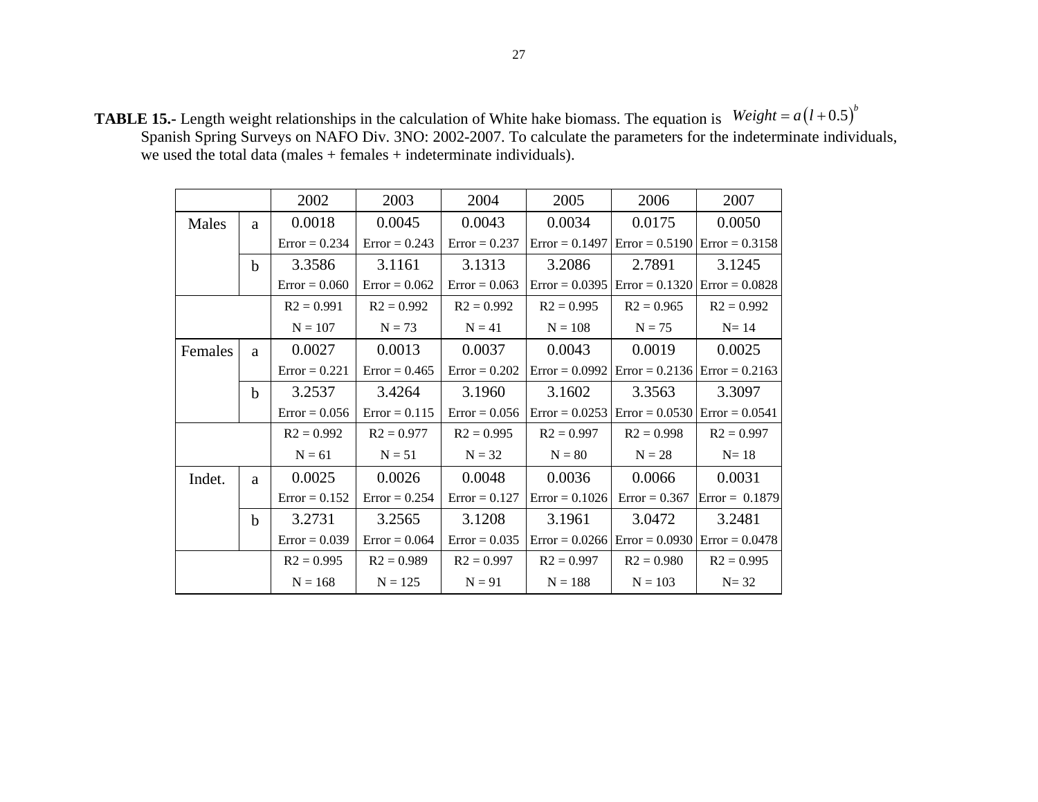**TABLE 15.-** Length weight relationships in the calculation of White hake biomass. The equation is $Weight = a\left(l + 0.5\right)^{b}$ Spanish Spring Surveys on NAFO Div. 3NO: 2002-2007. To calculate the parameters for the indeterminate individuals, we used the total data (males + females + indeterminate individuals).

| | | 2002 | 2003 | 2004 | 2005 | 2006 | 2007 |
|---|---|---|---|---|---|---|---|
| Males | a | 0.0018 | 0.0045 | 0.0043 | 0.0034 | 0.0175 | 0.0050 |
| | | Error = 0.234 | Error = 0.243 | Error = 0.237 | Error = 0.1497 | Error = 0.5190 | Error = 0.3158 |
| | b | 3.3586 | 3.1161 | 3.1313 | 3.2086 | 2.7891 | 3.1245 |
| | | Error = 0.060 | Error = 0.062 | Error = 0.063 | Error = 0.0395 | Error = 0.1320 | Error = 0.0828 |
| | | R2 = 0.991 | R2 = 0.992 | R2 = 0.992 | R2 = 0.995 | R2 = 0.965 | R2 = 0.992 |
| | | N = 107 | N = 73 | N = 41 | N = 108 | N = 75 | N= 14 |
| Females | a | 0.0027 | 0.0013 | 0.0037 | 0.0043 | 0.0019 | 0.0025 |
| | | Error = 0.221 | Error = 0.465 | Error = 0.202 | Error = 0.0992 | Error = 0.2136 | Error = 0.2163 |
| | b | 3.2537 | 3.4264 | 3.1960 | 3.1602 | 3.3563 | 3.3097 |
| | | Error = 0.056 | Error = 0.115 | Error = 0.056 | Error = 0.0253 | Error = 0.0530 | Error = 0.0541 |
| | | R2 = 0.992 | R2 = 0.977 | R2 = 0.995 | R2 = 0.997 | R2 = 0.998 | R2 = 0.997 |
| | | N = 61 | N = 51 | N = 32 | N = 80 | N = 28 | N= 18 |
| Indet. | a | 0.0025 | 0.0026 | 0.0048 | 0.0036 | 0.0066 | 0.0031 |
| | | Error = 0.152 | Error = 0.254 | Error = 0.127 | Error = 0.1026 | Error = 0.367 | Error = 0.1879 |
| | b | 3.2731 | 3.2565 | 3.1208 | 3.1961 | 3.0472 | 3.2481 |
| | | Error = 0.039 | Error = 0.064 | Error = 0.035 | Error = 0.0266 | Error = 0.0930 | Error = 0.0478 |
| | | R2 = 0.995 | R2 = 0.989 | R2 = 0.997 | R2 = 0.997 | R2 = 0.980 | R2 = 0.995 |
| | | N = 168 | N = 125 | N = 91 | N = 188 | N = 103 | N= 32 |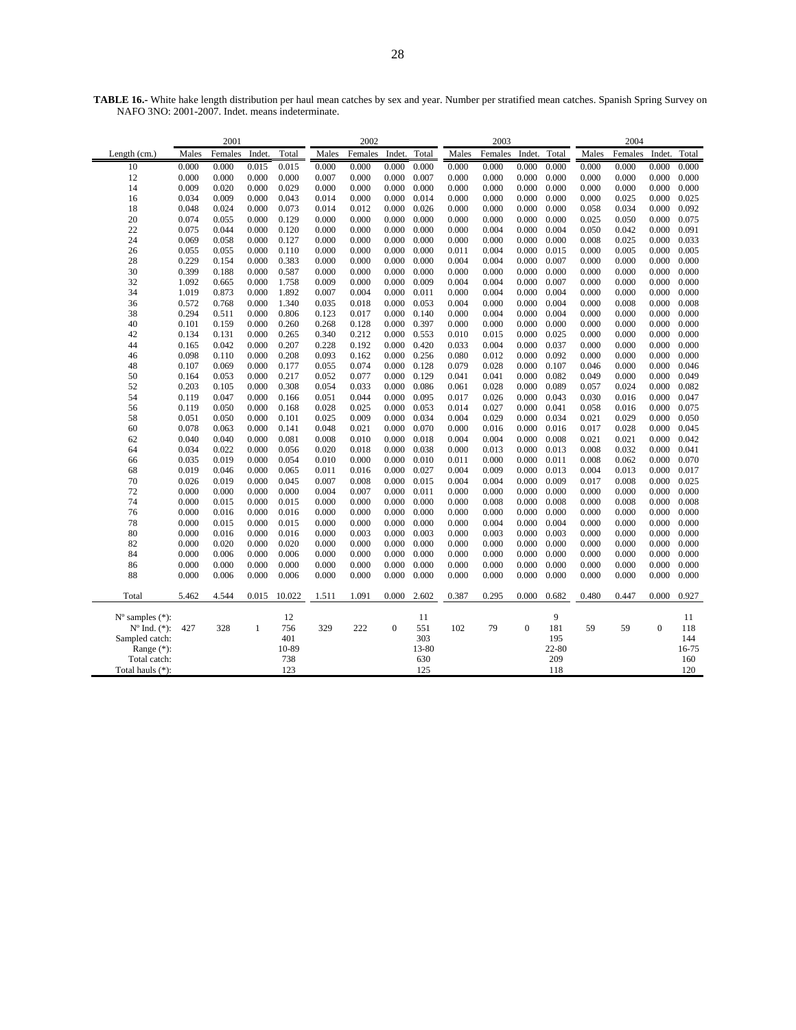**TABLE 16.-** White hake length distribution per haul mean catches by sex and year. Number per stratified mean catches. Spanish Spring Survey on NAFO 3NO: 2001-2007. Indet. means indeterminate.

| | 2001 | | | | 2002 | | | | 2003 | | | | 2004 | | | |
|---|---|---|---|---|---|---|---|---|---|---|---|---|---|---|---|---|
| Length (cm.) | Males | Females | Indet. | Total | Males | Females | Indet. | Total | Males | Females | Indet. | Total | Males | Females | Indet. | Total |
| 10 | 0.000 | 0.000 | 0.015 | 0.015 | 0.000 | 0.000 | 0.000 | 0.000 | 0.000 | 0.000 | 0.000 | 0.000 | 0.000 | 0.000 | 0.000 | 0.000 |
| 12 | 0.000 | 0.000 | 0.000 | 0.000 | 0.007 | 0.000 | 0.000 | 0.007 | 0.000 | 0.000 | 0.000 | 0.000 | 0.000 | 0.000 | 0.000 | 0.000 |
| 14 | 0.009 | 0.020 | 0.000 | 0.029 | 0.000 | 0.000 | 0.000 | 0.000 | 0.000 | 0.000 | 0.000 | 0.000 | 0.000 | 0.000 | 0.000 | 0.000 |
| 16 | 0.034 | 0.009 | 0.000 | 0.043 | 0.014 | 0.000 | 0.000 | 0.014 | 0.000 | 0.000 | 0.000 | 0.000 | 0.000 | 0.025 | 0.000 | 0.025 |
| 18 | 0.048 | 0.024 | 0.000 | 0.073 | 0.014 | 0.012 | 0.000 | 0.026 | 0.000 | 0.000 | 0.000 | 0.000 | 0.058 | 0.034 | 0.000 | 0.092 |
| 20 | 0.074 | 0.055 | 0.000 | 0.129 | 0.000 | 0.000 | 0.000 | 0.000 | 0.000 | 0.000 | 0.000 | 0.000 | 0.025 | 0.050 | 0.000 | 0.075 |
| 22 | 0.075 | 0.044 | 0.000 | 0.120 | 0.000 | 0.000 | 0.000 | 0.000 | 0.000 | 0.004 | 0.000 | 0.004 | 0.050 | 0.042 | 0.000 | 0.091 |
| 24 | 0.069 | 0.058 | 0.000 | 0.127 | 0.000 | 0.000 | 0.000 | 0.000 | 0.000 | 0.000 | 0.000 | 0.000 | 0.008 | 0.025 | 0.000 | 0.033 |
| 26 | 0.055 | 0.055 | 0.000 | 0.110 | 0.000 | 0.000 | 0.000 | 0.000 | 0.011 | 0.004 | 0.000 | 0.015 | 0.000 | 0.005 | 0.000 | 0.005 |
| 28 | 0.229 | 0.154 | 0.000 | 0.383 | 0.000 | 0.000 | 0.000 | 0.000 | 0.004 | 0.004 | 0.000 | 0.007 | 0.000 | 0.000 | 0.000 | 0.000 |
| 30 | 0.399 | 0.188 | 0.000 | 0.587 | 0.000 | 0.000 | 0.000 | 0.000 | 0.000 | 0.000 | 0.000 | 0.000 | 0.000 | 0.000 | 0.000 | 0.000 |
| 32 | 1.092 | 0.665 | 0.000 | 1.758 | 0.009 | 0.000 | 0.000 | 0.009 | 0.004 | 0.004 | 0.000 | 0.007 | 0.000 | 0.000 | 0.000 | 0.000 |
| 34 | 1.019 | 0.873 | 0.000 | 1.892 | 0.007 | 0.004 | 0.000 | 0.011 | 0.000 | 0.004 | 0.000 | 0.004 | 0.000 | 0.000 | 0.000 | 0.000 |
| 36 | 0.572 | 0.768 | 0.000 | 1.340 | 0.035 | 0.018 | 0.000 | 0.053 | 0.004 | 0.000 | 0.000 | 0.004 | 0.000 | 0.008 | 0.000 | 0.008 |
| 38 | 0.294 | 0.511 | 0.000 | 0.806 | 0.123 | 0.017 | 0.000 | 0.140 | 0.000 | 0.004 | 0.000 | 0.004 | 0.000 | 0.000 | 0.000 | 0.000 |
| 40 | 0.101 | 0.159 | 0.000 | 0.260 | 0.268 | 0.128 | 0.000 | 0.397 | 0.000 | 0.000 | 0.000 | 0.000 | 0.000 | 0.000 | 0.000 | 0.000 |
| 42 | 0.134 | 0.131 | 0.000 | 0.265 | 0.340 | 0.212 | 0.000 | 0.553 | 0.010 | 0.015 | 0.000 | 0.025 | 0.000 | 0.000 | 0.000 | 0.000 |
| 44 | 0.165 | 0.042 | 0.000 | 0.207 | 0.228 | 0.192 | 0.000 | 0.420 | 0.033 | 0.004 | 0.000 | 0.037 | 0.000 | 0.000 | 0.000 | 0.000 |
| 46 | 0.098 | 0.110 | 0.000 | 0.208 | 0.093 | 0.162 | 0.000 | 0.256 | 0.080 | 0.012 | 0.000 | 0.092 | 0.000 | 0.000 | 0.000 | 0.000 |
| 48 | 0.107 | 0.069 | 0.000 | 0.177 | 0.055 | 0.074 | 0.000 | 0.128 | 0.079 | 0.028 | 0.000 | 0.107 | 0.046 | 0.000 | 0.000 | 0.046 |
| 50 | 0.164 | 0.053 | 0.000 | 0.217 | 0.052 | 0.077 | 0.000 | 0.129 | 0.041 | 0.041 | 0.000 | 0.082 | 0.049 | 0.000 | 0.000 | 0.049 |
| 52 | 0.203 | 0.105 | 0.000 | 0.308 | 0.054 | 0.033 | 0.000 | 0.086 | 0.061 | 0.028 | 0.000 | 0.089 | 0.057 | 0.024 | 0.000 | 0.082 |
| 54 | 0.119 | 0.047 | 0.000 | 0.166 | 0.051 | 0.044 | 0.000 | 0.095 | 0.017 | 0.026 | 0.000 | 0.043 | 0.030 | 0.016 | 0.000 | 0.047 |
| 56 | 0.119 | 0.050 | 0.000 | 0.168 | 0.028 | 0.025 | 0.000 | 0.053 | 0.014 | 0.027 | 0.000 | 0.041 | 0.058 | 0.016 | 0.000 | 0.075 |
| 58 | 0.051 | 0.050 | 0.000 | 0.101 | 0.025 | 0.009 | 0.000 | 0.034 | 0.004 | 0.029 | 0.000 | 0.034 | 0.021 | 0.029 | 0.000 | 0.050 |
| 60 | 0.078 | 0.063 | 0.000 | 0.141 | 0.048 | 0.021 | 0.000 | 0.070 | 0.000 | 0.016 | 0.000 | 0.016 | 0.017 | 0.028 | 0.000 | 0.045 |
| 62 | 0.040 | 0.040 | 0.000 | 0.081 | 0.008 | 0.010 | 0.000 | 0.018 | 0.004 | 0.004 | 0.000 | 0.008 | 0.021 | 0.021 | 0.000 | 0.042 |
| 64 | 0.034 | 0.022 | 0.000 | 0.056 | 0.020 | 0.018 | 0.000 | 0.038 | 0.000 | 0.013 | 0.000 | 0.013 | 0.008 | 0.032 | 0.000 | 0.041 |
| 66 | 0.035 | 0.019 | 0.000 | 0.054 | 0.010 | 0.000 | 0.000 | 0.010 | 0.011 | 0.000 | 0.000 | 0.011 | 0.008 | 0.062 | 0.000 | 0.070 |
| 68 | 0.019 | 0.046 | 0.000 | 0.065 | 0.011 | 0.016 | 0.000 | 0.027 | 0.004 | 0.009 | 0.000 | 0.013 | 0.004 | 0.013 | 0.000 | 0.017 |
| 70 | 0.026 | 0.019 | 0.000 | 0.045 | 0.007 | 0.008 | 0.000 | 0.015 | 0.004 | 0.004 | 0.000 | 0.009 | 0.017 | 0.008 | 0.000 | 0.025 |
| 72 | 0.000 | 0.000 | 0.000 | 0.000 | 0.004 | 0.007 | 0.000 | 0.011 | 0.000 | 0.000 | 0.000 | 0.000 | 0.000 | 0.000 | 0.000 | 0.000 |
| 74 | 0.000 | 0.015 | 0.000 | 0.015 | 0.000 | 0.000 | 0.000 | 0.000 | 0.000 | 0.008 | 0.000 | 0.008 | 0.000 | 0.008 | 0.000 | 0.008 |
| 76 | 0.000 | 0.016 | 0.000 | 0.016 | 0.000 | 0.000 | 0.000 | 0.000 | 0.000 | 0.000 | 0.000 | 0.000 | 0.000 | 0.000 | 0.000 | 0.000 |
| 78 | 0.000 | 0.015 | 0.000 | 0.015 | 0.000 | 0.000 | 0.000 | 0.000 | 0.000 | 0.004 | 0.000 | 0.004 | 0.000 | 0.000 | 0.000 | 0.000 |
| 80 | 0.000 | 0.016 | 0.000 | 0.016 | 0.000 | 0.003 | 0.000 | 0.003 | 0.000 | 0.003 | 0.000 | 0.003 | 0.000 | 0.000 | 0.000 | 0.000 |
| 82 | 0.000 | 0.020 | 0.000 | 0.020 | 0.000 | 0.000 | 0.000 | 0.000 | 0.000 | 0.000 | 0.000 | 0.000 | 0.000 | 0.000 | 0.000 | 0.000 |
| 84 | 0.000 | 0.006 | 0.000 | 0.006 | 0.000 | 0.000 | 0.000 | 0.000 | 0.000 | 0.000 | 0.000 | 0.000 | 0.000 | 0.000 | 0.000 | 0.000 |
| 86 | 0.000 | 0.000 | 0.000 | 0.000 | 0.000 | 0.000 | 0.000 | 0.000 | 0.000 | 0.000 | 0.000 | 0.000 | 0.000 | 0.000 | 0.000 | 0.000 |
| 88 | 0.000 | 0.006 | 0.000 | 0.006 | 0.000 | 0.000 | 0.000 | 0.000 | 0.000 | 0.000 | 0.000 | 0.000 | 0.000 | 0.000 | 0.000 | 0.000 |
| Total | 5.462 | 4.544 | 0.015 | 10.022 | 1.511 | 1.091 | 0.000 | 2.602 | 0.387 | 0.295 | 0.000 | 0.682 | 0.480 | 0.447 | 0.000 | 0.927 |
| Nº samples (*): | | | | 12 | | | | 11 | | | | 9 | | | | 11 |
| Nº Ind. (*): | 427 | 328 | 1 | 756 | 329 | 222 | 0 | 551 | 102 | 79 | 0 | 181 | 59 | 59 | 0 | 118 |
| Sampled catch: | | | | 401 | | | | 303 | | | | 195 | | | | 144 |
| Range (*): | | | | 10-89 | | | | 13-80 | | | | 22-80 | | | | 16-75 |
| Total catch: | | | | 738 | | | | 630 | | | | 209 | | | | 160 |
| Total hauls (*): | | | | 123 | | | | 125 | | | | 118 | | | | 120 |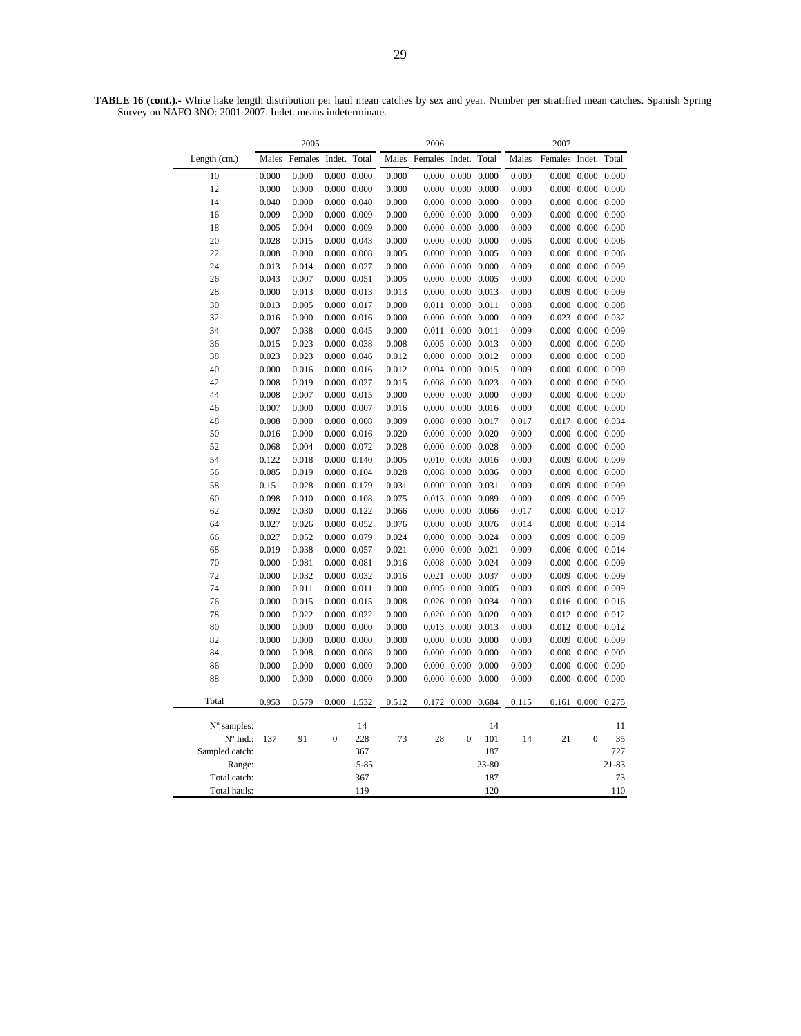**TABLE 16 (cont.).-** White hake length distribution per haul mean catches by sex and year. Number per stratified mean catches. Spanish Spring Survey on NAFO 3NO: 2001-2007. Indet. means indeterminate.

| | 2005 | | | | 2006 | | | | 2007 | | | |
|---|---|---|---|---|---|---|---|---|---|---|---|---|
| Length (cm.) | Males | Females | Indet. | Total | Males | Females | Indet. | Total | Males | Females | Indet. | Total |
| 10 | 0.000 | 0.000 | 0.000 | 0.000 | 0.000 | 0.000 | 0.000 | 0.000 | 0.000 | 0.000 | 0.000 | 0.000 |
| 12 | 0.000 | 0.000 | 0.000 | 0.000 | 0.000 | 0.000 | 0.000 | 0.000 | 0.000 | 0.000 | 0.000 | 0.000 |
| 14 | 0.040 | 0.000 | 0.000 | 0.040 | 0.000 | 0.000 | 0.000 | 0.000 | 0.000 | 0.000 | 0.000 | 0.000 |
| 16 | 0.009 | 0.000 | 0.000 | 0.009 | 0.000 | 0.000 | 0.000 | 0.000 | 0.000 | 0.000 | 0.000 | 0.000 |
| 18 | 0.005 | 0.004 | 0.000 | 0.009 | 0.000 | 0.000 | 0.000 | 0.000 | 0.000 | 0.000 | 0.000 | 0.000 |
| 20 | 0.028 | 0.015 | 0.000 | 0.043 | 0.000 | 0.000 | 0.000 | 0.000 | 0.006 | 0.000 | 0.000 | 0.006 |
| 22 | 0.008 | 0.000 | 0.000 | 0.008 | 0.005 | 0.000 | 0.000 | 0.005 | 0.000 | 0.006 | 0.000 | 0.006 |
| 24 | 0.013 | 0.014 | 0.000 | 0.027 | 0.000 | 0.000 | 0.000 | 0.000 | 0.009 | 0.000 | 0.000 | 0.009 |
| 26 | 0.043 | 0.007 | 0.000 | 0.051 | 0.005 | 0.000 | 0.000 | 0.005 | 0.000 | 0.000 | 0.000 | 0.000 |
| 28 | 0.000 | 0.013 | 0.000 | 0.013 | 0.013 | 0.000 | 0.000 | 0.013 | 0.000 | 0.009 | 0.000 | 0.009 |
| 30 | 0.013 | 0.005 | 0.000 | 0.017 | 0.000 | 0.011 | 0.000 | 0.011 | 0.008 | 0.000 | 0.000 | 0.008 |
| 32 | 0.016 | 0.000 | 0.000 | 0.016 | 0.000 | 0.000 | 0.000 | 0.000 | 0.009 | 0.023 | 0.000 | 0.032 |
| 34 | 0.007 | 0.038 | 0.000 | 0.045 | 0.000 | 0.011 | 0.000 | 0.011 | 0.009 | 0.000 | 0.000 | 0.009 |
| 36 | 0.015 | 0.023 | 0.000 | 0.038 | 0.008 | 0.005 | 0.000 | 0.013 | 0.000 | 0.000 | 0.000 | 0.000 |
| 38 | 0.023 | 0.023 | 0.000 | 0.046 | 0.012 | 0.000 | 0.000 | 0.012 | 0.000 | 0.000 | 0.000 | 0.000 |
| 40 | 0.000 | 0.016 | 0.000 | 0.016 | 0.012 | 0.004 | 0.000 | 0.015 | 0.009 | 0.000 | 0.000 | 0.009 |
| 42 | 0.008 | 0.019 | 0.000 | 0.027 | 0.015 | 0.008 | 0.000 | 0.023 | 0.000 | 0.000 | 0.000 | 0.000 |
| 44 | 0.008 | 0.007 | 0.000 | 0.015 | 0.000 | 0.000 | 0.000 | 0.000 | 0.000 | 0.000 | 0.000 | 0.000 |
| 46 | 0.007 | 0.000 | 0.000 | 0.007 | 0.016 | 0.000 | 0.000 | 0.016 | 0.000 | 0.000 | 0.000 | 0.000 |
| 48 | 0.008 | 0.000 | 0.000 | 0.008 | 0.009 | 0.008 | 0.000 | 0.017 | 0.017 | 0.017 | 0.000 | 0.034 |
| 50 | 0.016 | 0.000 | 0.000 | 0.016 | 0.020 | 0.000 | 0.000 | 0.020 | 0.000 | 0.000 | 0.000 | 0.000 |
| 52 | 0.068 | 0.004 | 0.000 | 0.072 | 0.028 | 0.000 | 0.000 | 0.028 | 0.000 | 0.000 | 0.000 | 0.000 |
| 54 | 0.122 | 0.018 | 0.000 | 0.140 | 0.005 | 0.010 | 0.000 | 0.016 | 0.000 | 0.009 | 0.000 | 0.009 |
| 56 | 0.085 | 0.019 | 0.000 | 0.104 | 0.028 | 0.008 | 0.000 | 0.036 | 0.000 | 0.000 | 0.000 | 0.000 |
| 58 | 0.151 | 0.028 | 0.000 | 0.179 | 0.031 | 0.000 | 0.000 | 0.031 | 0.000 | 0.009 | 0.000 | 0.009 |
| 60 | 0.098 | 0.010 | 0.000 | 0.108 | 0.075 | 0.013 | 0.000 | 0.089 | 0.000 | 0.009 | 0.000 | 0.009 |
| 62 | 0.092 | 0.030 | 0.000 | 0.122 | 0.066 | 0.000 | 0.000 | 0.066 | 0.017 | 0.000 | 0.000 | 0.017 |
| 64 | 0.027 | 0.026 | 0.000 | 0.052 | 0.076 | 0.000 | 0.000 | 0.076 | 0.014 | 0.000 | 0.000 | 0.014 |
| 66 | 0.027 | 0.052 | 0.000 | 0.079 | 0.024 | 0.000 | 0.000 | 0.024 | 0.000 | 0.009 | 0.000 | 0.009 |
| 68 | 0.019 | 0.038 | 0.000 | 0.057 | 0.021 | 0.000 | 0.000 | 0.021 | 0.009 | 0.006 | 0.000 | 0.014 |
| 70 | 0.000 | 0.081 | 0.000 | 0.081 | 0.016 | 0.008 | 0.000 | 0.024 | 0.009 | 0.000 | 0.000 | 0.009 |
| 72 | 0.000 | 0.032 | 0.000 | 0.032 | 0.016 | 0.021 | 0.000 | 0.037 | 0.000 | 0.009 | 0.000 | 0.009 |
| 74 | 0.000 | 0.011 | 0.000 | 0.011 | 0.000 | 0.005 | 0.000 | 0.005 | 0.000 | 0.009 | 0.000 | 0.009 |
| 76 | 0.000 | 0.015 | 0.000 | 0.015 | 0.008 | 0.026 | 0.000 | 0.034 | 0.000 | 0.016 | 0.000 | 0.016 |
| 78 | 0.000 | 0.022 | 0.000 | 0.022 | 0.000 | 0.020 | 0.000 | 0.020 | 0.000 | 0.012 | 0.000 | 0.012 |
| 80 | 0.000 | 0.000 | 0.000 | 0.000 | 0.000 | 0.013 | 0.000 | 0.013 | 0.000 | 0.012 | 0.000 | 0.012 |
| 82 | 0.000 | 0.000 | 0.000 | 0.000 | 0.000 | 0.000 | 0.000 | 0.000 | 0.000 | 0.009 | 0.000 | 0.009 |
| 84 | 0.000 | 0.008 | 0.000 | 0.008 | 0.000 | 0.000 | 0.000 | 0.000 | 0.000 | 0.000 | 0.000 | 0.000 |
| 86 | 0.000 | 0.000 | 0.000 | 0.000 | 0.000 | 0.000 | 0.000 | 0.000 | 0.000 | 0.000 | 0.000 | 0.000 |
| 88 | 0.000 | 0.000 | 0.000 | 0.000 | 0.000 | 0.000 | 0.000 | 0.000 | 0.000 | 0.000 | 0.000 | 0.000 |
| Total | 0.953 | 0.579 | 0.000 | 1.532 | 0.512 | 0.172 | 0.000 | 0.684 | 0.115 | 0.161 | 0.000 | 0.275 |
| Nº samples: | | | | 14 | | | | 14 | | | | 11 |
| Nº Ind.: | 137 | 91 | 0 | 228 | 73 | 28 | 0 | 101 | 14 | 21 | 0 | 35 |
| Sampled catch: | | | | 367 | | | | 187 | | | | 727 |
| Range: | | | | 15-85 | | | | 23-80 | | | | 21-83 |
| Total catch: | | | | 367 | | | | 187 | | | | 73 |
| Total hauls: | | | | 119 | | | | 120 | | | | 110 |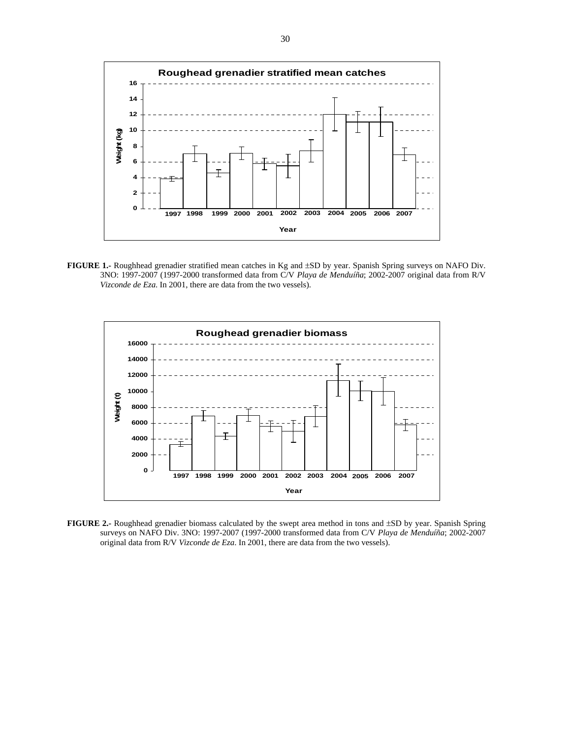**FIGURE 1.-** Roughhead grenadier stratified mean catches in Kg and ±SD by year. Spanish Spring surveys on NAFO Div. 3NO: 1997-2007 (1997-2000 transformed data from C/V *Playa de Menduíña*; 2002-2007 original data from R/V *Vizconde de Eza*. In 2001, there are data from the two vessels).

**FIGURE 2.-** Roughhead grenadier biomass calculated by the swept area method in tons and ±SD by year. Spanish Spring surveys on NAFO Div. 3NO: 1997-2007 (1997-2000 transformed data from C/V *Playa de Menduíña*; 2002-2007 original data from R/V *Vizconde de Eza*. In 2001, there are data from the two vessels).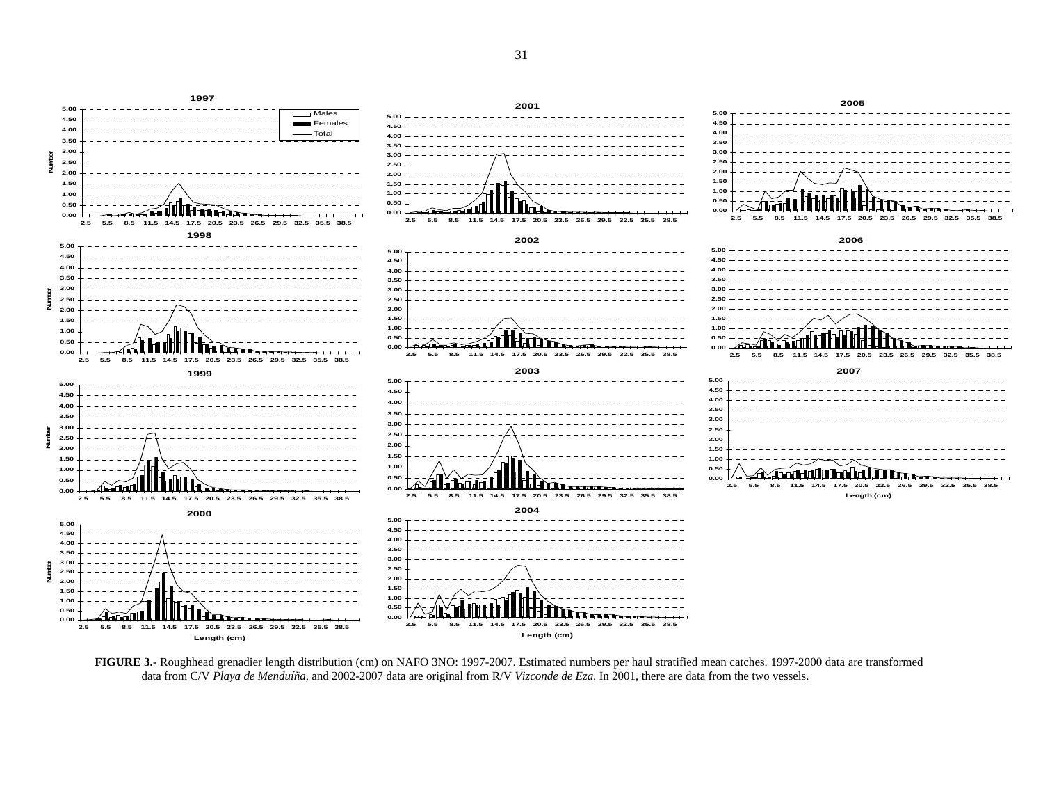**FIGURE 3.-** Roughhead grenadier length distribution (cm) on NAFO 3NO: 1997-2007. Estimated numbers per haul stratified mean catches. 1997-2000 data are transformed data from C/V *Playa de Menduíña*, and 2002-2007 data are original from R/V *Vizconde de Eza*. In 2001, there are data from the two vessels.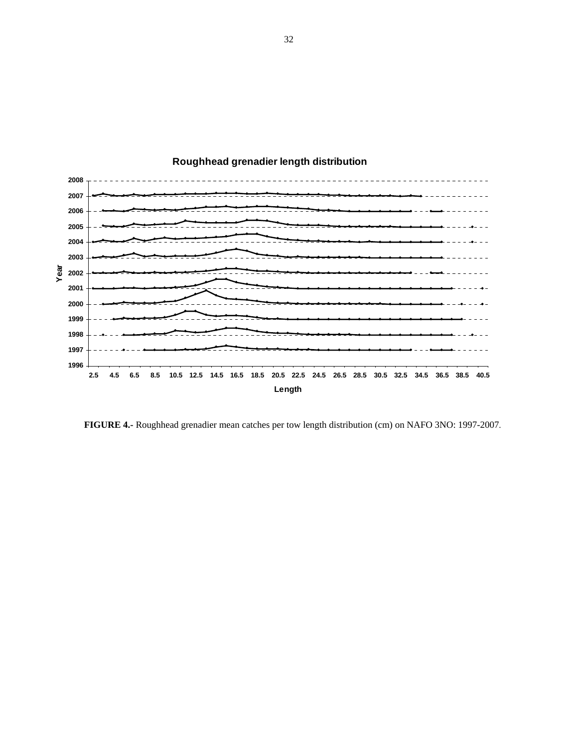Roughhead grenadier length distribution

**FIGURE 4.-** Roughhead grenadier mean catches per tow length distribution (cm) on NAFO 3NO: 1997-2007.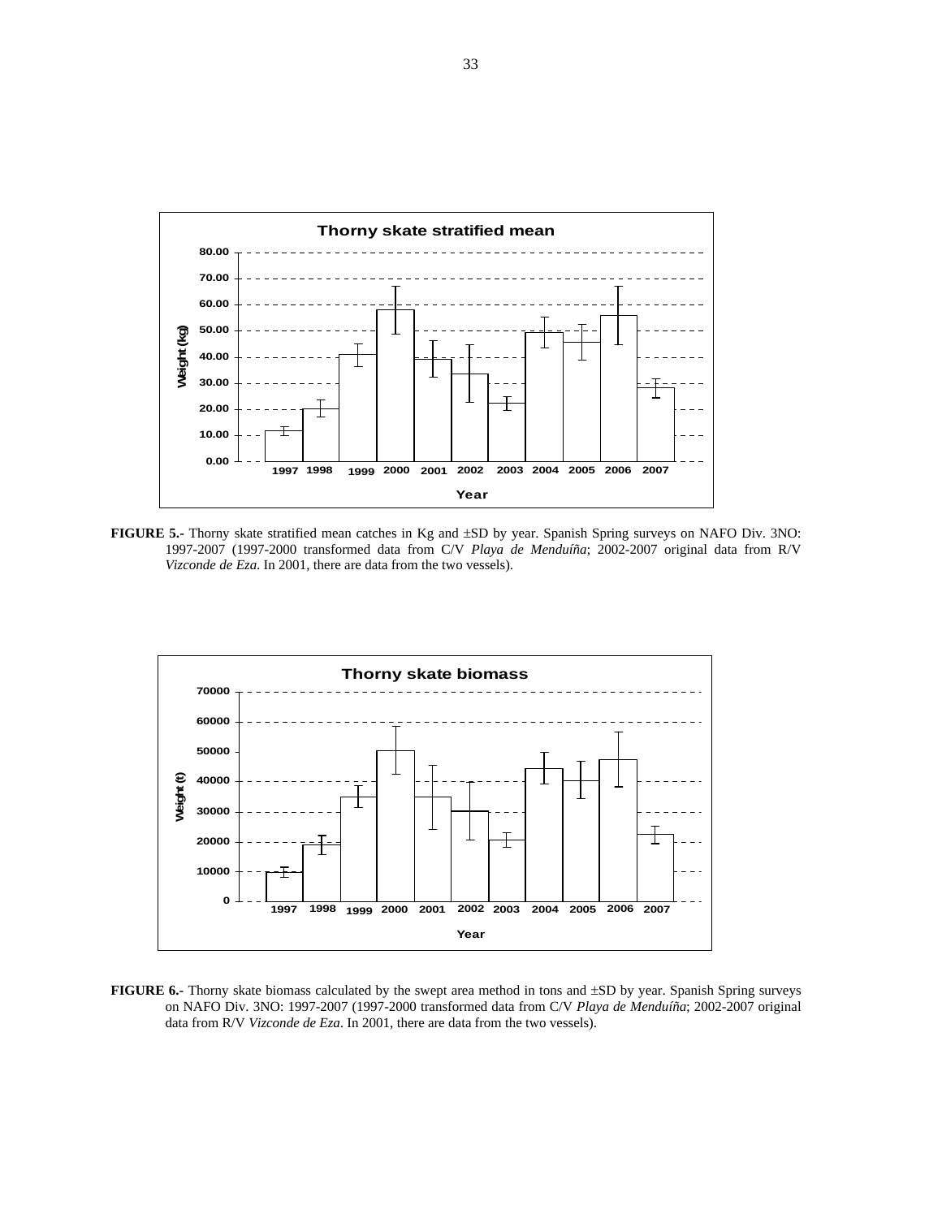**FIGURE 5.-** Thorny skate stratified mean catches in Kg and ±SD by year. Spanish Spring surveys on NAFO Div. 3NO: 1997-2007 (1997-2000 transformed data from C/V *Playa de Menduíña*; 2002-2007 original data from R/V *Vizconde de Eza*. In 2001, there are data from the two vessels).

**FIGURE 6.-** Thorny skate biomass calculated by the swept area method in tons and ±SD by year. Spanish Spring surveys on NAFO Div. 3NO: 1997-2007 (1997-2000 transformed data from C/V *Playa de Menduíña*; 2002-2007 original data from R/V *Vizconde de Eza*. In 2001, there are data from the two vessels).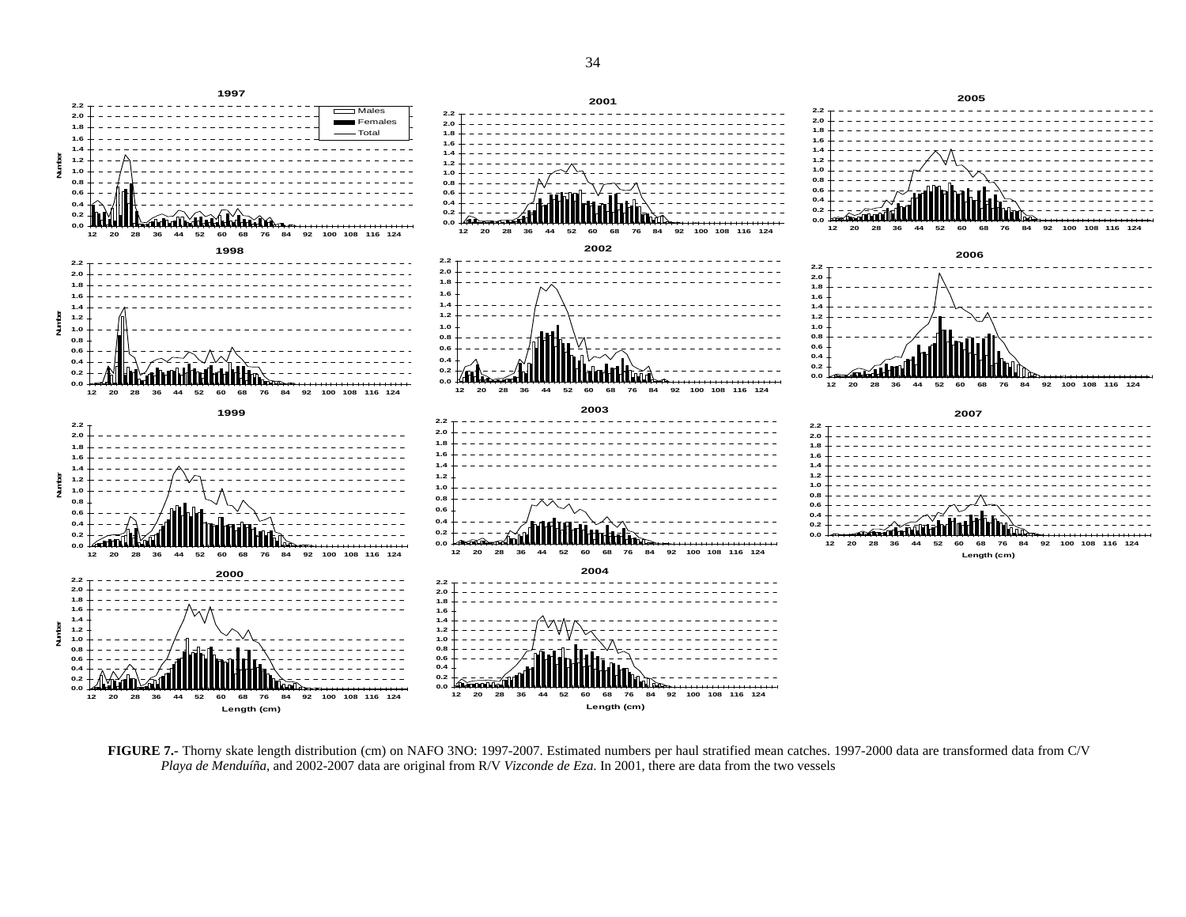**FIGURE 7.-** Thorny skate length distribution (cm) on NAFO 3NO: 1997-2007. Estimated numbers per haul stratified mean catches. 1997-2000 data are transformed data from C/V *Playa de Menduíña*, and 2002-2007 data are original from R/V *Vizconde de Eza*. In 2001, there are data from the two vessels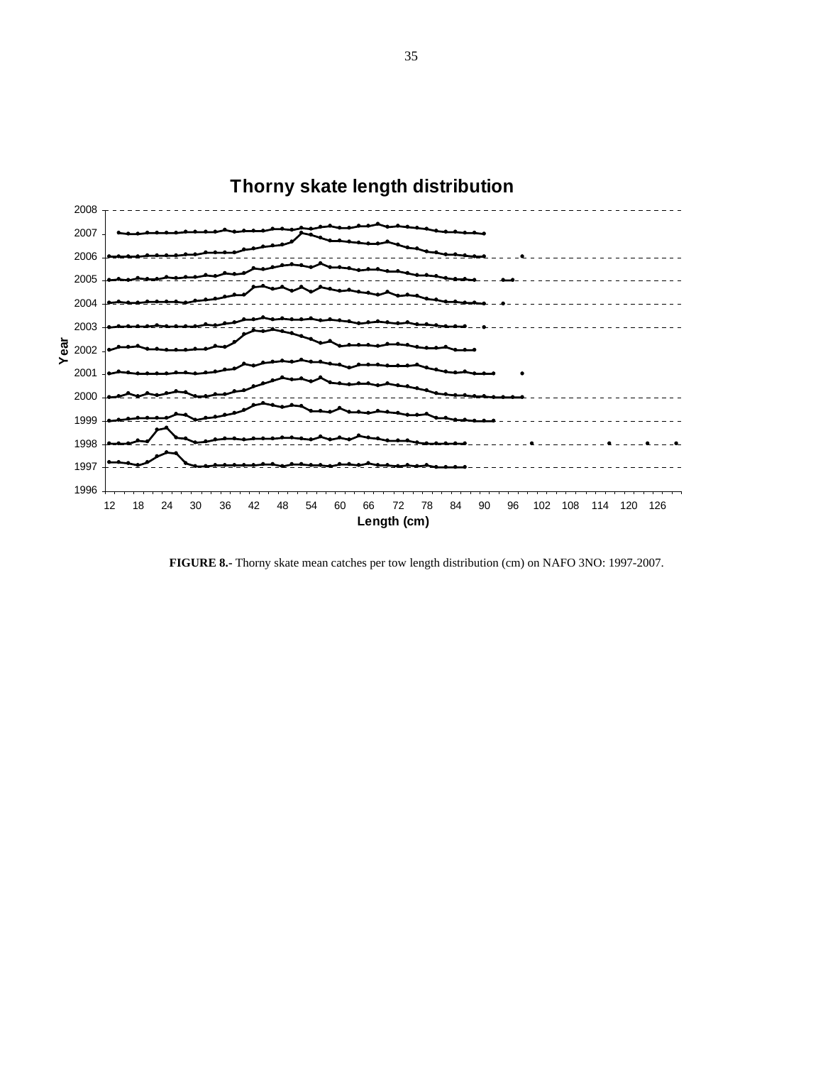**Thorny skate length distribution**

Year

2008
2007
2006
2005
2004
2003
2002
2001
2000
1999
1998
1997
1996

12 18 24 30 36 42 48 54 60 66 72 78 84 90 96 102 108 114 120 126

**Length (cm)**

**FIGURE 8.-** Thorny skate mean catches per tow length distribution (cm) on NAFO 3NO: 1997-2007.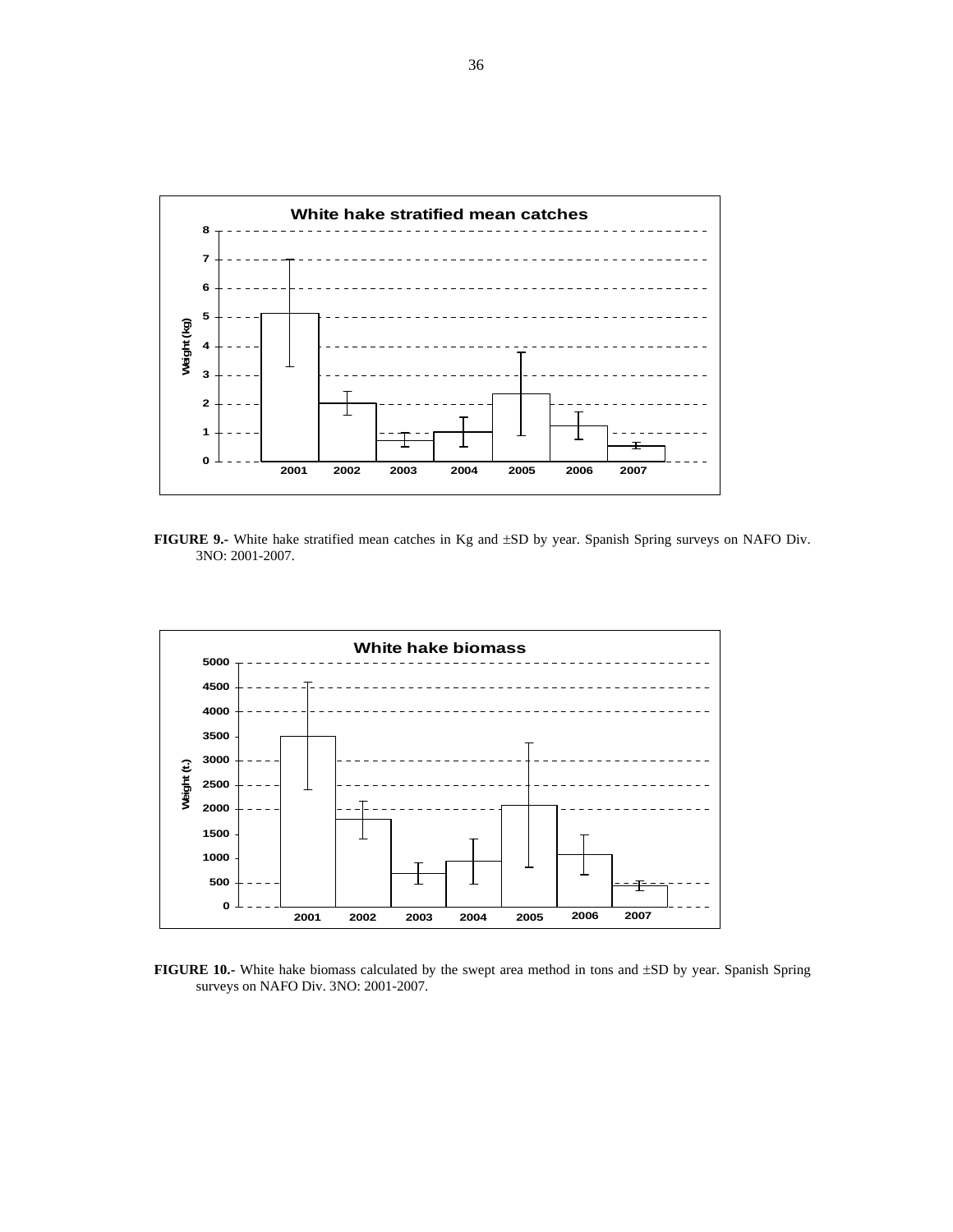**FIGURE 9.-** White hake stratified mean catches in Kg and ±SD by year. Spanish Spring surveys on NAFO Div. 3NO: 2001-2007.

**FIGURE 10.-** White hake biomass calculated by the swept area method in tons and ±SD by year. Spanish Spring surveys on NAFO Div. 3NO: 2001-2007.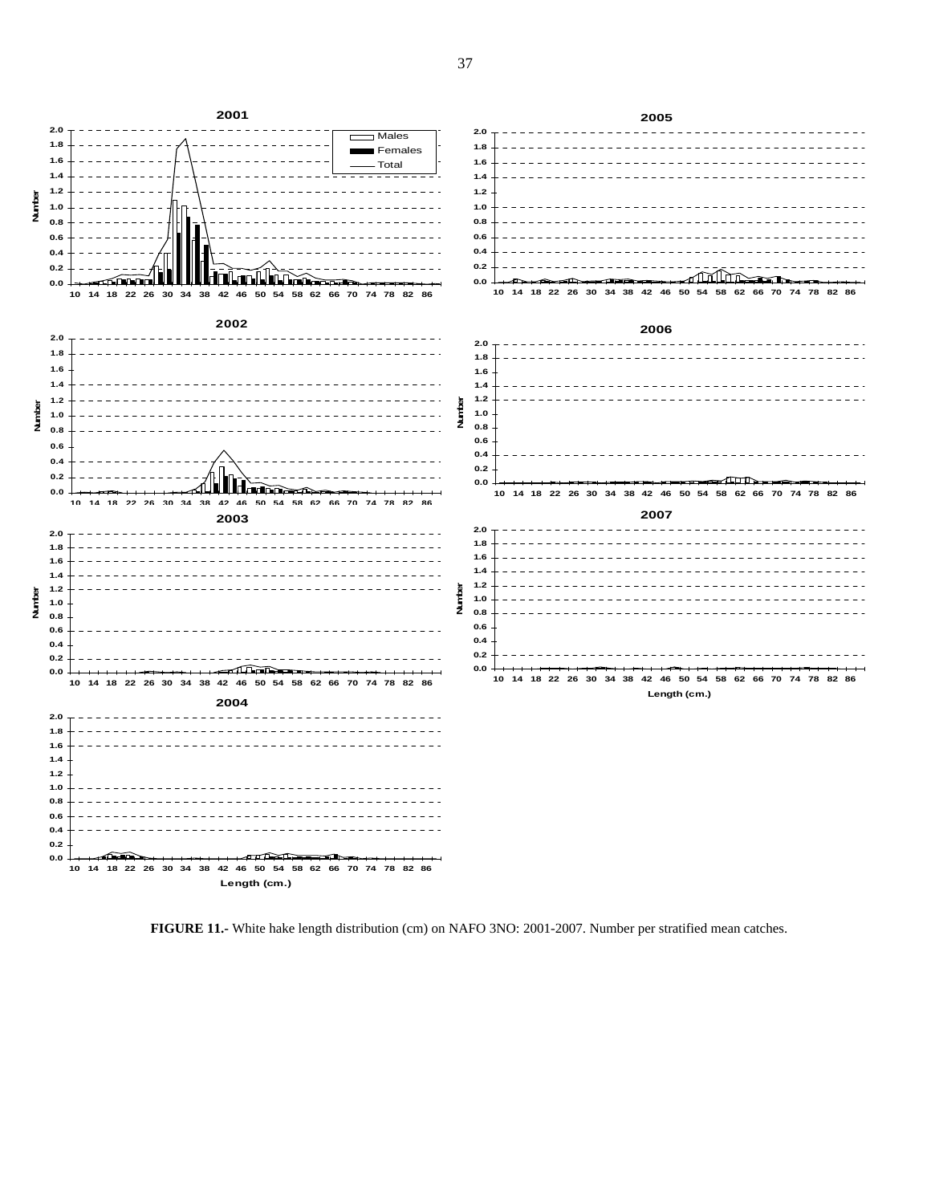**FIGURE 11.-** White hake length distribution (cm) on NAFO 3NO: 2001-2007. Number per stratified mean catches.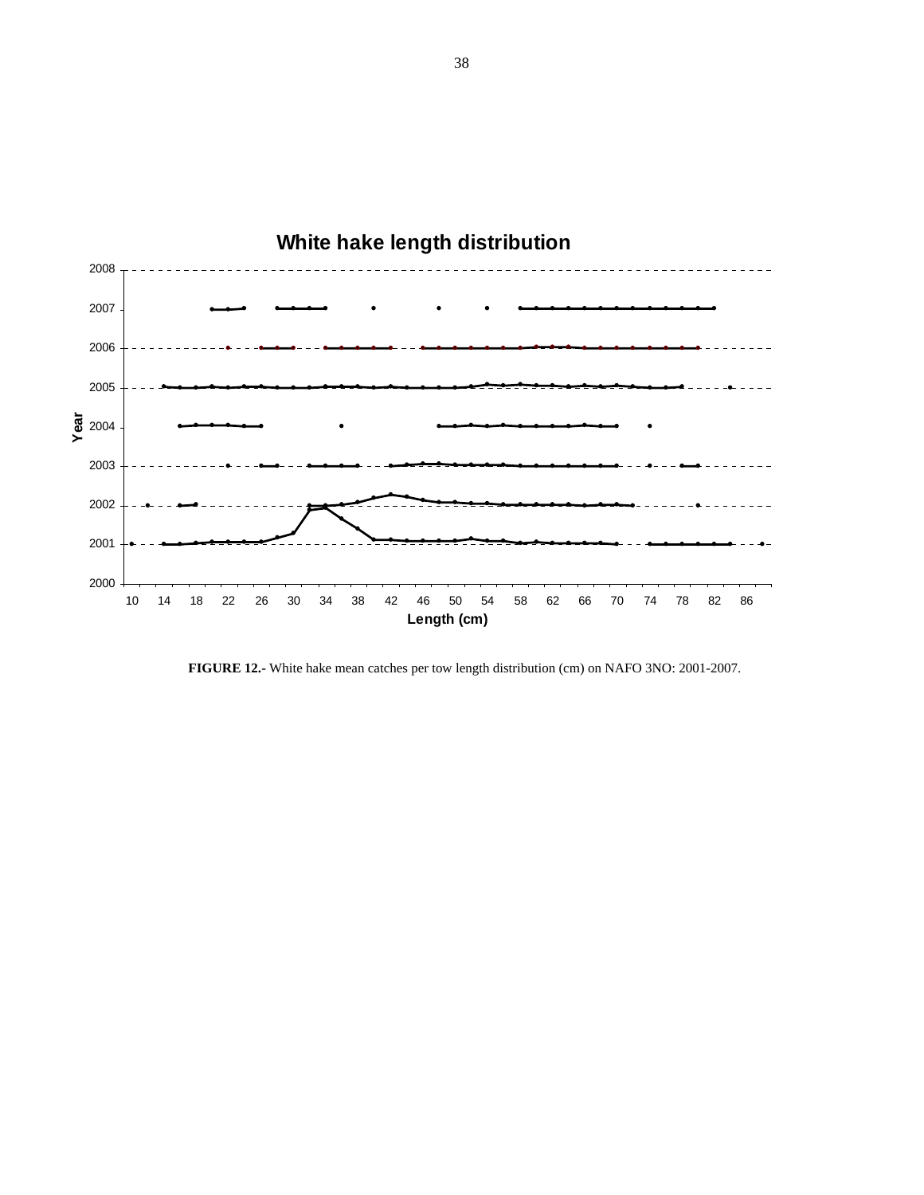White hake length distribution

2008
2007
2006
2005
2004
2003
2002
2001
2000

Year

10 14 18 22 26 30 34 38 42 46 50 54 58 62 66 70 74 78 82 86

Length (cm)

**FIGURE 12.-** White hake mean catches per tow length distribution (cm) on NAFO 3NO: 2001-2007.